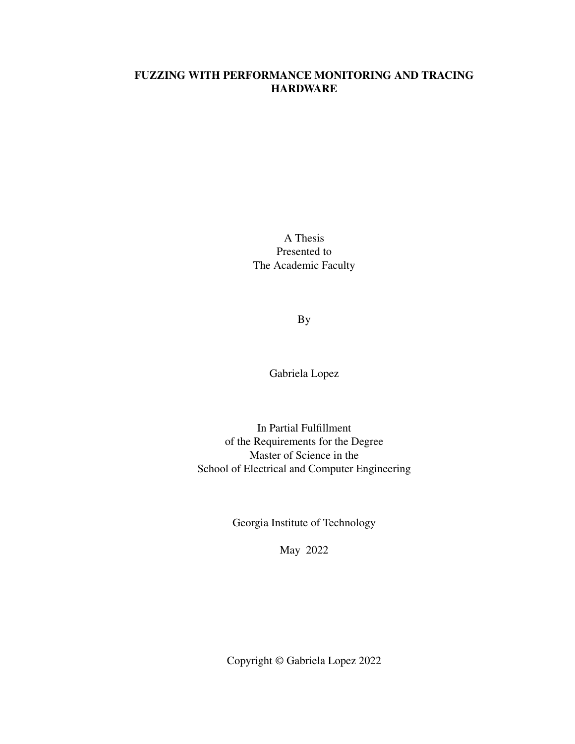# FUZZING WITH PERFORMANCE MONITORING AND TRACING HARDWARE

A Thesis
Presented to
The Academic Faculty

By

Gabriela Lopez

In Partial Fulfillment
of the Requirements for the Degree
Master of Science in the
School of Electrical and Computer Engineering

Georgia Institute of Technology

May 2022

Copyright © Gabriela Lopez 2022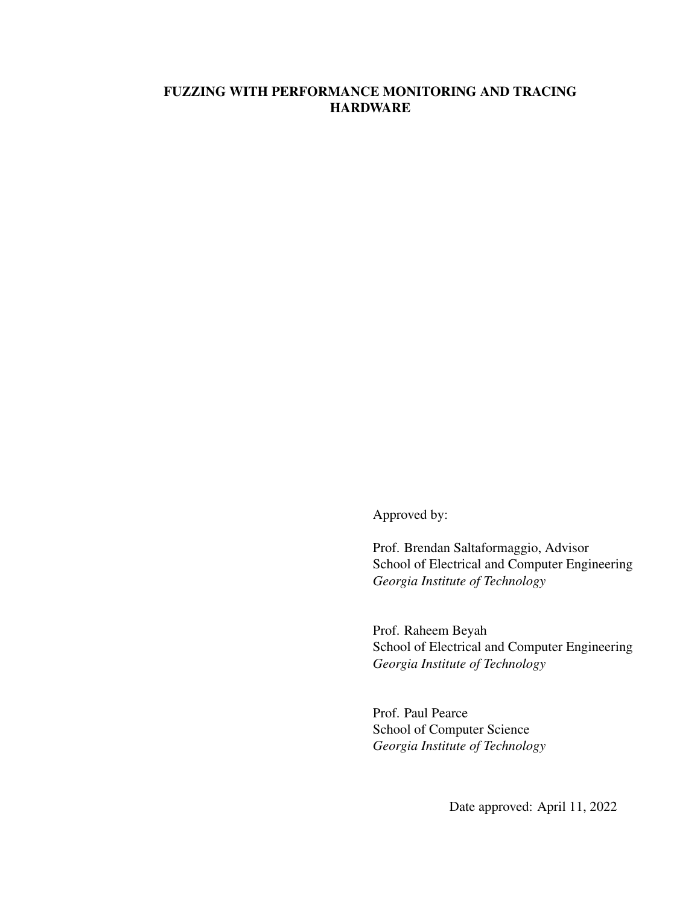# FUZZING WITH PERFORMANCE MONITORING AND TRACING HARDWARE

Approved by:

Prof. Brendan Saltaformaggio, Advisor
School of Electrical and Computer Engineering
*Georgia Institute of Technology*

Prof. Raheem Beyah
School of Electrical and Computer Engineering
*Georgia Institute of Technology*

Prof. Paul Pearce
School of Computer Science
*Georgia Institute of Technology*

Date approved: April 11, 2022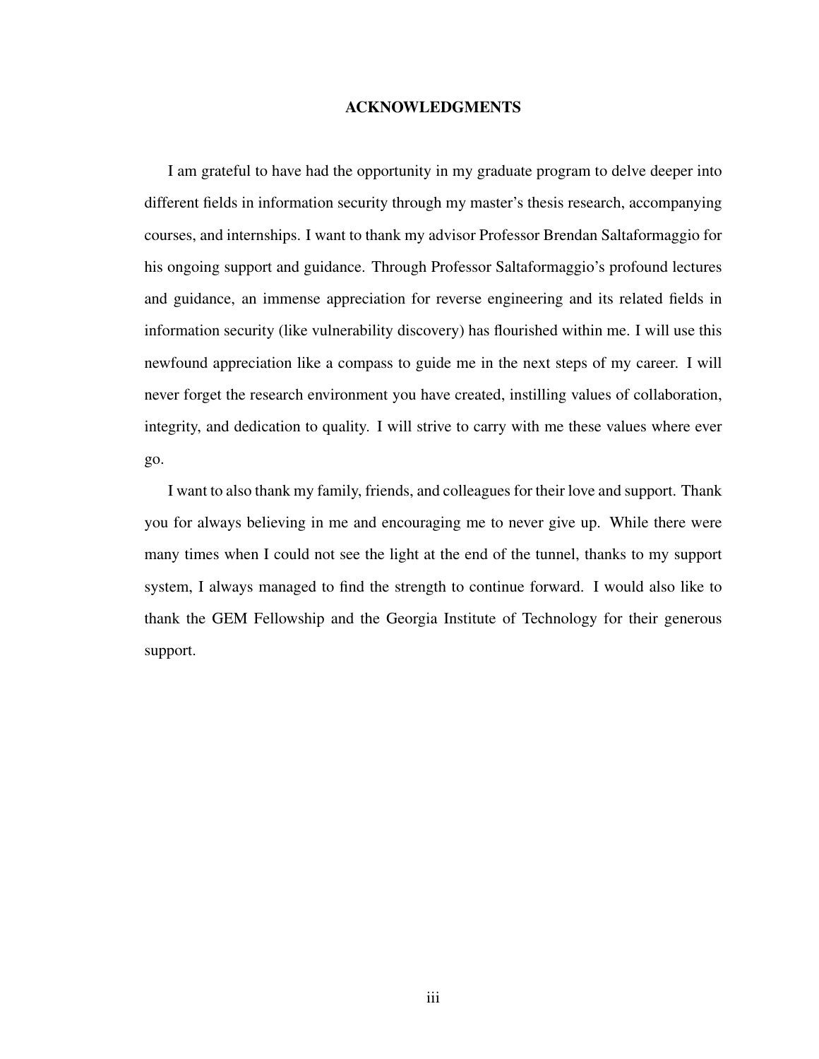# ACKNOWLEDGMENTS

I am grateful to have had the opportunity in my graduate program to delve deeper into different fields in information security through my master's thesis research, accompanying courses, and internships. I want to thank my advisor Professor Brendan Saltaformaggio for his ongoing support and guidance. Through Professor Saltaformaggio's profound lectures and guidance, an immense appreciation for reverse engineering and its related fields in information security (like vulnerability discovery) has flourished within me. I will use this newfound appreciation like a compass to guide me in the next steps of my career. I will never forget the research environment you have created, instilling values of collaboration, integrity, and dedication to quality. I will strive to carry with me these values where ever go.

I want to also thank my family, friends, and colleagues for their love and support. Thank you for always believing in me and encouraging me to never give up. While there were many times when I could not see the light at the end of the tunnel, thanks to my support system, I always managed to find the strength to continue forward. I would also like to thank the GEM Fellowship and the Georgia Institute of Technology for their generous support.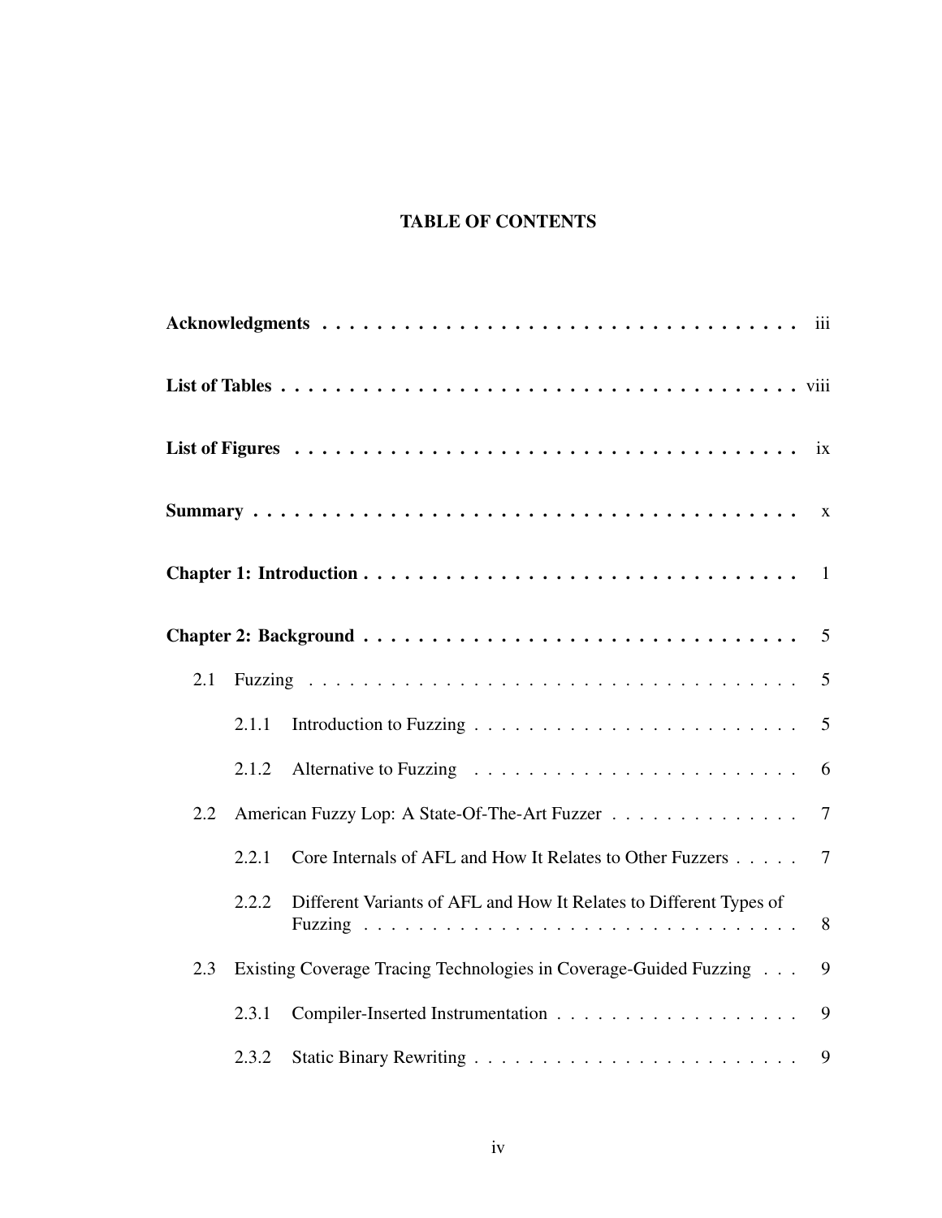# TABLE OF CONTENTS

**Acknowledgments** . . . . . . . . . . . . . . . . . . . . . . . . . . . . . . . . . . . iii

**List of Tables** . . . . . . . . . . . . . . . . . . . . . . . . . . . . . . . . . . . . viii

**List of Figures** . . . . . . . . . . . . . . . . . . . . . . . . . . . . . . . . . . . ix

**Summary** . . . . . . . . . . . . . . . . . . . . . . . . . . . . . . . . . . . . . . x

**Chapter 1: Introduction** . . . . . . . . . . . . . . . . . . . . . . . . . . . . . . 1

**Chapter 2: Background** . . . . . . . . . . . . . . . . . . . . . . . . . . . . . . 5

- 2.1 Fuzzing . . . . . . . . . . . . . . . . . . . . . . . . . . . . . . . . . . . . 5
  - 2.1.1 Introduction to Fuzzing . . . . . . . . . . . . . . . . . . . . . . . . 5
  - 2.1.2 Alternative to Fuzzing . . . . . . . . . . . . . . . . . . . . . . . . 6
- 2.2 American Fuzzy Lop: A State-Of-The-Art Fuzzer . . . . . . . . . . . . . . 7
  - 2.2.1 Core Internals of AFL and How It Relates to Other Fuzzers . . . . . 7
  - 2.2.2 Different Variants of AFL and How It Relates to Different Types of Fuzzing . . . . . . . . . . . . . . . . . . . . . . . . . . . . . . . . 8
- 2.3 Existing Coverage Tracing Technologies in Coverage-Guided Fuzzing . . . 9
  - 2.3.1 Compiler-Inserted Instrumentation . . . . . . . . . . . . . . . . . . 9
  - 2.3.2 Static Binary Rewriting . . . . . . . . . . . . . . . . . . . . . . . . 9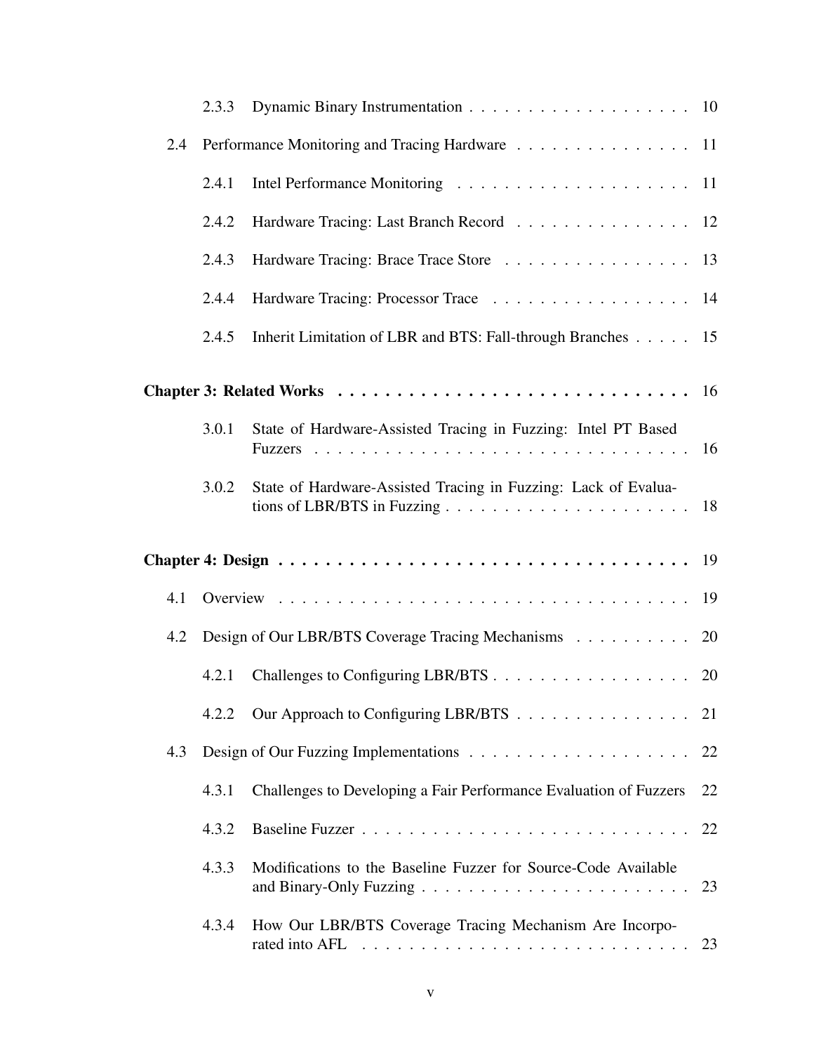- 2.3.3 Dynamic Binary Instrumentation . . . . . . . . . . . . . . . . . . . 10
- 2.4 Performance Monitoring and Tracing Hardware . . . . . . . . . . . . . . . 11
  - 2.4.1 Intel Performance Monitoring . . . . . . . . . . . . . . . . . . . . 11
  - 2.4.2 Hardware Tracing: Last Branch Record . . . . . . . . . . . . . . . 12
  - 2.4.3 Hardware Tracing: Brace Trace Store . . . . . . . . . . . . . . . . 13
  - 2.4.4 Hardware Tracing: Processor Trace . . . . . . . . . . . . . . . . . 14
  - 2.4.5 Inherit Limitation of LBR and BTS: Fall-through Branches . . . . . 15

**Chapter 3: Related Works . . . . . . . . . . . . . . . . . . . . . . . . . . . . 16**

- 3.0.1 State of Hardware-Assisted Tracing in Fuzzing: Intel PT Based Fuzzers . . . . . . . . . . . . . . . . . . . . . . . . . . . . . . . . 16
- 3.0.2 State of Hardware-Assisted Tracing in Fuzzing: Lack of Evaluations of LBR/BTS in Fuzzing . . . . . . . . . . . . . . . . . . . . . 18

**Chapter 4: Design . . . . . . . . . . . . . . . . . . . . . . . . . . . . . . . . . 19**

- 4.1 Overview . . . . . . . . . . . . . . . . . . . . . . . . . . . . . . . . . . 19
- 4.2 Design of Our LBR/BTS Coverage Tracing Mechanisms . . . . . . . . . . 20
  - 4.2.1 Challenges to Configuring LBR/BTS . . . . . . . . . . . . . . . . . 20
  - 4.2.2 Our Approach to Configuring LBR/BTS . . . . . . . . . . . . . . . 21
- 4.3 Design of Our Fuzzing Implementations . . . . . . . . . . . . . . . . . . 22
  - 4.3.1 Challenges to Developing a Fair Performance Evaluation of Fuzzers 22
  - 4.3.2 Baseline Fuzzer . . . . . . . . . . . . . . . . . . . . . . . . . . . . 22
  - 4.3.3 Modifications to the Baseline Fuzzer for Source-Code Available and Binary-Only Fuzzing . . . . . . . . . . . . . . . . . . . . . . . 23
  - 4.3.4 How Our LBR/BTS Coverage Tracing Mechanism Are Incorporated into AFL . . . . . . . . . . . . . . . . . . . . . . . . . . . . . 23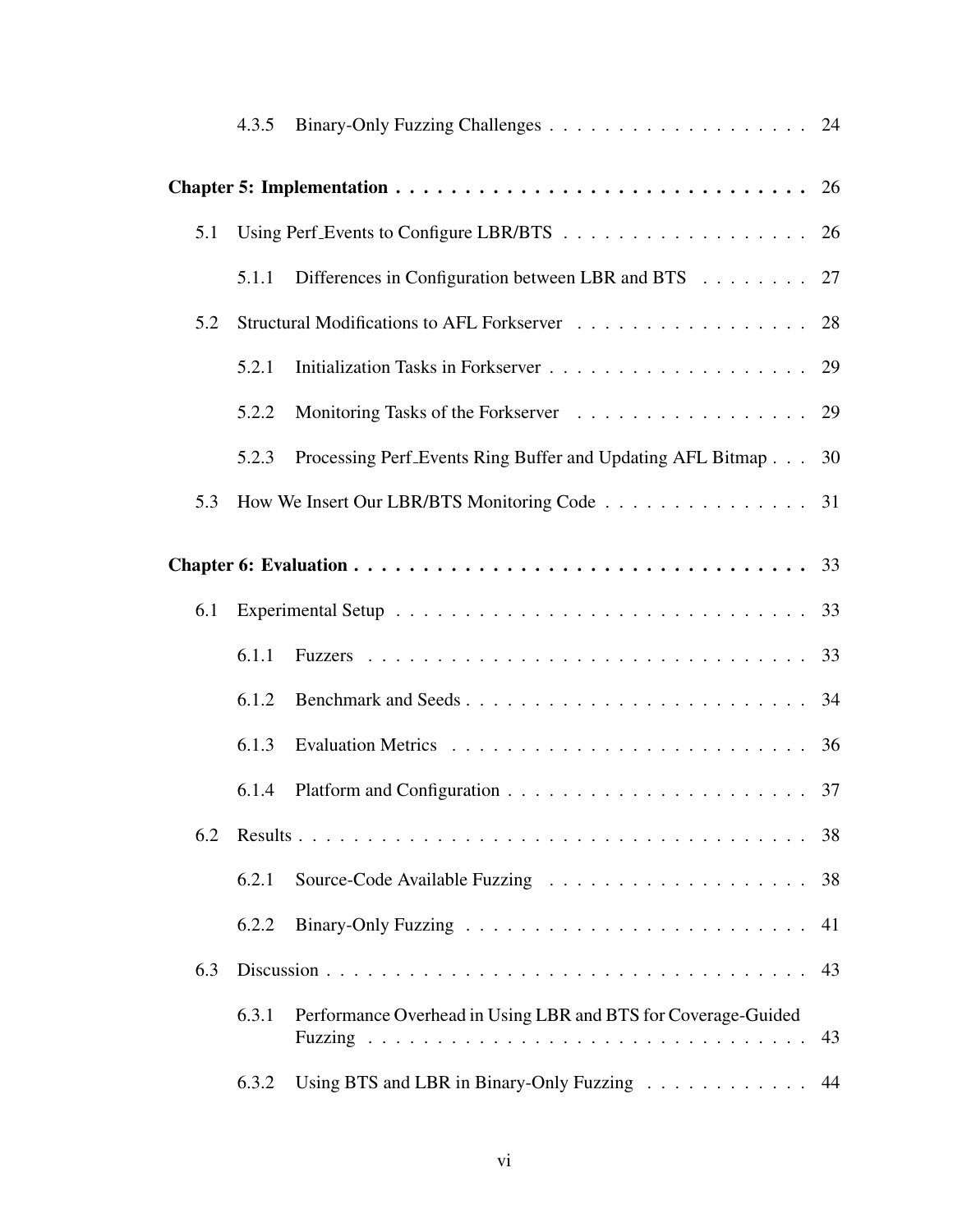4.3.5 Binary-Only Fuzzing Challenges . . . . . . . . . . . . . . . . . . . 24

**Chapter 5: Implementation . . . . . . . . . . . . . . . . . . . . . . . . . . . . . 26**

5.1 Using Perf_Events to Configure LBR/BTS . . . . . . . . . . . . . . . . . . 26

5.1.1 Differences in Configuration between LBR and BTS . . . . . . . . 27

5.2 Structural Modifications to AFL Forkserver . . . . . . . . . . . . . . . . . 28

5.2.1 Initialization Tasks in Forkserver . . . . . . . . . . . . . . . . . . . 29

5.2.2 Monitoring Tasks of the Forkserver . . . . . . . . . . . . . . . . . 29

5.2.3 Processing Perf_Events Ring Buffer and Updating AFL Bitmap . . . 30

5.3 How We Insert Our LBR/BTS Monitoring Code . . . . . . . . . . . . . . . 31

**Chapter 6: Evaluation . . . . . . . . . . . . . . . . . . . . . . . . . . . . . . . . 33**

6.1 Experimental Setup . . . . . . . . . . . . . . . . . . . . . . . . . . . . . 33

6.1.1 Fuzzers . . . . . . . . . . . . . . . . . . . . . . . . . . . . . . . . 33

6.1.2 Benchmark and Seeds . . . . . . . . . . . . . . . . . . . . . . . . . 34

6.1.3 Evaluation Metrics . . . . . . . . . . . . . . . . . . . . . . . . . . 36

6.1.4 Platform and Configuration . . . . . . . . . . . . . . . . . . . . . . 37

6.2 Results . . . . . . . . . . . . . . . . . . . . . . . . . . . . . . . . . . . . 38

6.2.1 Source-Code Available Fuzzing . . . . . . . . . . . . . . . . . . . 38

6.2.2 Binary-Only Fuzzing . . . . . . . . . . . . . . . . . . . . . . . . . 41

6.3 Discussion . . . . . . . . . . . . . . . . . . . . . . . . . . . . . . . . . . 43

6.3.1 Performance Overhead in Using LBR and BTS for Coverage-Guided Fuzzing . . . . . . . . . . . . . . . . . . . . . . . . . . . . . . . . 43

6.3.2 Using BTS and LBR in Binary-Only Fuzzing . . . . . . . . . . . . 44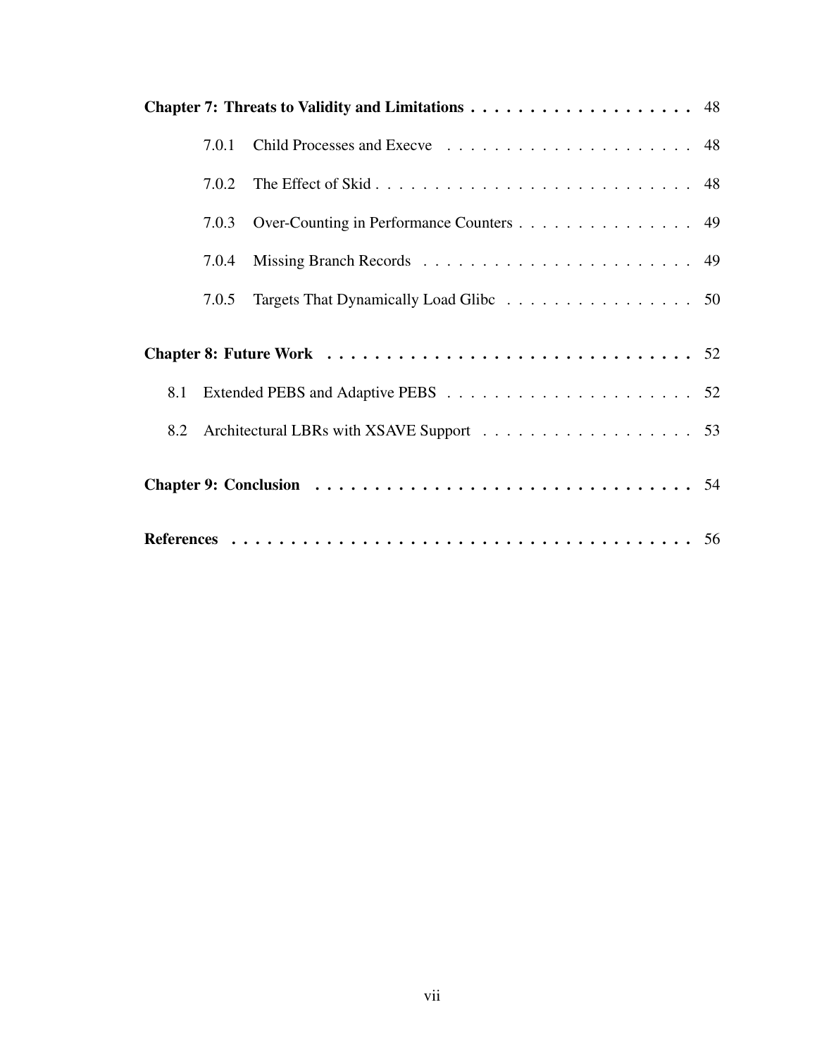**Chapter 7: Threats to Validity and Limitations** . . . . . . . . . . . . . . . . . . . 48

- 7.0.1 Child Processes and Execve . . . . . . . . . . . . . . . . . . . . . 48
- 7.0.2 The Effect of Skid . . . . . . . . . . . . . . . . . . . . . . . . . . . 48
- 7.0.3 Over-Counting in Performance Counters . . . . . . . . . . . . . . . 49
- 7.0.4 Missing Branch Records . . . . . . . . . . . . . . . . . . . . . . . 49
- 7.0.5 Targets That Dynamically Load Glibc . . . . . . . . . . . . . . . . 50

**Chapter 8: Future Work** . . . . . . . . . . . . . . . . . . . . . . . . . . . . . . 52

- 8.1 Extended PEBS and Adaptive PEBS . . . . . . . . . . . . . . . . . . . . . 52
- 8.2 Architectural LBRs with XSAVE Support . . . . . . . . . . . . . . . . . . 53

**Chapter 9: Conclusion** . . . . . . . . . . . . . . . . . . . . . . . . . . . . . . . 54

**References** . . . . . . . . . . . . . . . . . . . . . . . . . . . . . . . . . . . . . . 56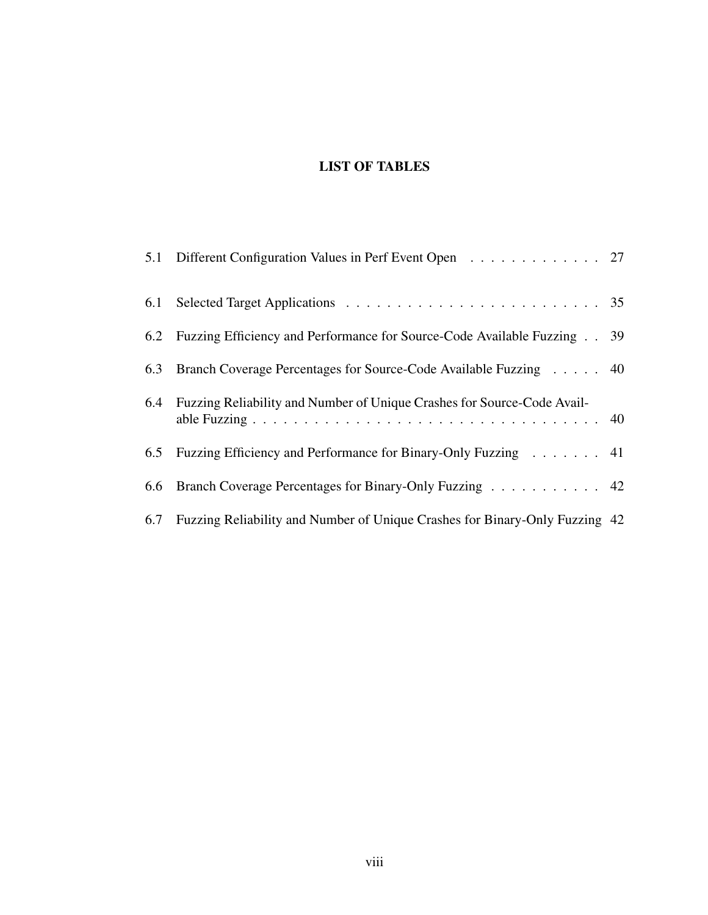# LIST OF TABLES

| | | |
|---|---|---|
| 5.1 | Different Configuration Values in Perf Event Open | 27 |
| 6.1 | Selected Target Applications | 35 |
| 6.2 | Fuzzing Efficiency and Performance for Source-Code Available Fuzzing | 39 |
| 6.3 | Branch Coverage Percentages for Source-Code Available Fuzzing | 40 |
| 6.4 | Fuzzing Reliability and Number of Unique Crashes for Source-Code Available Fuzzing | 40 |
| 6.5 | Fuzzing Efficiency and Performance for Binary-Only Fuzzing | 41 |
| 6.6 | Branch Coverage Percentages for Binary-Only Fuzzing | 42 |
| 6.7 | Fuzzing Reliability and Number of Unique Crashes for Binary-Only Fuzzing | 42 |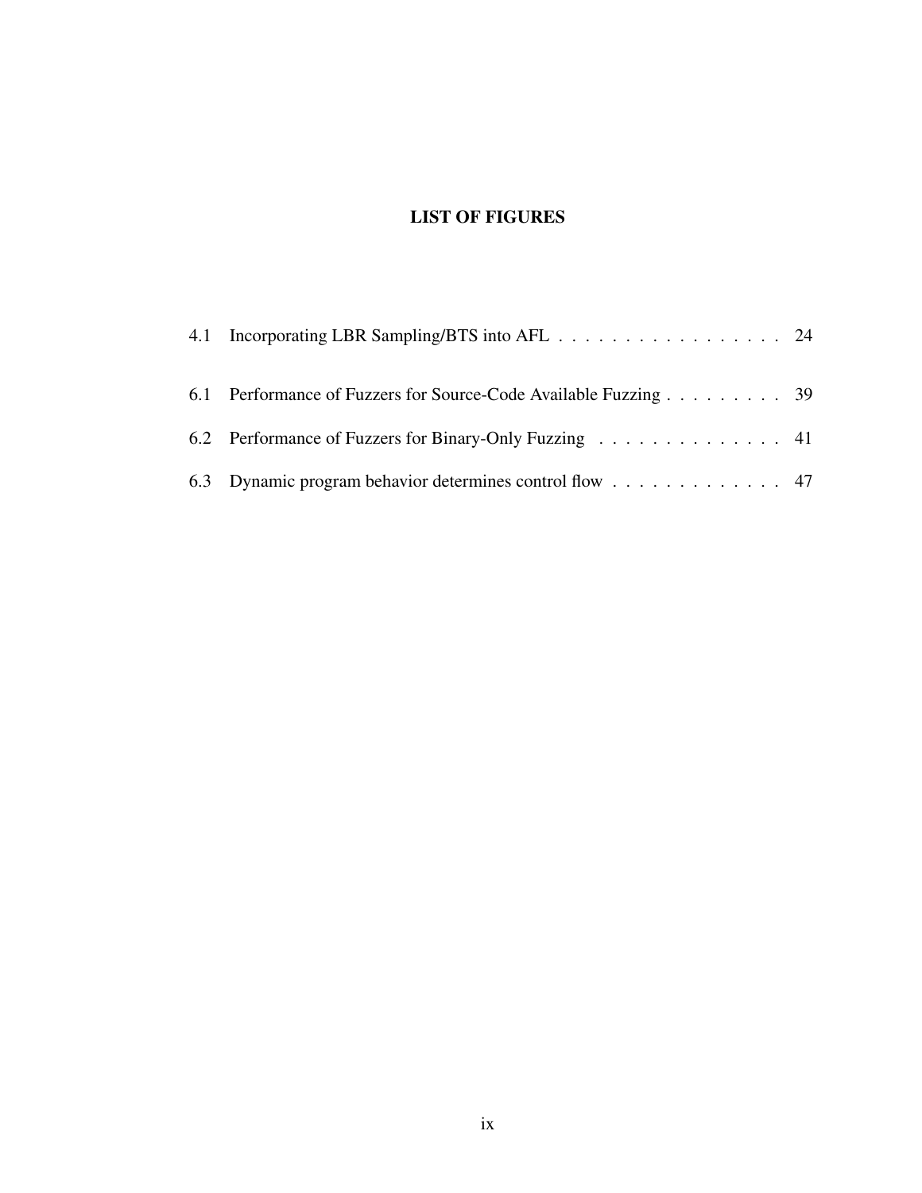# LIST OF FIGURES

4.1 Incorporating LBR Sampling/BTS into AFL . . . . . . . . . . . . . . . . . 24

6.1 Performance of Fuzzers for Source-Code Available Fuzzing . . . . . . . . . 39

6.2 Performance of Fuzzers for Binary-Only Fuzzing . . . . . . . . . . . . . . 41

6.3 Dynamic program behavior determines control flow . . . . . . . . . . . . . 47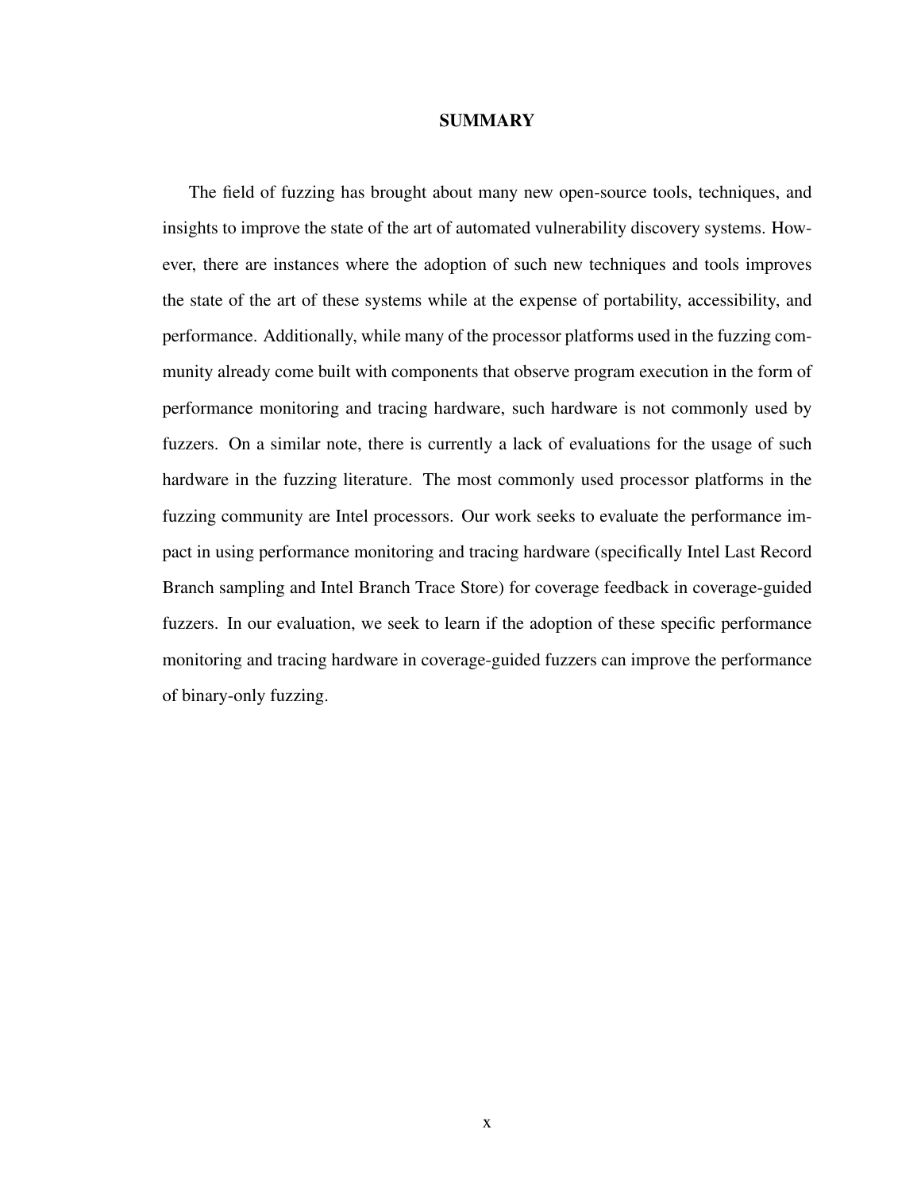# SUMMARY

The field of fuzzing has brought about many new open-source tools, techniques, and insights to improve the state of the art of automated vulnerability discovery systems. However, there are instances where the adoption of such new techniques and tools improves the state of the art of these systems while at the expense of portability, accessibility, and performance. Additionally, while many of the processor platforms used in the fuzzing community already come built with components that observe program execution in the form of performance monitoring and tracing hardware, such hardware is not commonly used by fuzzers. On a similar note, there is currently a lack of evaluations for the usage of such hardware in the fuzzing literature. The most commonly used processor platforms in the fuzzing community are Intel processors. Our work seeks to evaluate the performance impact in using performance monitoring and tracing hardware (specifically Intel Last Record Branch sampling and Intel Branch Trace Store) for coverage feedback in coverage-guided fuzzers. In our evaluation, we seek to learn if the adoption of these specific performance monitoring and tracing hardware in coverage-guided fuzzers can improve the performance of binary-only fuzzing.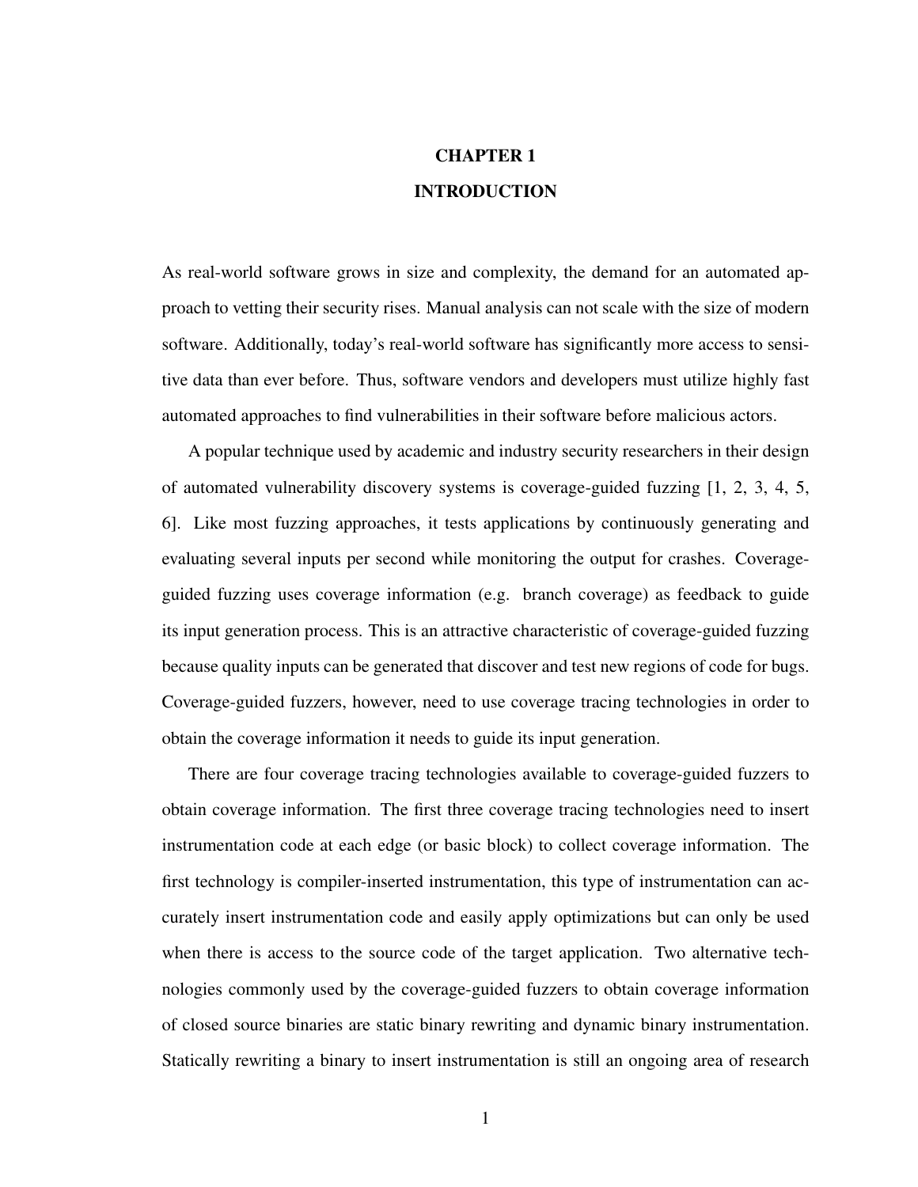# CHAPTER 1

# INTRODUCTION

As real-world software grows in size and complexity, the demand for an automated approach to vetting their security rises. Manual analysis can not scale with the size of modern software. Additionally, today's real-world software has significantly more access to sensitive data than ever before. Thus, software vendors and developers must utilize highly fast automated approaches to find vulnerabilities in their software before malicious actors.

A popular technique used by academic and industry security researchers in their design of automated vulnerability discovery systems is coverage-guided fuzzing [1, 2, 3, 4, 5, 6]. Like most fuzzing approaches, it tests applications by continuously generating and evaluating several inputs per second while monitoring the output for crashes. Coverage-guided fuzzing uses coverage information (e.g. branch coverage) as feedback to guide its input generation process. This is an attractive characteristic of coverage-guided fuzzing because quality inputs can be generated that discover and test new regions of code for bugs. Coverage-guided fuzzers, however, need to use coverage tracing technologies in order to obtain the coverage information it needs to guide its input generation.

There are four coverage tracing technologies available to coverage-guided fuzzers to obtain coverage information. The first three coverage tracing technologies need to insert instrumentation code at each edge (or basic block) to collect coverage information. The first technology is compiler-inserted instrumentation, this type of instrumentation can accurately insert instrumentation code and easily apply optimizations but can only be used when there is access to the source code of the target application. Two alternative technologies commonly used by the coverage-guided fuzzers to obtain coverage information of closed source binaries are static binary rewriting and dynamic binary instrumentation. Statically rewriting a binary to insert instrumentation is still an ongoing area of research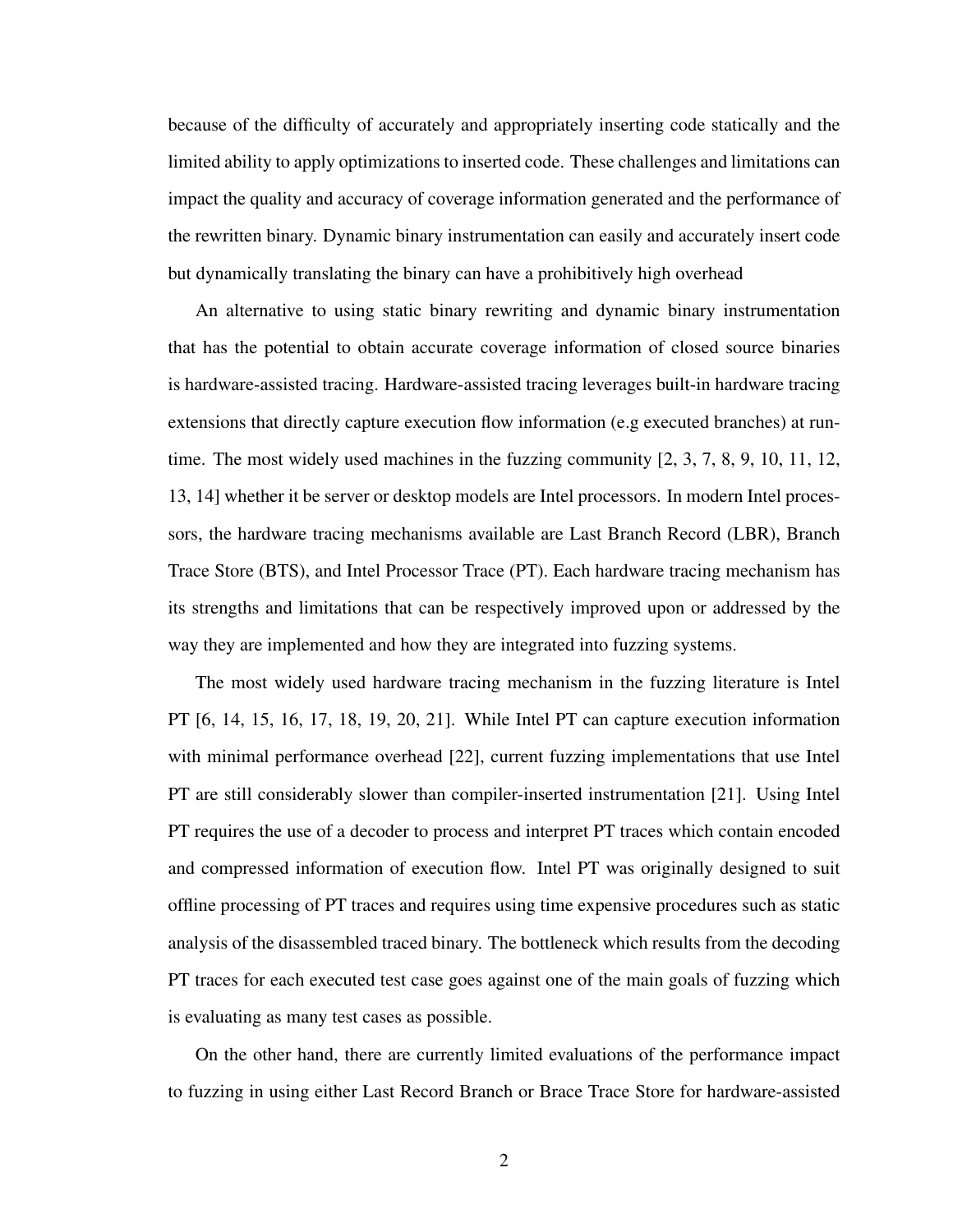because of the difficulty of accurately and appropriately inserting code statically and the limited ability to apply optimizations to inserted code. These challenges and limitations can impact the quality and accuracy of coverage information generated and the performance of the rewritten binary. Dynamic binary instrumentation can easily and accurately insert code but dynamically translating the binary can have a prohibitively high overhead

An alternative to using static binary rewriting and dynamic binary instrumentation that has the potential to obtain accurate coverage information of closed source binaries is hardware-assisted tracing. Hardware-assisted tracing leverages built-in hardware tracing extensions that directly capture execution flow information (e.g executed branches) at runtime. The most widely used machines in the fuzzing community [2, 3, 7, 8, 9, 10, 11, 12, 13, 14] whether it be server or desktop models are Intel processors. In modern Intel processors, the hardware tracing mechanisms available are Last Branch Record (LBR), Branch Trace Store (BTS), and Intel Processor Trace (PT). Each hardware tracing mechanism has its strengths and limitations that can be respectively improved upon or addressed by the way they are implemented and how they are integrated into fuzzing systems.

The most widely used hardware tracing mechanism in the fuzzing literature is Intel PT [6, 14, 15, 16, 17, 18, 19, 20, 21]. While Intel PT can capture execution information with minimal performance overhead [22], current fuzzing implementations that use Intel PT are still considerably slower than compiler-inserted instrumentation [21]. Using Intel PT requires the use of a decoder to process and interpret PT traces which contain encoded and compressed information of execution flow. Intel PT was originally designed to suit offline processing of PT traces and requires using time expensive procedures such as static analysis of the disassembled traced binary. The bottleneck which results from the decoding PT traces for each executed test case goes against one of the main goals of fuzzing which is evaluating as many test cases as possible.

On the other hand, there are currently limited evaluations of the performance impact to fuzzing in using either Last Record Branch or Brace Trace Store for hardware-assisted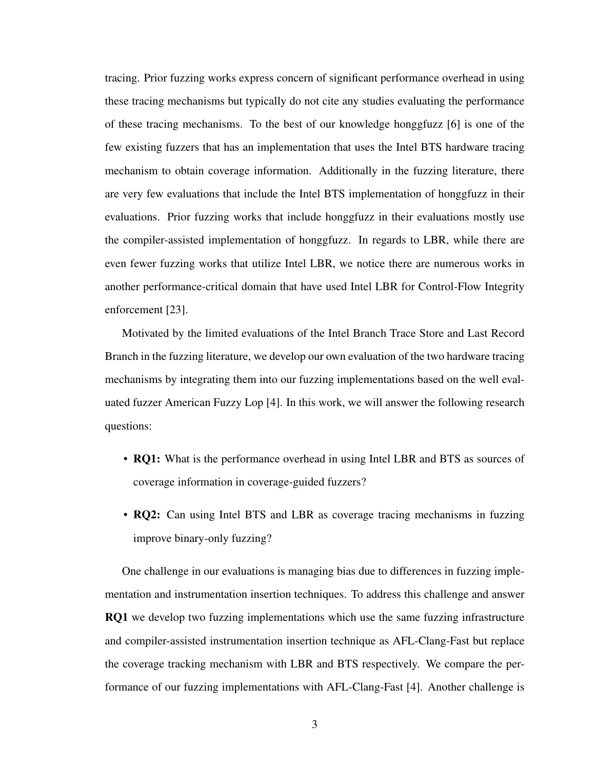tracing. Prior fuzzing works express concern of significant performance overhead in using these tracing mechanisms but typically do not cite any studies evaluating the performance of these tracing mechanisms. To the best of our knowledge honggfuzz [6] is one of the few existing fuzzers that has an implementation that uses the Intel BTS hardware tracing mechanism to obtain coverage information. Additionally in the fuzzing literature, there are very few evaluations that include the Intel BTS implementation of honggfuzz in their evaluations. Prior fuzzing works that include honggfuzz in their evaluations mostly use the compiler-assisted implementation of honggfuzz. In regards to LBR, while there are even fewer fuzzing works that utilize Intel LBR, we notice there are numerous works in another performance-critical domain that have used Intel LBR for Control-Flow Integrity enforcement [23].

Motivated by the limited evaluations of the Intel Branch Trace Store and Last Record Branch in the fuzzing literature, we develop our own evaluation of the two hardware tracing mechanisms by integrating them into our fuzzing implementations based on the well evaluated fuzzer American Fuzzy Lop [4]. In this work, we will answer the following research questions:

- **RQ1:** What is the performance overhead in using Intel LBR and BTS as sources of coverage information in coverage-guided fuzzers?
- **RQ2:** Can using Intel BTS and LBR as coverage tracing mechanisms in fuzzing improve binary-only fuzzing?

One challenge in our evaluations is managing bias due to differences in fuzzing implementation and instrumentation insertion techniques. To address this challenge and answer **RQ1** we develop two fuzzing implementations which use the same fuzzing infrastructure and compiler-assisted instrumentation insertion technique as AFL-Clang-Fast but replace the coverage tracking mechanism with LBR and BTS respectively. We compare the performance of our fuzzing implementations with AFL-Clang-Fast [4]. Another challenge is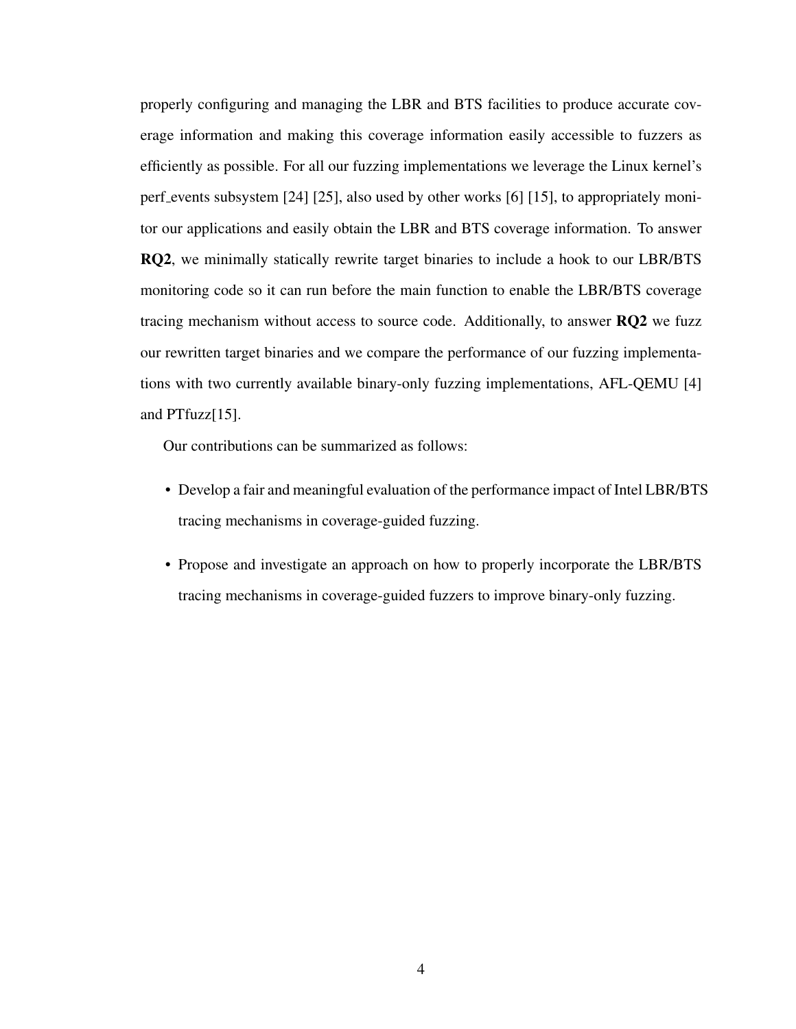properly configuring and managing the LBR and BTS facilities to produce accurate coverage information and making this coverage information easily accessible to fuzzers as efficiently as possible. For all our fuzzing implementations we leverage the Linux kernel's perf_events subsystem [24] [25], also used by other works [6] [15], to appropriately monitor our applications and easily obtain the LBR and BTS coverage information. To answer **RQ2**, we minimally statically rewrite target binaries to include a hook to our LBR/BTS monitoring code so it can run before the main function to enable the LBR/BTS coverage tracing mechanism without access to source code. Additionally, to answer **RQ2** we fuzz our rewritten target binaries and we compare the performance of our fuzzing implementations with two currently available binary-only fuzzing implementations, AFL-QEMU [4] and PTfuzz[15].

Our contributions can be summarized as follows:

- Develop a fair and meaningful evaluation of the performance impact of Intel LBR/BTS tracing mechanisms in coverage-guided fuzzing.
- Propose and investigate an approach on how to properly incorporate the LBR/BTS tracing mechanisms in coverage-guided fuzzers to improve binary-only fuzzing.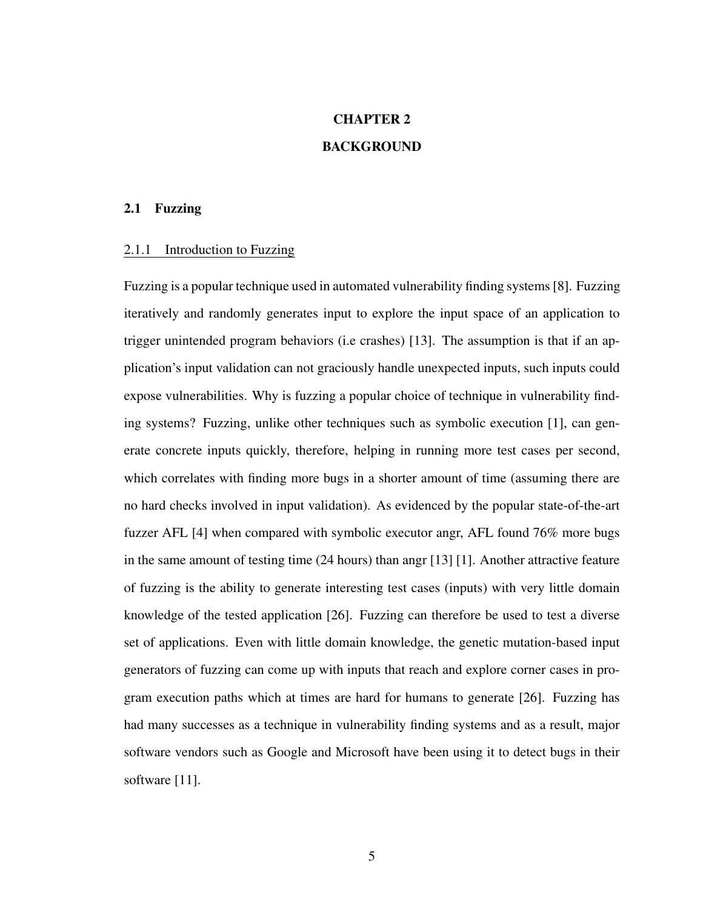# CHAPTER 2
# BACKGROUND

## 2.1 Fuzzing

### 2.1.1 Introduction to Fuzzing

Fuzzing is a popular technique used in automated vulnerability finding systems [8]. Fuzzing iteratively and randomly generates input to explore the input space of an application to trigger unintended program behaviors (i.e crashes) [13]. The assumption is that if an application's input validation can not graciously handle unexpected inputs, such inputs could expose vulnerabilities. Why is fuzzing a popular choice of technique in vulnerability finding systems? Fuzzing, unlike other techniques such as symbolic execution [1], can generate concrete inputs quickly, therefore, helping in running more test cases per second, which correlates with finding more bugs in a shorter amount of time (assuming there are no hard checks involved in input validation). As evidenced by the popular state-of-the-art fuzzer AFL [4] when compared with symbolic executor angr, AFL found 76% more bugs in the same amount of testing time (24 hours) than angr [13] [1]. Another attractive feature of fuzzing is the ability to generate interesting test cases (inputs) with very little domain knowledge of the tested application [26]. Fuzzing can therefore be used to test a diverse set of applications. Even with little domain knowledge, the genetic mutation-based input generators of fuzzing can come up with inputs that reach and explore corner cases in program execution paths which at times are hard for humans to generate [26]. Fuzzing has had many successes as a technique in vulnerability finding systems and as a result, major software vendors such as Google and Microsoft have been using it to detect bugs in their software [11].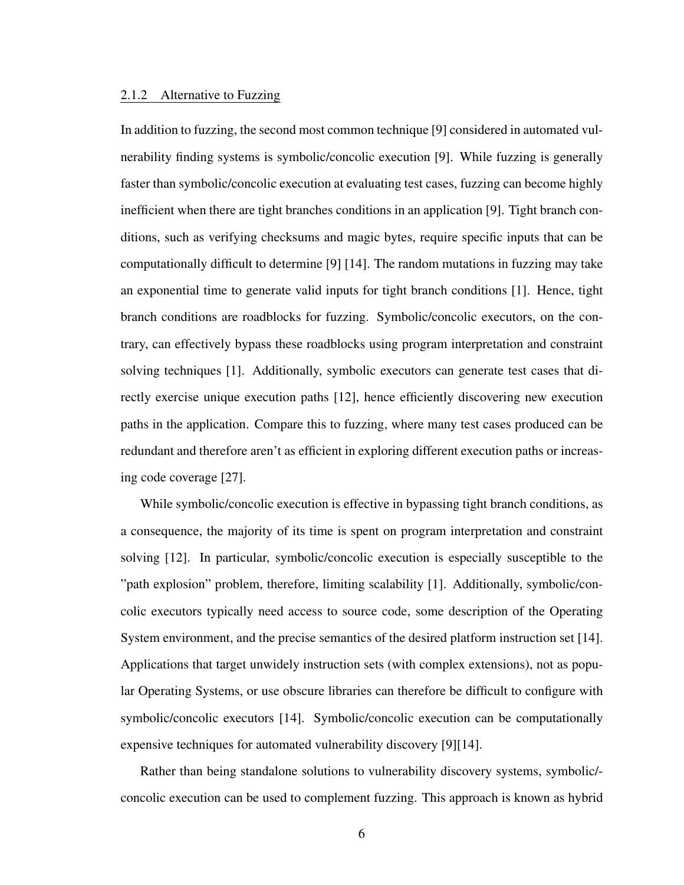#### 2.1.2 Alternative to Fuzzing

In addition to fuzzing, the second most common technique [9] considered in automated vulnerability finding systems is symbolic/concolic execution [9]. While fuzzing is generally faster than symbolic/concolic execution at evaluating test cases, fuzzing can become highly inefficient when there are tight branches conditions in an application [9]. Tight branch conditions, such as verifying checksums and magic bytes, require specific inputs that can be computationally difficult to determine [9] [14]. The random mutations in fuzzing may take an exponential time to generate valid inputs for tight branch conditions [1]. Hence, tight branch conditions are roadblocks for fuzzing. Symbolic/concolic executors, on the contrary, can effectively bypass these roadblocks using program interpretation and constraint solving techniques [1]. Additionally, symbolic executors can generate test cases that directly exercise unique execution paths [12], hence efficiently discovering new execution paths in the application. Compare this to fuzzing, where many test cases produced can be redundant and therefore aren't as efficient in exploring different execution paths or increasing code coverage [27].

While symbolic/concolic execution is effective in bypassing tight branch conditions, as a consequence, the majority of its time is spent on program interpretation and constraint solving [12]. In particular, symbolic/concolic execution is especially susceptible to the "path explosion" problem, therefore, limiting scalability [1]. Additionally, symbolic/concolic executors typically need access to source code, some description of the Operating System environment, and the precise semantics of the desired platform instruction set [14]. Applications that target unwidely instruction sets (with complex extensions), not as popular Operating Systems, or use obscure libraries can therefore be difficult to configure with symbolic/concolic executors [14]. Symbolic/concolic execution can be computationally expensive techniques for automated vulnerability discovery [9][14].

Rather than being standalone solutions to vulnerability discovery systems, symbolic/concolic execution can be used to complement fuzzing. This approach is known as hybrid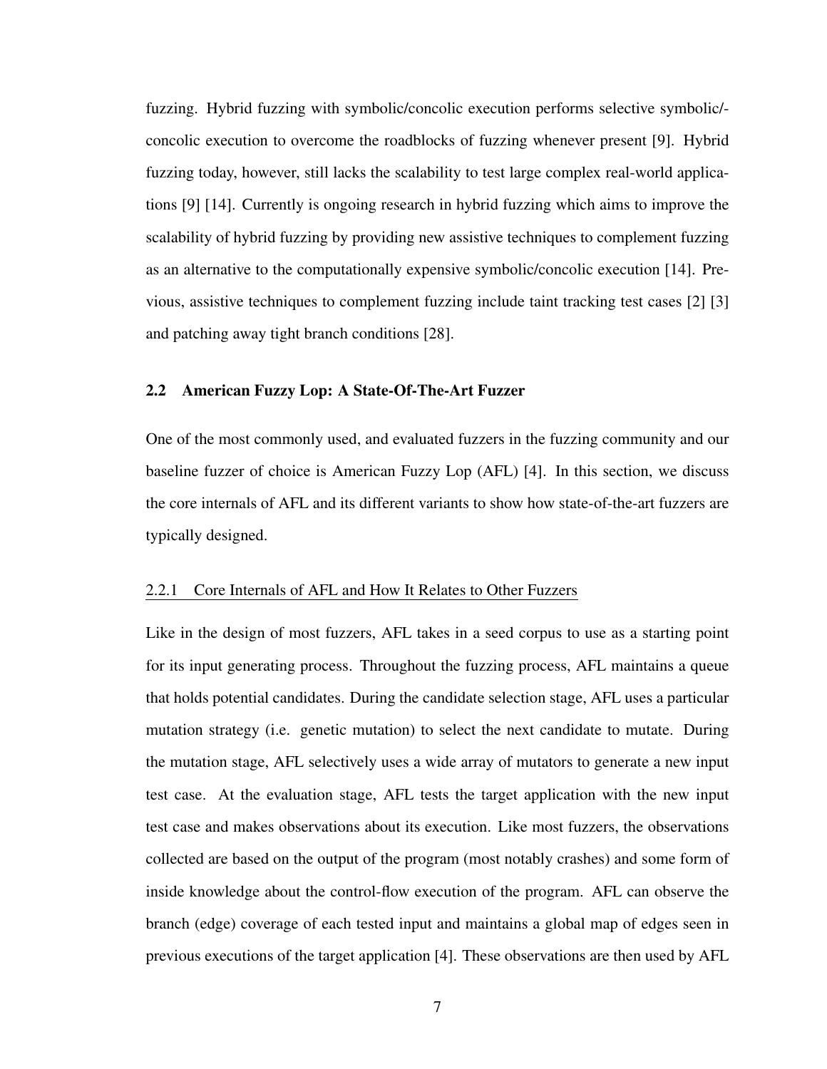fuzzing. Hybrid fuzzing with symbolic/concolic execution performs selective symbolic/-concolic execution to overcome the roadblocks of fuzzing whenever present [9]. Hybrid fuzzing today, however, still lacks the scalability to test large complex real-world applications [9] [14]. Currently is ongoing research in hybrid fuzzing which aims to improve the scalability of hybrid fuzzing by providing new assistive techniques to complement fuzzing as an alternative to the computationally expensive symbolic/concolic execution [14]. Previous, assistive techniques to complement fuzzing include taint tracking test cases [2] [3] and patching away tight branch conditions [28].

## 2.2 American Fuzzy Lop: A State-Of-The-Art Fuzzer

One of the most commonly used, and evaluated fuzzers in the fuzzing community and our baseline fuzzer of choice is American Fuzzy Lop (AFL) [4]. In this section, we discuss the core internals of AFL and its different variants to show how state-of-the-art fuzzers are typically designed.

### 2.2.1 Core Internals of AFL and How It Relates to Other Fuzzers

Like in the design of most fuzzers, AFL takes in a seed corpus to use as a starting point for its input generating process. Throughout the fuzzing process, AFL maintains a queue that holds potential candidates. During the candidate selection stage, AFL uses a particular mutation strategy (i.e. genetic mutation) to select the next candidate to mutate. During the mutation stage, AFL selectively uses a wide array of mutators to generate a new input test case. At the evaluation stage, AFL tests the target application with the new input test case and makes observations about its execution. Like most fuzzers, the observations collected are based on the output of the program (most notably crashes) and some form of inside knowledge about the control-flow execution of the program. AFL can observe the branch (edge) coverage of each tested input and maintains a global map of edges seen in previous executions of the target application [4]. These observations are then used by AFL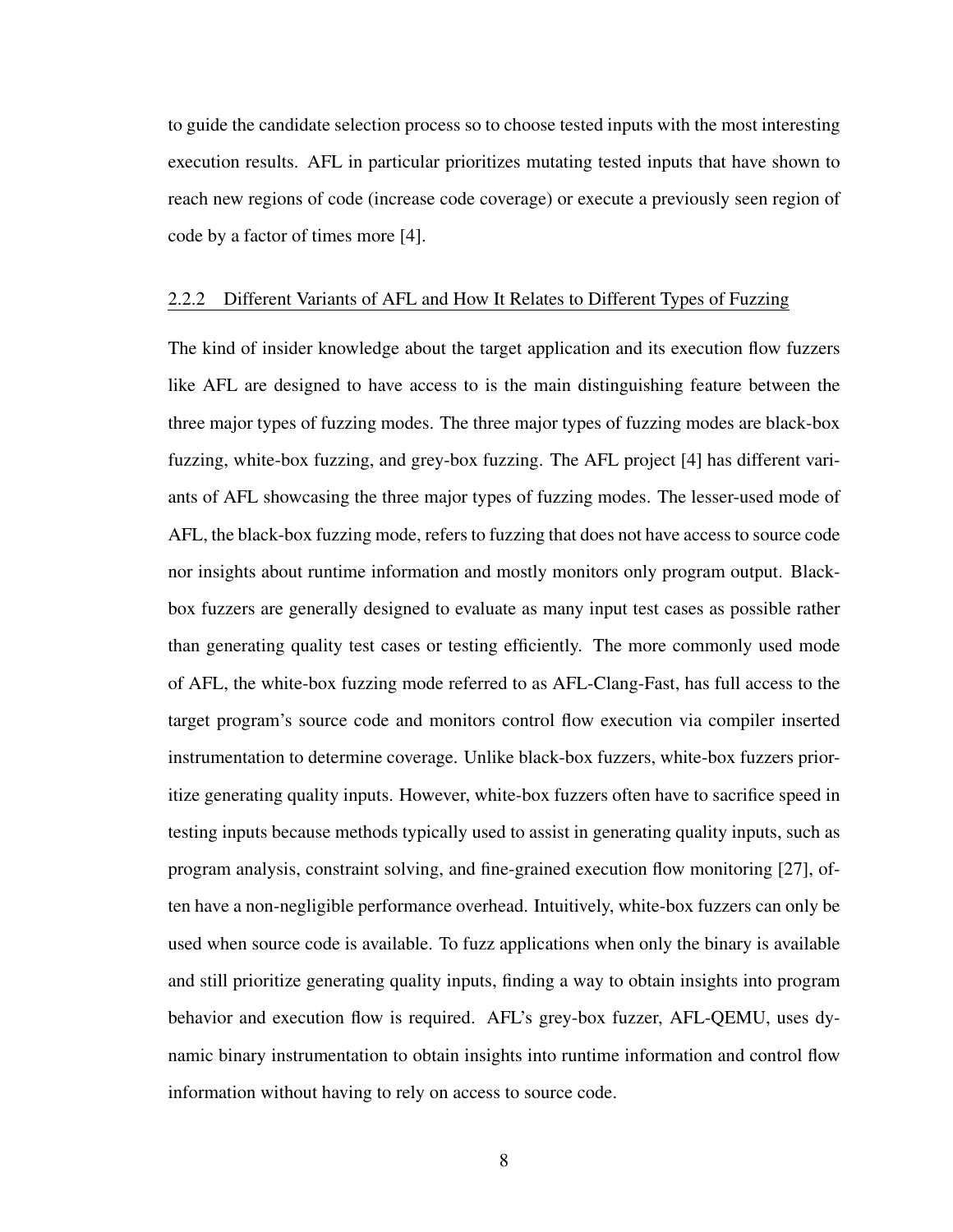to guide the candidate selection process so to choose tested inputs with the most interesting execution results. AFL in particular prioritizes mutating tested inputs that have shown to reach new regions of code (increase code coverage) or execute a previously seen region of code by a factor of times more [4].

### 2.2.2 Different Variants of AFL and How It Relates to Different Types of Fuzzing

The kind of insider knowledge about the target application and its execution flow fuzzers like AFL are designed to have access to is the main distinguishing feature between the three major types of fuzzing modes. The three major types of fuzzing modes are black-box fuzzing, white-box fuzzing, and grey-box fuzzing. The AFL project [4] has different variants of AFL showcasing the three major types of fuzzing modes. The lesser-used mode of AFL, the black-box fuzzing mode, refers to fuzzing that does not have access to source code nor insights about runtime information and mostly monitors only program output. Black-box fuzzers are generally designed to evaluate as many input test cases as possible rather than generating quality test cases or testing efficiently. The more commonly used mode of AFL, the white-box fuzzing mode referred to as AFL-Clang-Fast, has full access to the target program's source code and monitors control flow execution via compiler inserted instrumentation to determine coverage. Unlike black-box fuzzers, white-box fuzzers prioritize generating quality inputs. However, white-box fuzzers often have to sacrifice speed in testing inputs because methods typically used to assist in generating quality inputs, such as program analysis, constraint solving, and fine-grained execution flow monitoring [27], often have a non-negligible performance overhead. Intuitively, white-box fuzzers can only be used when source code is available. To fuzz applications when only the binary is available and still prioritize generating quality inputs, finding a way to obtain insights into program behavior and execution flow is required. AFL's grey-box fuzzer, AFL-QEMU, uses dynamic binary instrumentation to obtain insights into runtime information and control flow information without having to rely on access to source code.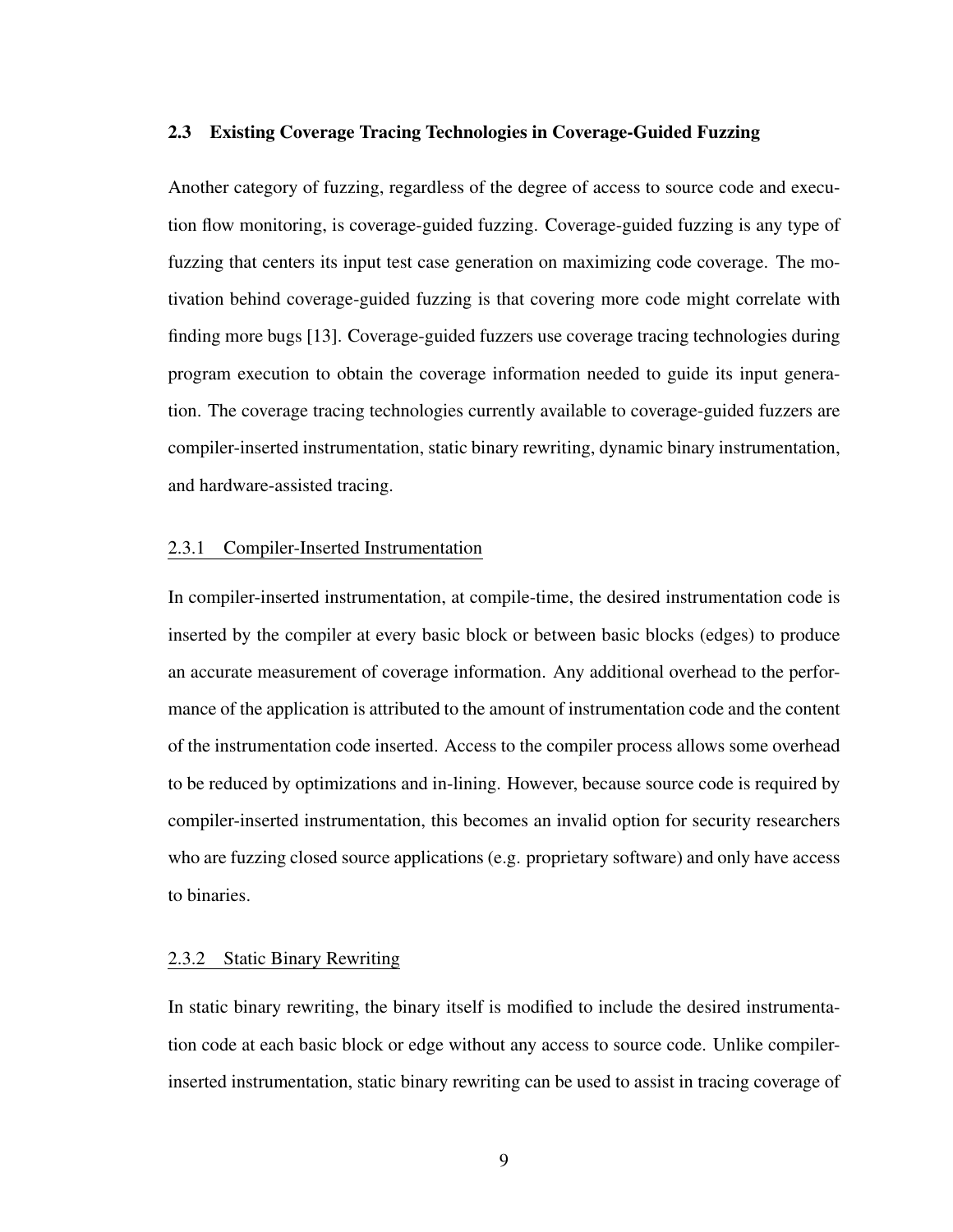### 2.3 Existing Coverage Tracing Technologies in Coverage-Guided Fuzzing

Another category of fuzzing, regardless of the degree of access to source code and execution flow monitoring, is coverage-guided fuzzing. Coverage-guided fuzzing is any type of fuzzing that centers its input test case generation on maximizing code coverage. The motivation behind coverage-guided fuzzing is that covering more code might correlate with finding more bugs [13]. Coverage-guided fuzzers use coverage tracing technologies during program execution to obtain the coverage information needed to guide its input generation. The coverage tracing technologies currently available to coverage-guided fuzzers are compiler-inserted instrumentation, static binary rewriting, dynamic binary instrumentation, and hardware-assisted tracing.

#### 2.3.1 Compiler-Inserted Instrumentation

In compiler-inserted instrumentation, at compile-time, the desired instrumentation code is inserted by the compiler at every basic block or between basic blocks (edges) to produce an accurate measurement of coverage information. Any additional overhead to the performance of the application is attributed to the amount of instrumentation code and the content of the instrumentation code inserted. Access to the compiler process allows some overhead to be reduced by optimizations and in-lining. However, because source code is required by compiler-inserted instrumentation, this becomes an invalid option for security researchers who are fuzzing closed source applications (e.g. proprietary software) and only have access to binaries.

#### 2.3.2 Static Binary Rewriting

In static binary rewriting, the binary itself is modified to include the desired instrumentation code at each basic block or edge without any access to source code. Unlike compiler-inserted instrumentation, static binary rewriting can be used to assist in tracing coverage of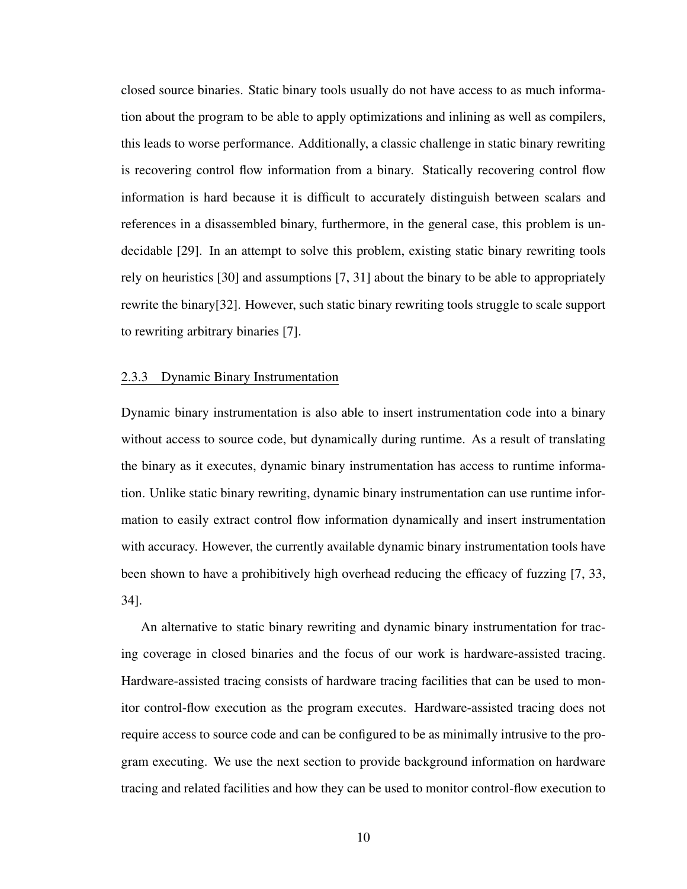closed source binaries. Static binary tools usually do not have access to as much information about the program to be able to apply optimizations and inlining as well as compilers, this leads to worse performance. Additionally, a classic challenge in static binary rewriting is recovering control flow information from a binary. Statically recovering control flow information is hard because it is difficult to accurately distinguish between scalars and references in a disassembled binary, furthermore, in the general case, this problem is undecidable [29]. In an attempt to solve this problem, existing static binary rewriting tools rely on heuristics [30] and assumptions [7, 31] about the binary to be able to appropriately rewrite the binary[32]. However, such static binary rewriting tools struggle to scale support to rewriting arbitrary binaries [7].

### 2.3.3 Dynamic Binary Instrumentation

Dynamic binary instrumentation is also able to insert instrumentation code into a binary without access to source code, but dynamically during runtime. As a result of translating the binary as it executes, dynamic binary instrumentation has access to runtime information. Unlike static binary rewriting, dynamic binary instrumentation can use runtime information to easily extract control flow information dynamically and insert instrumentation with accuracy. However, the currently available dynamic binary instrumentation tools have been shown to have a prohibitively high overhead reducing the efficacy of fuzzing [7, 33, 34].

An alternative to static binary rewriting and dynamic binary instrumentation for tracing coverage in closed binaries and the focus of our work is hardware-assisted tracing. Hardware-assisted tracing consists of hardware tracing facilities that can be used to monitor control-flow execution as the program executes. Hardware-assisted tracing does not require access to source code and can be configured to be as minimally intrusive to the program executing. We use the next section to provide background information on hardware tracing and related facilities and how they can be used to monitor control-flow execution to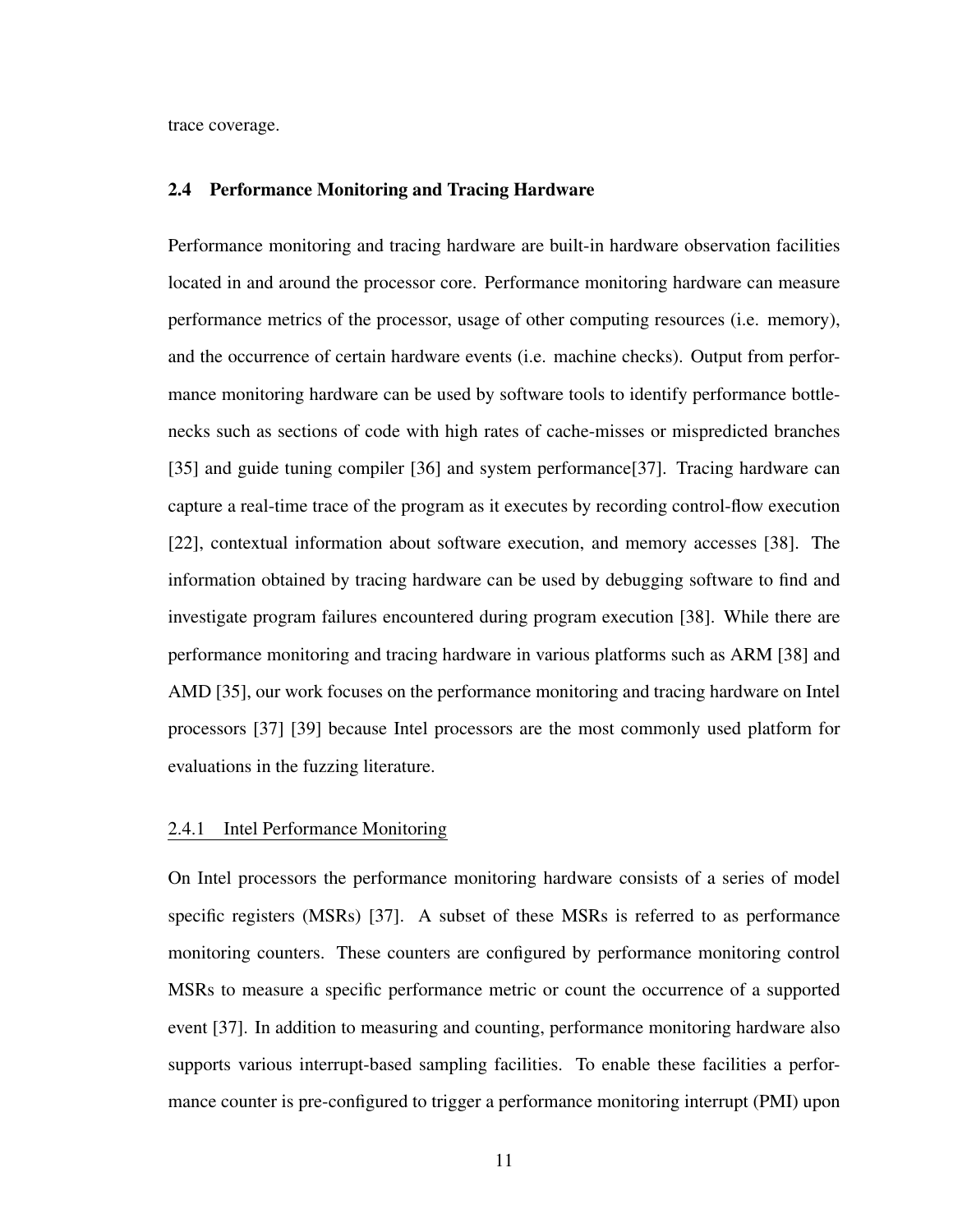trace coverage.

## 2.4 Performance Monitoring and Tracing Hardware

Performance monitoring and tracing hardware are built-in hardware observation facilities located in and around the processor core. Performance monitoring hardware can measure performance metrics of the processor, usage of other computing resources (i.e. memory), and the occurrence of certain hardware events (i.e. machine checks). Output from performance monitoring hardware can be used by software tools to identify performance bottlenecks such as sections of code with high rates of cache-misses or mispredicted branches [35] and guide tuning compiler [36] and system performance[37]. Tracing hardware can capture a real-time trace of the program as it executes by recording control-flow execution [22], contextual information about software execution, and memory accesses [38]. The information obtained by tracing hardware can be used by debugging software to find and investigate program failures encountered during program execution [38]. While there are performance monitoring and tracing hardware in various platforms such as ARM [38] and AMD [35], our work focuses on the performance monitoring and tracing hardware on Intel processors [37] [39] because Intel processors are the most commonly used platform for evaluations in the fuzzing literature.

### 2.4.1 Intel Performance Monitoring

On Intel processors the performance monitoring hardware consists of a series of model specific registers (MSRs) [37]. A subset of these MSRs is referred to as performance monitoring counters. These counters are configured by performance monitoring control MSRs to measure a specific performance metric or count the occurrence of a supported event [37]. In addition to measuring and counting, performance monitoring hardware also supports various interrupt-based sampling facilities. To enable these facilities a performance counter is pre-configured to trigger a performance monitoring interrupt (PMI) upon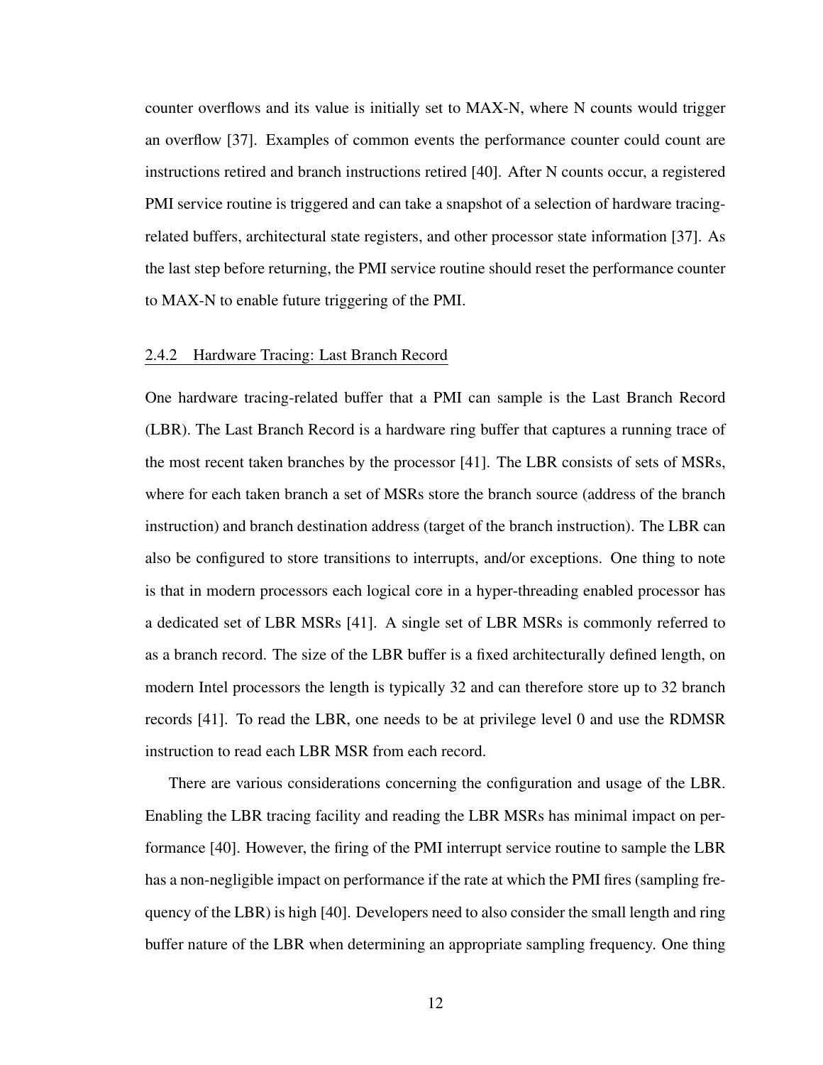counter overflows and its value is initially set to MAX-N, where N counts would trigger an overflow [37]. Examples of common events the performance counter could count are instructions retired and branch instructions retired [40]. After N counts occur, a registered PMI service routine is triggered and can take a snapshot of a selection of hardware tracing-related buffers, architectural state registers, and other processor state information [37]. As the last step before returning, the PMI service routine should reset the performance counter to MAX-N to enable future triggering of the PMI.

### 2.4.2 Hardware Tracing: Last Branch Record

One hardware tracing-related buffer that a PMI can sample is the Last Branch Record (LBR). The Last Branch Record is a hardware ring buffer that captures a running trace of the most recent taken branches by the processor [41]. The LBR consists of sets of MSRs, where for each taken branch a set of MSRs store the branch source (address of the branch instruction) and branch destination address (target of the branch instruction). The LBR can also be configured to store transitions to interrupts, and/or exceptions. One thing to note is that in modern processors each logical core in a hyper-threading enabled processor has a dedicated set of LBR MSRs [41]. A single set of LBR MSRs is commonly referred to as a branch record. The size of the LBR buffer is a fixed architecturally defined length, on modern Intel processors the length is typically 32 and can therefore store up to 32 branch records [41]. To read the LBR, one needs to be at privilege level 0 and use the RDMSR instruction to read each LBR MSR from each record.

There are various considerations concerning the configuration and usage of the LBR. Enabling the LBR tracing facility and reading the LBR MSRs has minimal impact on performance [40]. However, the firing of the PMI interrupt service routine to sample the LBR has a non-negligible impact on performance if the rate at which the PMI fires (sampling frequency of the LBR) is high [40]. Developers need to also consider the small length and ring buffer nature of the LBR when determining an appropriate sampling frequency. One thing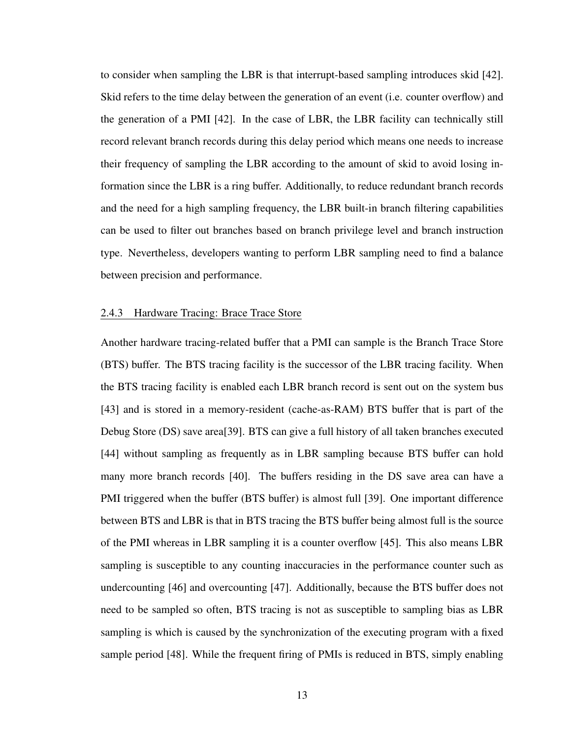to consider when sampling the LBR is that interrupt-based sampling introduces skid [42]. Skid refers to the time delay between the generation of an event (i.e. counter overflow) and the generation of a PMI [42]. In the case of LBR, the LBR facility can technically still record relevant branch records during this delay period which means one needs to increase their frequency of sampling the LBR according to the amount of skid to avoid losing information since the LBR is a ring buffer. Additionally, to reduce redundant branch records and the need for a high sampling frequency, the LBR built-in branch filtering capabilities can be used to filter out branches based on branch privilege level and branch instruction type. Nevertheless, developers wanting to perform LBR sampling need to find a balance between precision and performance.

### 2.4.3 Hardware Tracing: Brace Trace Store

Another hardware tracing-related buffer that a PMI can sample is the Branch Trace Store (BTS) buffer. The BTS tracing facility is the successor of the LBR tracing facility. When the BTS tracing facility is enabled each LBR branch record is sent out on the system bus [43] and is stored in a memory-resident (cache-as-RAM) BTS buffer that is part of the Debug Store (DS) save area[39]. BTS can give a full history of all taken branches executed [44] without sampling as frequently as in LBR sampling because BTS buffer can hold many more branch records [40]. The buffers residing in the DS save area can have a PMI triggered when the buffer (BTS buffer) is almost full [39]. One important difference between BTS and LBR is that in BTS tracing the BTS buffer being almost full is the source of the PMI whereas in LBR sampling it is a counter overflow [45]. This also means LBR sampling is susceptible to any counting inaccuracies in the performance counter such as undercounting [46] and overcounting [47]. Additionally, because the BTS buffer does not need to be sampled so often, BTS tracing is not as susceptible to sampling bias as LBR sampling is which is caused by the synchronization of the executing program with a fixed sample period [48]. While the frequent firing of PMIs is reduced in BTS, simply enabling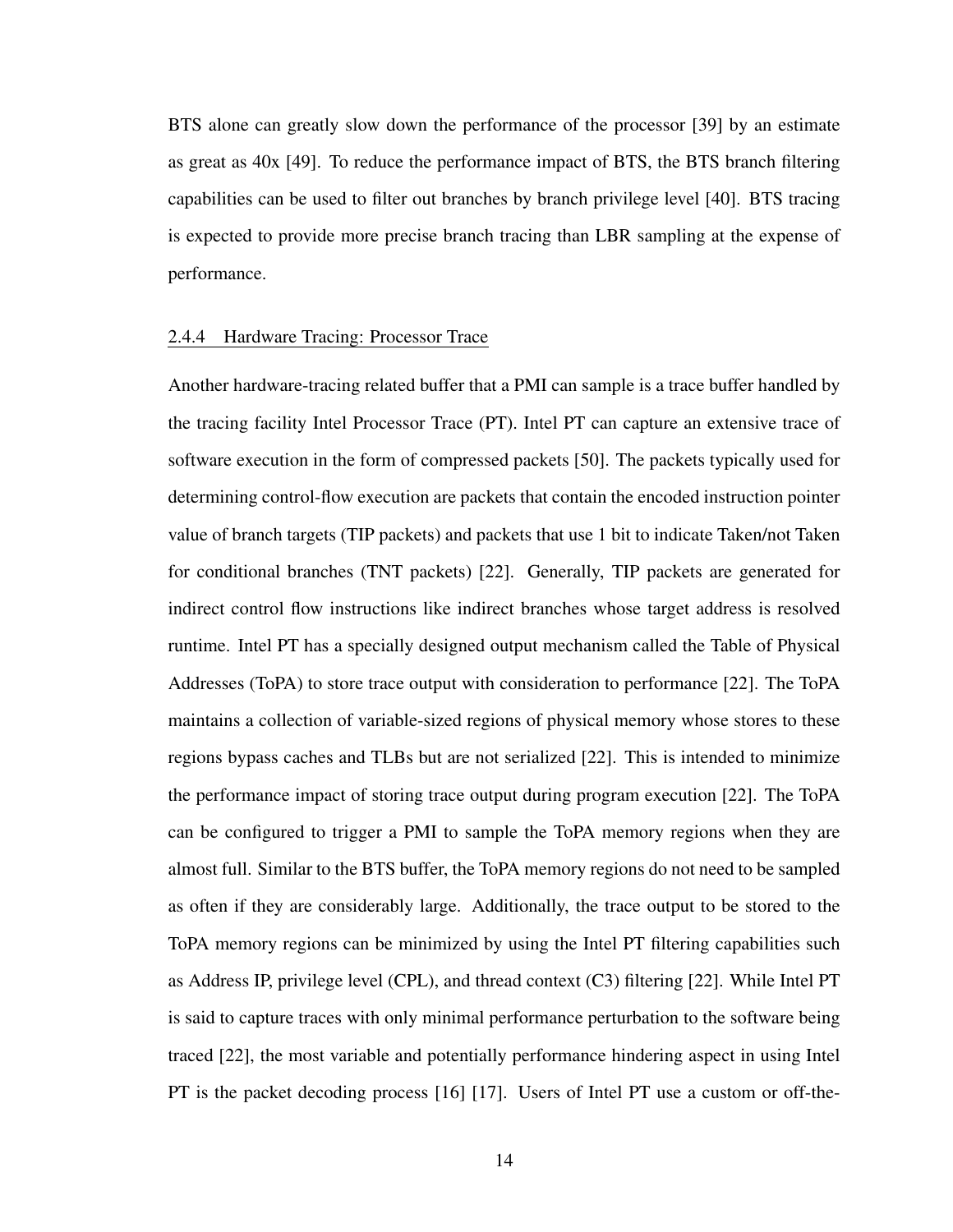BTS alone can greatly slow down the performance of the processor [39] by an estimate as great as 40x [49]. To reduce the performance impact of BTS, the BTS branch filtering capabilities can be used to filter out branches by branch privilege level [40]. BTS tracing is expected to provide more precise branch tracing than LBR sampling at the expense of performance.

### 2.4.4 Hardware Tracing: Processor Trace

Another hardware-tracing related buffer that a PMI can sample is a trace buffer handled by the tracing facility Intel Processor Trace (PT). Intel PT can capture an extensive trace of software execution in the form of compressed packets [50]. The packets typically used for determining control-flow execution are packets that contain the encoded instruction pointer value of branch targets (TIP packets) and packets that use 1 bit to indicate Taken/not Taken for conditional branches (TNT packets) [22]. Generally, TIP packets are generated for indirect control flow instructions like indirect branches whose target address is resolved runtime. Intel PT has a specially designed output mechanism called the Table of Physical Addresses (ToPA) to store trace output with consideration to performance [22]. The ToPA maintains a collection of variable-sized regions of physical memory whose stores to these regions bypass caches and TLBs but are not serialized [22]. This is intended to minimize the performance impact of storing trace output during program execution [22]. The ToPA can be configured to trigger a PMI to sample the ToPA memory regions when they are almost full. Similar to the BTS buffer, the ToPA memory regions do not need to be sampled as often if they are considerably large. Additionally, the trace output to be stored to the ToPA memory regions can be minimized by using the Intel PT filtering capabilities such as Address IP, privilege level (CPL), and thread context (C3) filtering [22]. While Intel PT is said to capture traces with only minimal performance perturbation to the software being traced [22], the most variable and potentially performance hindering aspect in using Intel PT is the packet decoding process [16] [17]. Users of Intel PT use a custom or off-the-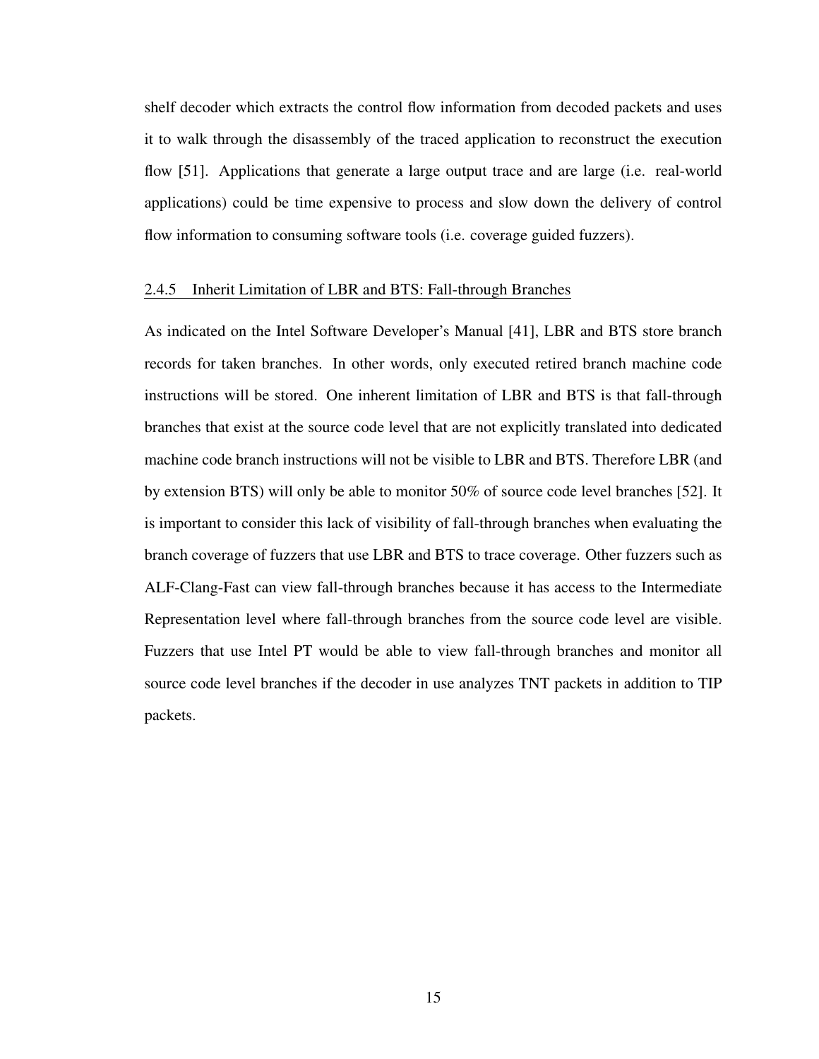shelf decoder which extracts the control flow information from decoded packets and uses it to walk through the disassembly of the traced application to reconstruct the execution flow [51]. Applications that generate a large output trace and are large (i.e. real-world applications) could be time expensive to process and slow down the delivery of control flow information to consuming software tools (i.e. coverage guided fuzzers).

### 2.4.5 Inherit Limitation of LBR and BTS: Fall-through Branches

As indicated on the Intel Software Developer's Manual [41], LBR and BTS store branch records for taken branches. In other words, only executed retired branch machine code instructions will be stored. One inherent limitation of LBR and BTS is that fall-through branches that exist at the source code level that are not explicitly translated into dedicated machine code branch instructions will not be visible to LBR and BTS. Therefore LBR (and by extension BTS) will only be able to monitor 50% of source code level branches [52]. It is important to consider this lack of visibility of fall-through branches when evaluating the branch coverage of fuzzers that use LBR and BTS to trace coverage. Other fuzzers such as ALF-Clang-Fast can view fall-through branches because it has access to the Intermediate Representation level where fall-through branches from the source code level are visible. Fuzzers that use Intel PT would be able to view fall-through branches and monitor all source code level branches if the decoder in use analyzes TNT packets in addition to TIP packets.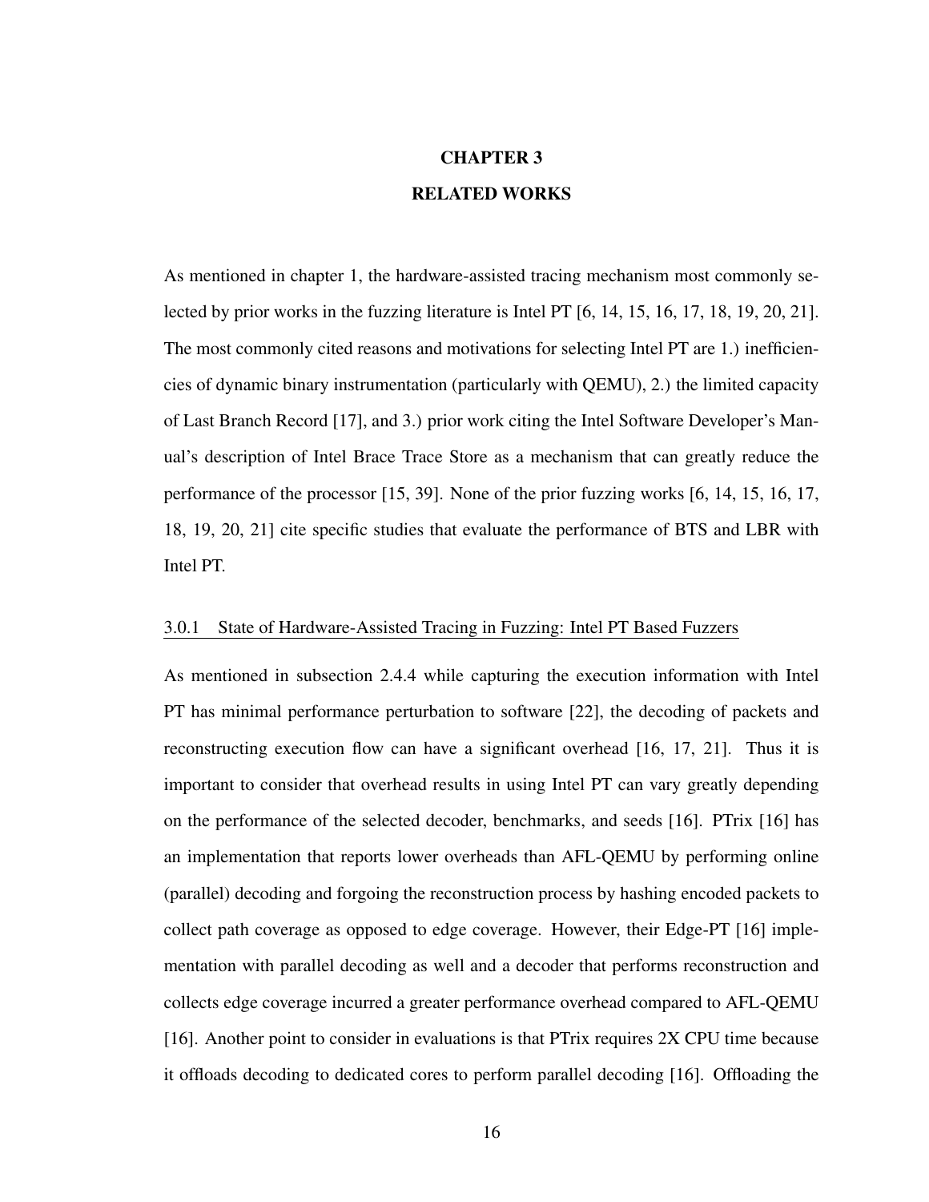# CHAPTER 3

# RELATED WORKS

As mentioned in chapter 1, the hardware-assisted tracing mechanism most commonly selected by prior works in the fuzzing literature is Intel PT [6, 14, 15, 16, 17, 18, 19, 20, 21]. The most commonly cited reasons and motivations for selecting Intel PT are 1.) inefficiencies of dynamic binary instrumentation (particularly with QEMU), 2.) the limited capacity of Last Branch Record [17], and 3.) prior work citing the Intel Software Developer's Manual's description of Intel Brace Trace Store as a mechanism that can greatly reduce the performance of the processor [15, 39]. None of the prior fuzzing works [6, 14, 15, 16, 17, 18, 19, 20, 21] cite specific studies that evaluate the performance of BTS and LBR with Intel PT.

### 3.0.1 State of Hardware-Assisted Tracing in Fuzzing: Intel PT Based Fuzzers

As mentioned in subsection 2.4.4 while capturing the execution information with Intel PT has minimal performance perturbation to software [22], the decoding of packets and reconstructing execution flow can have a significant overhead [16, 17, 21]. Thus it is important to consider that overhead results in using Intel PT can vary greatly depending on the performance of the selected decoder, benchmarks, and seeds [16]. PTrix [16] has an implementation that reports lower overheads than AFL-QEMU by performing online (parallel) decoding and forgoing the reconstruction process by hashing encoded packets to collect path coverage as opposed to edge coverage. However, their Edge-PT [16] implementation with parallel decoding as well and a decoder that performs reconstruction and collects edge coverage incurred a greater performance overhead compared to AFL-QEMU [16]. Another point to consider in evaluations is that PTrix requires 2X CPU time because it offloads decoding to dedicated cores to perform parallel decoding [16]. Offloading the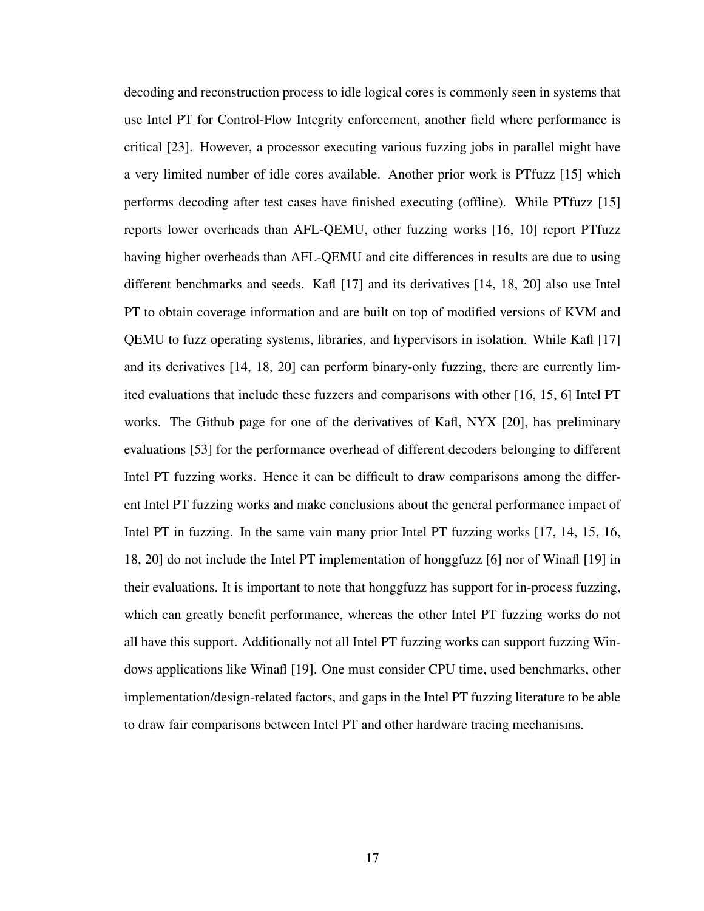decoding and reconstruction process to idle logical cores is commonly seen in systems that use Intel PT for Control-Flow Integrity enforcement, another field where performance is critical [23]. However, a processor executing various fuzzing jobs in parallel might have a very limited number of idle cores available. Another prior work is PTfuzz [15] which performs decoding after test cases have finished executing (offline). While PTfuzz [15] reports lower overheads than AFL-QEMU, other fuzzing works [16, 10] report PTfuzz having higher overheads than AFL-QEMU and cite differences in results are due to using different benchmarks and seeds. Kafl [17] and its derivatives [14, 18, 20] also use Intel PT to obtain coverage information and are built on top of modified versions of KVM and QEMU to fuzz operating systems, libraries, and hypervisors in isolation. While Kafl [17] and its derivatives [14, 18, 20] can perform binary-only fuzzing, there are currently limited evaluations that include these fuzzers and comparisons with other [16, 15, 6] Intel PT works. The Github page for one of the derivatives of Kafl, NYX [20], has preliminary evaluations [53] for the performance overhead of different decoders belonging to different Intel PT fuzzing works. Hence it can be difficult to draw comparisons among the different Intel PT fuzzing works and make conclusions about the general performance impact of Intel PT in fuzzing. In the same vain many prior Intel PT fuzzing works [17, 14, 15, 16, 18, 20] do not include the Intel PT implementation of honggfuzz [6] nor of Winafl [19] in their evaluations. It is important to note that honggfuzz has support for in-process fuzzing, which can greatly benefit performance, whereas the other Intel PT fuzzing works do not all have this support. Additionally not all Intel PT fuzzing works can support fuzzing Windows applications like Winafl [19]. One must consider CPU time, used benchmarks, other implementation/design-related factors, and gaps in the Intel PT fuzzing literature to be able to draw fair comparisons between Intel PT and other hardware tracing mechanisms.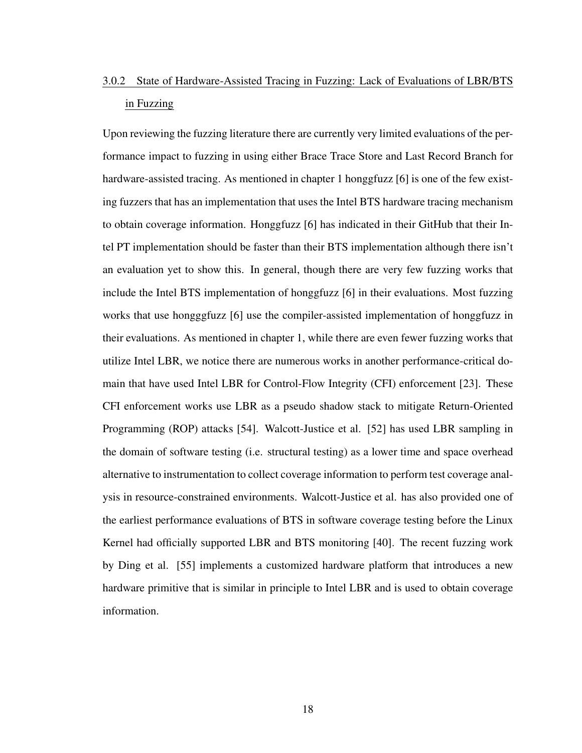### 3.0.2 State of Hardware-Assisted Tracing in Fuzzing: Lack of Evaluations of LBR/BTS in Fuzzing

Upon reviewing the fuzzing literature there are currently very limited evaluations of the performance impact to fuzzing in using either Brace Trace Store and Last Record Branch for hardware-assisted tracing. As mentioned in chapter 1 honggfuzz [6] is one of the few existing fuzzers that has an implementation that uses the Intel BTS hardware tracing mechanism to obtain coverage information. Honggfuzz [6] has indicated in their GitHub that their Intel PT implementation should be faster than their BTS implementation although there isn't an evaluation yet to show this. In general, though there are very few fuzzing works that include the Intel BTS implementation of honggfuzz [6] in their evaluations. Most fuzzing works that use hongggfuzz [6] use the compiler-assisted implementation of honggfuzz in their evaluations. As mentioned in chapter 1, while there are even fewer fuzzing works that utilize Intel LBR, we notice there are numerous works in another performance-critical domain that have used Intel LBR for Control-Flow Integrity (CFI) enforcement [23]. These CFI enforcement works use LBR as a pseudo shadow stack to mitigate Return-Oriented Programming (ROP) attacks [54]. Walcott-Justice et al. [52] has used LBR sampling in the domain of software testing (i.e. structural testing) as a lower time and space overhead alternative to instrumentation to collect coverage information to perform test coverage analysis in resource-constrained environments. Walcott-Justice et al. has also provided one of the earliest performance evaluations of BTS in software coverage testing before the Linux Kernel had officially supported LBR and BTS monitoring [40]. The recent fuzzing work by Ding et al. [55] implements a customized hardware platform that introduces a new hardware primitive that is similar in principle to Intel LBR and is used to obtain coverage information.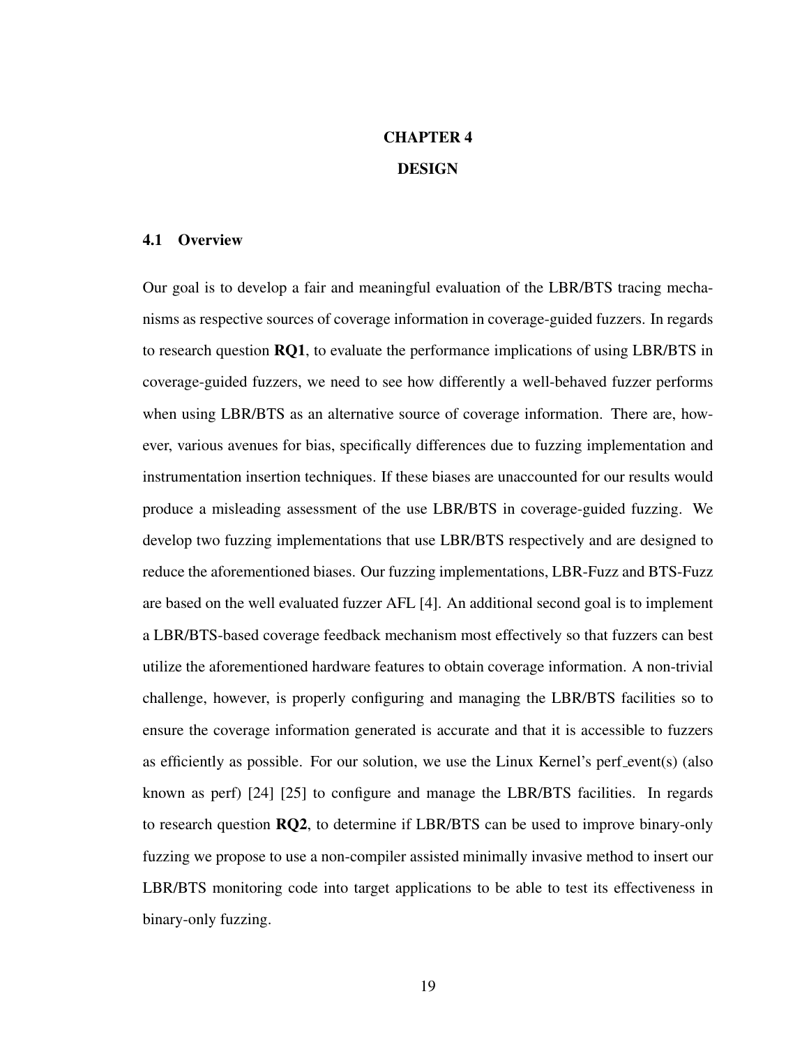# CHAPTER 4
# DESIGN

## 4.1 Overview

Our goal is to develop a fair and meaningful evaluation of the LBR/BTS tracing mechanisms as respective sources of coverage information in coverage-guided fuzzers. In regards to research question **RQ1**, to evaluate the performance implications of using LBR/BTS in coverage-guided fuzzers, we need to see how differently a well-behaved fuzzer performs when using LBR/BTS as an alternative source of coverage information. There are, however, various avenues for bias, specifically differences due to fuzzing implementation and instrumentation insertion techniques. If these biases are unaccounted for our results would produce a misleading assessment of the use LBR/BTS in coverage-guided fuzzing. We develop two fuzzing implementations that use LBR/BTS respectively and are designed to reduce the aforementioned biases. Our fuzzing implementations, LBR-Fuzz and BTS-Fuzz are based on the well evaluated fuzzer AFL [4]. An additional second goal is to implement a LBR/BTS-based coverage feedback mechanism most effectively so that fuzzers can best utilize the aforementioned hardware features to obtain coverage information. A non-trivial challenge, however, is properly configuring and managing the LBR/BTS facilities so to ensure the coverage information generated is accurate and that it is accessible to fuzzers as efficiently as possible. For our solution, we use the Linux Kernel's perf_event(s) (also known as perf) [24] [25] to configure and manage the LBR/BTS facilities. In regards to research question **RQ2**, to determine if LBR/BTS can be used to improve binary-only fuzzing we propose to use a non-compiler assisted minimally invasive method to insert our LBR/BTS monitoring code into target applications to be able to test its effectiveness in binary-only fuzzing.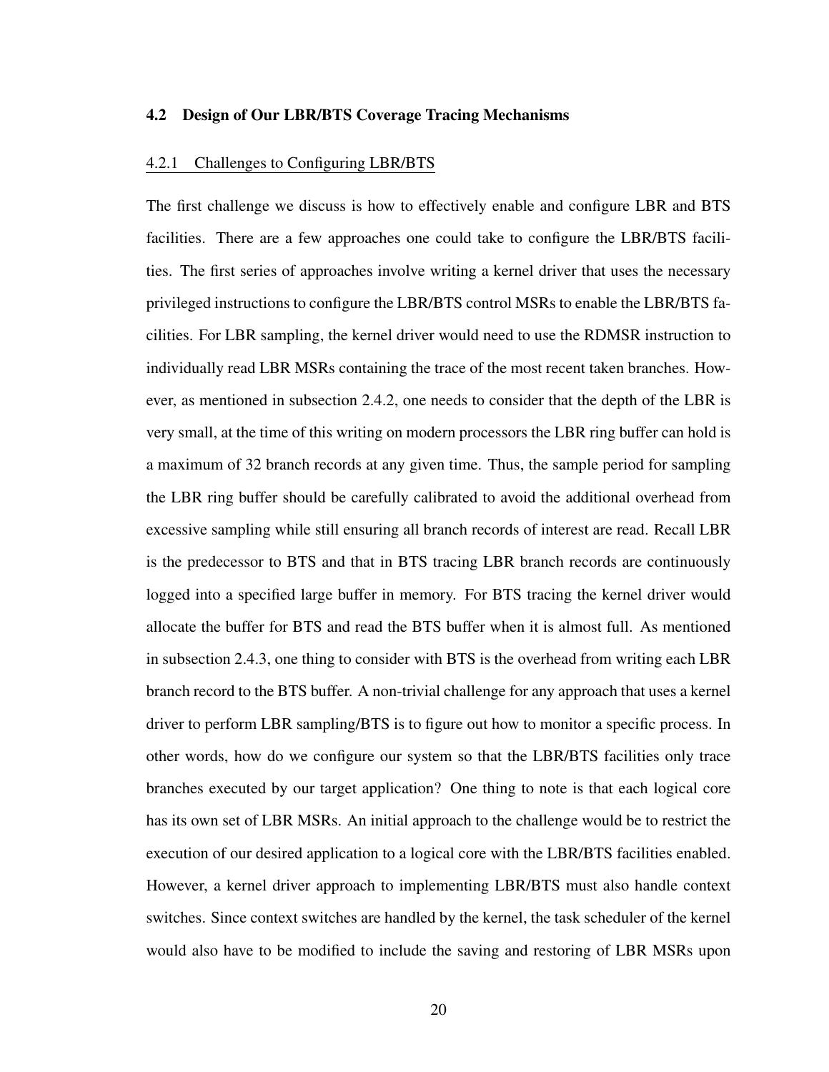## 4.2 Design of Our LBR/BTS Coverage Tracing Mechanisms

### 4.2.1 Challenges to Configuring LBR/BTS

The first challenge we discuss is how to effectively enable and configure LBR and BTS facilities. There are a few approaches one could take to configure the LBR/BTS facilities. The first series of approaches involve writing a kernel driver that uses the necessary privileged instructions to configure the LBR/BTS control MSRs to enable the LBR/BTS facilities. For LBR sampling, the kernel driver would need to use the RDMSR instruction to individually read LBR MSRs containing the trace of the most recent taken branches. However, as mentioned in subsection 2.4.2, one needs to consider that the depth of the LBR is very small, at the time of this writing on modern processors the LBR ring buffer can hold is a maximum of 32 branch records at any given time. Thus, the sample period for sampling the LBR ring buffer should be carefully calibrated to avoid the additional overhead from excessive sampling while still ensuring all branch records of interest are read. Recall LBR is the predecessor to BTS and that in BTS tracing LBR branch records are continuously logged into a specified large buffer in memory. For BTS tracing the kernel driver would allocate the buffer for BTS and read the BTS buffer when it is almost full. As mentioned in subsection 2.4.3, one thing to consider with BTS is the overhead from writing each LBR branch record to the BTS buffer. A non-trivial challenge for any approach that uses a kernel driver to perform LBR sampling/BTS is to figure out how to monitor a specific process. In other words, how do we configure our system so that the LBR/BTS facilities only trace branches executed by our target application? One thing to note is that each logical core has its own set of LBR MSRs. An initial approach to the challenge would be to restrict the execution of our desired application to a logical core with the LBR/BTS facilities enabled. However, a kernel driver approach to implementing LBR/BTS must also handle context switches. Since context switches are handled by the kernel, the task scheduler of the kernel would also have to be modified to include the saving and restoring of LBR MSRs upon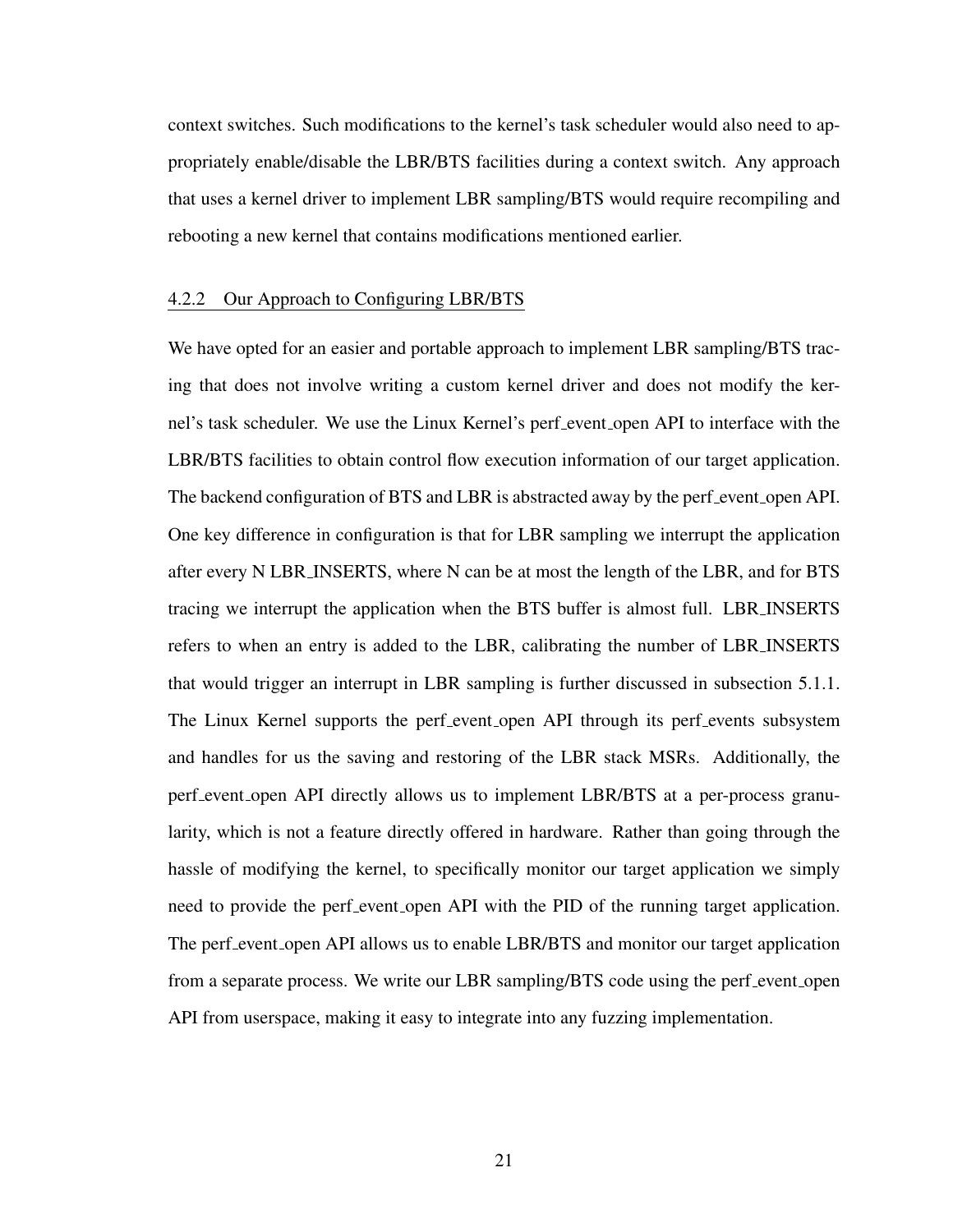context switches. Such modifications to the kernel's task scheduler would also need to appropriately enable/disable the LBR/BTS facilities during a context switch. Any approach that uses a kernel driver to implement LBR sampling/BTS would require recompiling and rebooting a new kernel that contains modifications mentioned earlier.

### 4.2.2 Our Approach to Configuring LBR/BTS

We have opted for an easier and portable approach to implement LBR sampling/BTS tracing that does not involve writing a custom kernel driver and does not modify the kernel's task scheduler. We use the Linux Kernel's perf_event_open API to interface with the LBR/BTS facilities to obtain control flow execution information of our target application. The backend configuration of BTS and LBR is abstracted away by the perf_event_open API. One key difference in configuration is that for LBR sampling we interrupt the application after every N LBR_INSERTS, where N can be at most the length of the LBR, and for BTS tracing we interrupt the application when the BTS buffer is almost full. LBR_INSERTS refers to when an entry is added to the LBR, calibrating the number of LBR_INSERTS that would trigger an interrupt in LBR sampling is further discussed in subsection 5.1.1. The Linux Kernel supports the perf_event_open API through its perf_events subsystem and handles for us the saving and restoring of the LBR stack MSRs. Additionally, the perf_event_open API directly allows us to implement LBR/BTS at a per-process granularity, which is not a feature directly offered in hardware. Rather than going through the hassle of modifying the kernel, to specifically monitor our target application we simply need to provide the perf_event_open API with the PID of the running target application. The perf_event_open API allows us to enable LBR/BTS and monitor our target application from a separate process. We write our LBR sampling/BTS code using the perf_event_open API from userspace, making it easy to integrate into any fuzzing implementation.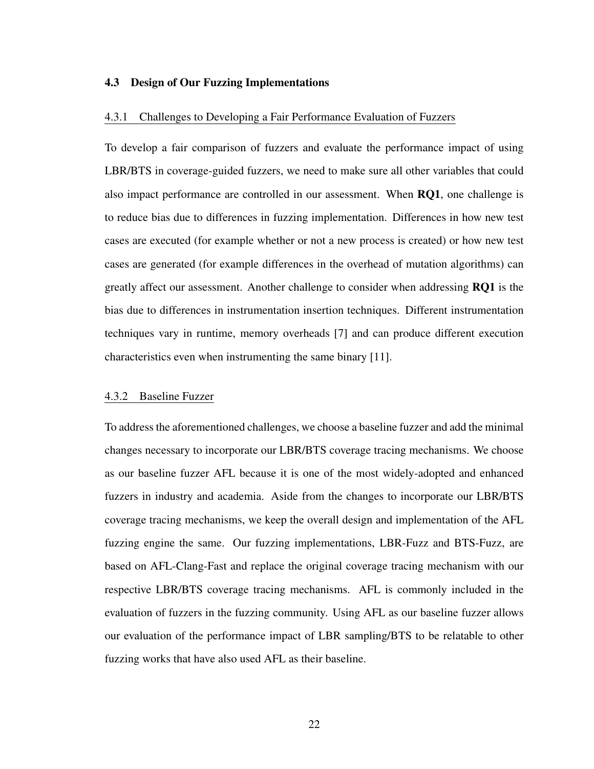### 4.3 Design of Our Fuzzing Implementations

#### 4.3.1 Challenges to Developing a Fair Performance Evaluation of Fuzzers

To develop a fair comparison of fuzzers and evaluate the performance impact of using LBR/BTS in coverage-guided fuzzers, we need to make sure all other variables that could also impact performance are controlled in our assessment. When **RQ1**, one challenge is to reduce bias due to differences in fuzzing implementation. Differences in how new test cases are executed (for example whether or not a new process is created) or how new test cases are generated (for example differences in the overhead of mutation algorithms) can greatly affect our assessment. Another challenge to consider when addressing **RQ1** is the bias due to differences in instrumentation insertion techniques. Different instrumentation techniques vary in runtime, memory overheads [7] and can produce different execution characteristics even when instrumenting the same binary [11].

#### 4.3.2 Baseline Fuzzer

To address the aforementioned challenges, we choose a baseline fuzzer and add the minimal changes necessary to incorporate our LBR/BTS coverage tracing mechanisms. We choose as our baseline fuzzer AFL because it is one of the most widely-adopted and enhanced fuzzers in industry and academia. Aside from the changes to incorporate our LBR/BTS coverage tracing mechanisms, we keep the overall design and implementation of the AFL fuzzing engine the same. Our fuzzing implementations, LBR-Fuzz and BTS-Fuzz, are based on AFL-Clang-Fast and replace the original coverage tracing mechanism with our respective LBR/BTS coverage tracing mechanisms. AFL is commonly included in the evaluation of fuzzers in the fuzzing community. Using AFL as our baseline fuzzer allows our evaluation of the performance impact of LBR sampling/BTS to be relatable to other fuzzing works that have also used AFL as their baseline.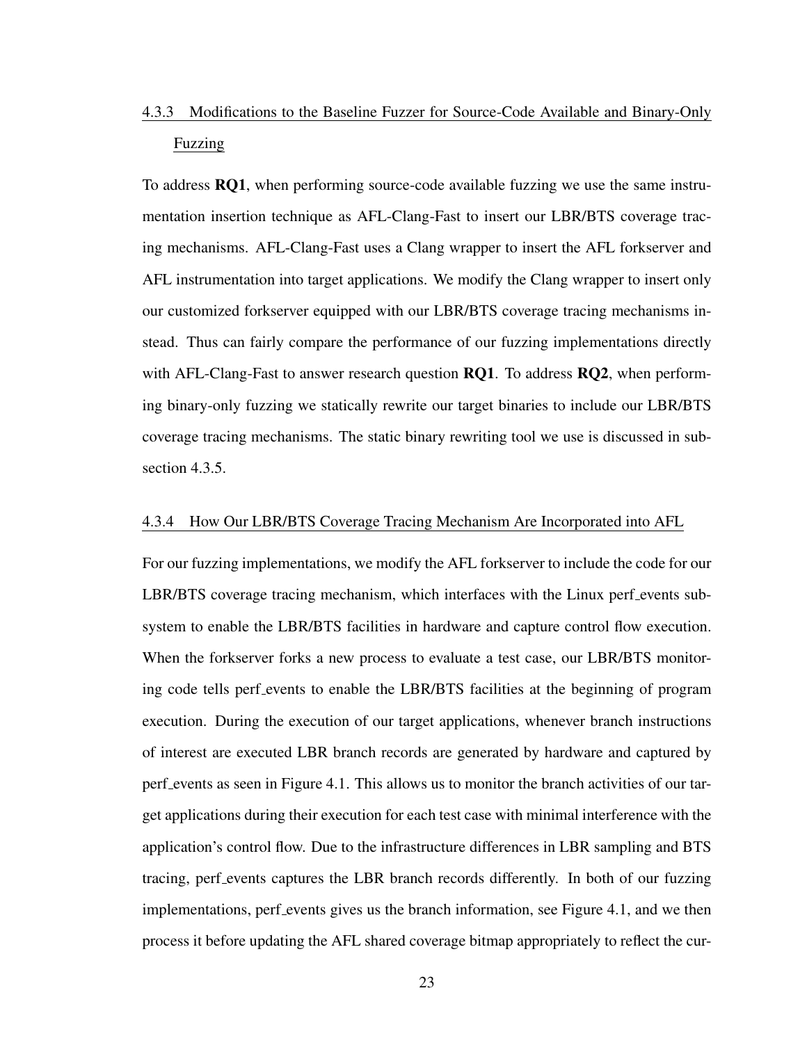### 4.3.3 Modifications to the Baseline Fuzzer for Source-Code Available and Binary-Only Fuzzing

To address **RQ1**, when performing source-code available fuzzing we use the same instrumentation insertion technique as AFL-Clang-Fast to insert our LBR/BTS coverage tracing mechanisms. AFL-Clang-Fast uses a Clang wrapper to insert the AFL forkserver and AFL instrumentation into target applications. We modify the Clang wrapper to insert only our customized forkserver equipped with our LBR/BTS coverage tracing mechanisms instead. Thus can fairly compare the performance of our fuzzing implementations directly with AFL-Clang-Fast to answer research question **RQ1**. To address **RQ2**, when performing binary-only fuzzing we statically rewrite our target binaries to include our LBR/BTS coverage tracing mechanisms. The static binary rewriting tool we use is discussed in subsection 4.3.5.

### 4.3.4 How Our LBR/BTS Coverage Tracing Mechanism Are Incorporated into AFL

For our fuzzing implementations, we modify the AFL forkserver to include the code for our LBR/BTS coverage tracing mechanism, which interfaces with the Linux perf_events subsystem to enable the LBR/BTS facilities in hardware and capture control flow execution. When the forkserver forks a new process to evaluate a test case, our LBR/BTS monitoring code tells perf_events to enable the LBR/BTS facilities at the beginning of program execution. During the execution of our target applications, whenever branch instructions of interest are executed LBR branch records are generated by hardware and captured by perf_events as seen in Figure 4.1. This allows us to monitor the branch activities of our target applications during their execution for each test case with minimal interference with the application's control flow. Due to the infrastructure differences in LBR sampling and BTS tracing, perf_events captures the LBR branch records differently. In both of our fuzzing implementations, perf_events gives us the branch information, see Figure 4.1, and we then process it before updating the AFL shared coverage bitmap appropriately to reflect the cur-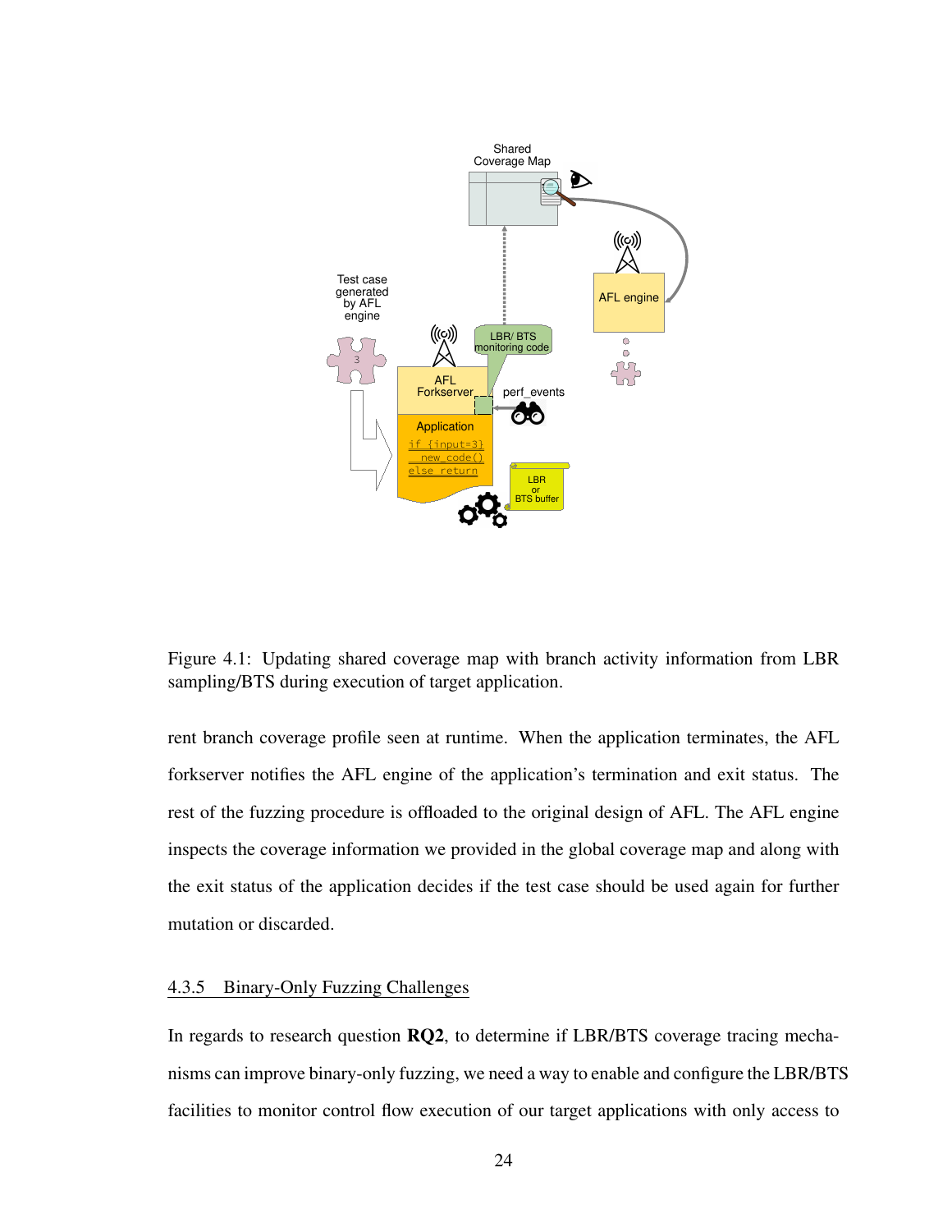Figure 4.1: Updating shared coverage map with branch activity information from LBR sampling/BTS during execution of target application.

rent branch coverage profile seen at runtime. When the application terminates, the AFL forkserver notifies the AFL engine of the application's termination and exit status. The rest of the fuzzing procedure is offloaded to the original design of AFL. The AFL engine inspects the coverage information we provided in the global coverage map and along with the exit status of the application decides if the test case should be used again for further mutation or discarded.

### 4.3.5 Binary-Only Fuzzing Challenges

In regards to research question **RQ2**, to determine if LBR/BTS coverage tracing mechanisms can improve binary-only fuzzing, we need a way to enable and configure the LBR/BTS facilities to monitor control flow execution of our target applications with only access to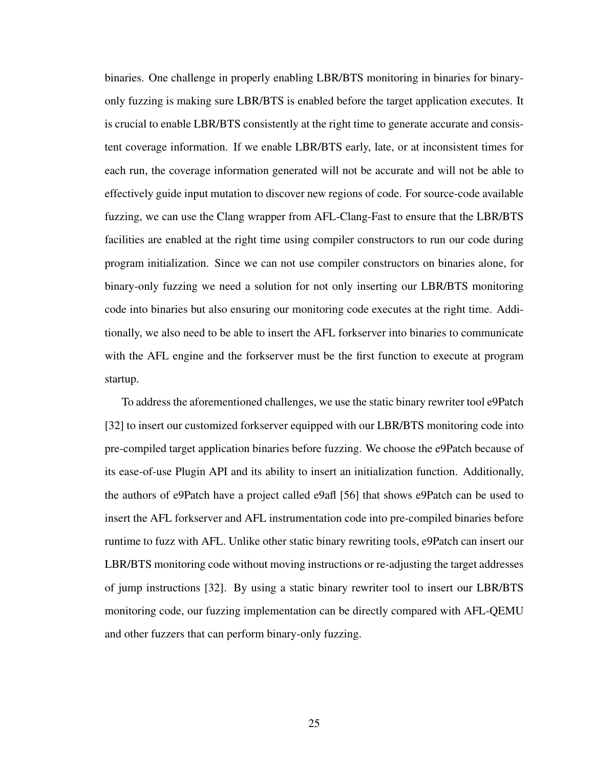binaries. One challenge in properly enabling LBR/BTS monitoring in binaries for binary-only fuzzing is making sure LBR/BTS is enabled before the target application executes. It is crucial to enable LBR/BTS consistently at the right time to generate accurate and consistent coverage information. If we enable LBR/BTS early, late, or at inconsistent times for each run, the coverage information generated will not be accurate and will not be able to effectively guide input mutation to discover new regions of code. For source-code available fuzzing, we can use the Clang wrapper from AFL-Clang-Fast to ensure that the LBR/BTS facilities are enabled at the right time using compiler constructors to run our code during program initialization. Since we can not use compiler constructors on binaries alone, for binary-only fuzzing we need a solution for not only inserting our LBR/BTS monitoring code into binaries but also ensuring our monitoring code executes at the right time. Additionally, we also need to be able to insert the AFL forkserver into binaries to communicate with the AFL engine and the forkserver must be the first function to execute at program startup.

To address the aforementioned challenges, we use the static binary rewriter tool e9Patch [32] to insert our customized forkserver equipped with our LBR/BTS monitoring code into pre-compiled target application binaries before fuzzing. We choose the e9Patch because of its ease-of-use Plugin API and its ability to insert an initialization function. Additionally, the authors of e9Patch have a project called e9afl [56] that shows e9Patch can be used to insert the AFL forkserver and AFL instrumentation code into pre-compiled binaries before runtime to fuzz with AFL. Unlike other static binary rewriting tools, e9Patch can insert our LBR/BTS monitoring code without moving instructions or re-adjusting the target addresses of jump instructions [32]. By using a static binary rewriter tool to insert our LBR/BTS monitoring code, our fuzzing implementation can be directly compared with AFL-QEMU and other fuzzers that can perform binary-only fuzzing.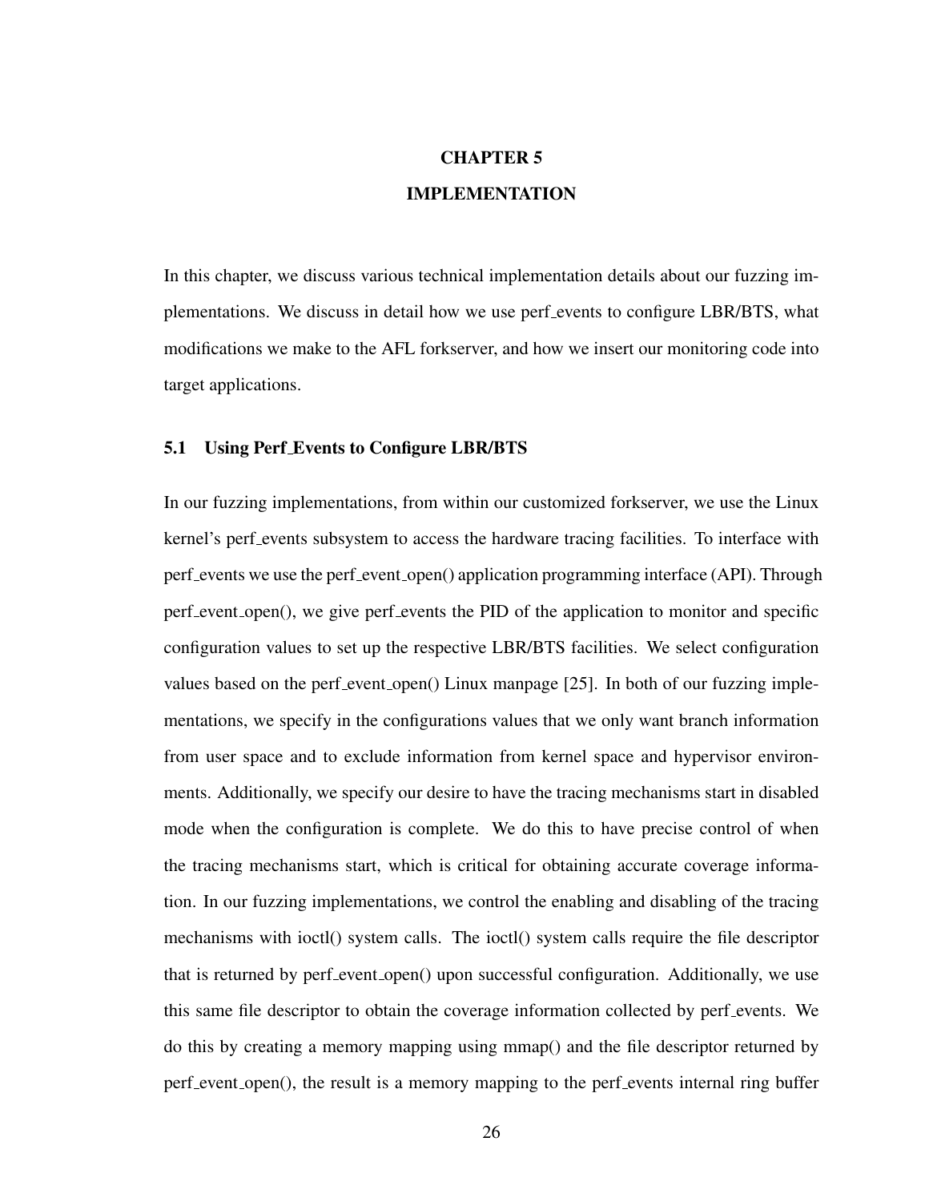# CHAPTER 5

# IMPLEMENTATION

In this chapter, we discuss various technical implementation details about our fuzzing implementations. We discuss in detail how we use perf_events to configure LBR/BTS, what modifications we make to the AFL forkserver, and how we insert our monitoring code into target applications.

## 5.1 Using Perf_Events to Configure LBR/BTS

In our fuzzing implementations, from within our customized forkserver, we use the Linux kernel's perf_events subsystem to access the hardware tracing facilities. To interface with perf_events we use the perf_event_open() application programming interface (API). Through perf_event_open(), we give perf_events the PID of the application to monitor and specific configuration values to set up the respective LBR/BTS facilities. We select configuration values based on the perf_event_open() Linux manpage [25]. In both of our fuzzing implementations, we specify in the configurations values that we only want branch information from user space and to exclude information from kernel space and hypervisor environments. Additionally, we specify our desire to have the tracing mechanisms start in disabled mode when the configuration is complete. We do this to have precise control of when the tracing mechanisms start, which is critical for obtaining accurate coverage information. In our fuzzing implementations, we control the enabling and disabling of the tracing mechanisms with ioctl() system calls. The ioctl() system calls require the file descriptor that is returned by perf_event_open() upon successful configuration. Additionally, we use this same file descriptor to obtain the coverage information collected by perf_events. We do this by creating a memory mapping using mmap() and the file descriptor returned by perf_event_open(), the result is a memory mapping to the perf_events internal ring buffer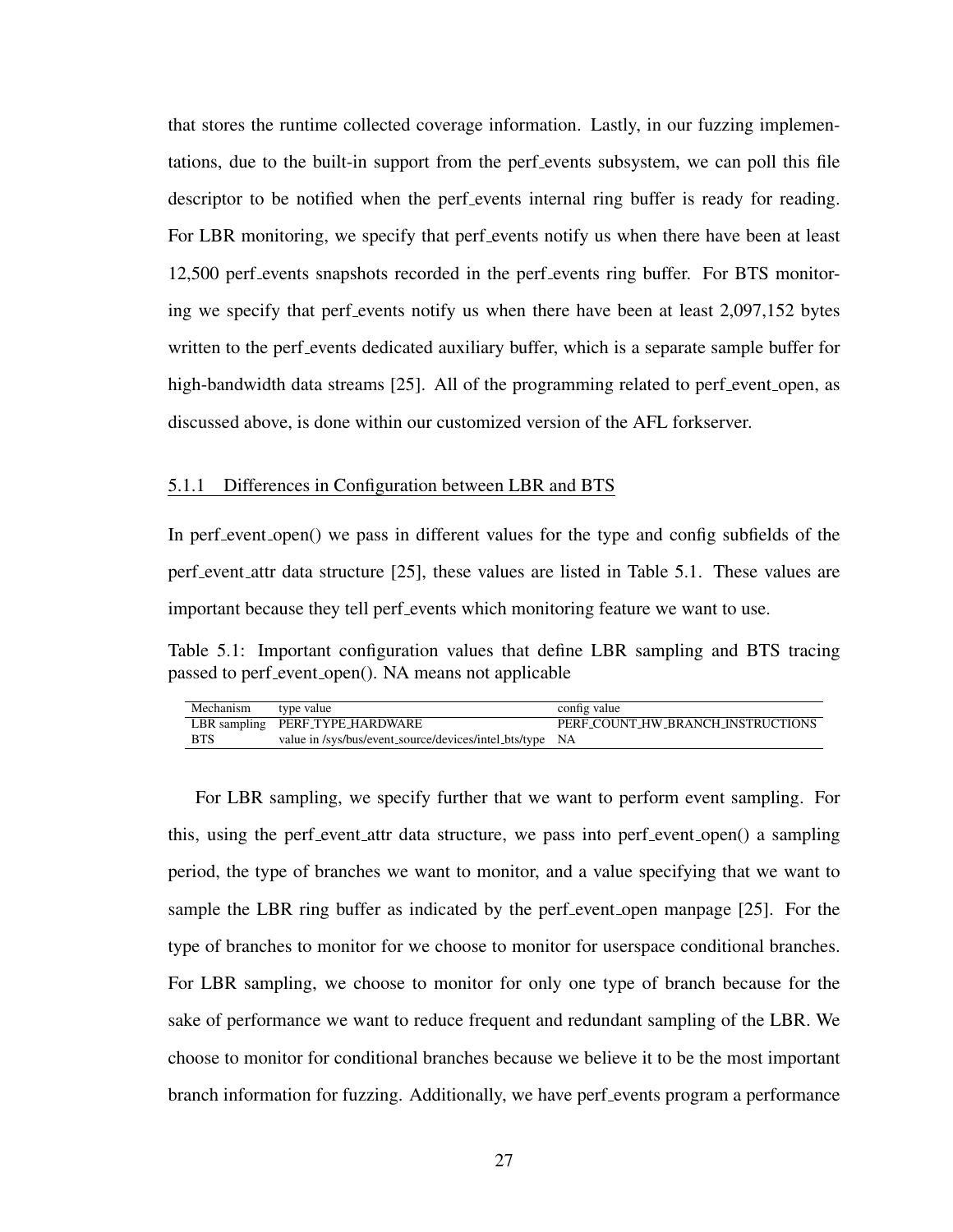that stores the runtime collected coverage information. Lastly, in our fuzzing implementations, due to the built-in support from the perf_events subsystem, we can poll this file descriptor to be notified when the perf_events internal ring buffer is ready for reading. For LBR monitoring, we specify that perf_events notify us when there have been at least 12,500 perf_events snapshots recorded in the perf_events ring buffer. For BTS monitoring we specify that perf_events notify us when there have been at least 2,097,152 bytes written to the perf_events dedicated auxiliary buffer, which is a separate sample buffer for high-bandwidth data streams [25]. All of the programming related to perf_event_open, as discussed above, is done within our customized version of the AFL forkserver.

### 5.1.1 Differences in Configuration between LBR and BTS

In perf_event_open() we pass in different values for the type and config subfields of the perf_event_attr data structure [25], these values are listed in Table 5.1. These values are important because they tell perf_events which monitoring feature we want to use.

Table 5.1: Important configuration values that define LBR sampling and BTS tracing passed to perf_event_open(). NA means not applicable

| Mechanism | type value | config value |
|---|---|---|
| LBR sampling | PERF_TYPE_HARDWARE | PERF_COUNT_HW_BRANCH_INSTRUCTIONS |
| BTS | value in /sys/bus/event_source/devices/intel_bts/type | NA |

For LBR sampling, we specify further that we want to perform event sampling. For this, using the perf_event_attr data structure, we pass into perf_event_open() a sampling period, the type of branches we want to monitor, and a value specifying that we want to sample the LBR ring buffer as indicated by the perf_event_open manpage [25]. For the type of branches to monitor for we choose to monitor for userspace conditional branches. For LBR sampling, we choose to monitor for only one type of branch because for the sake of performance we want to reduce frequent and redundant sampling of the LBR. We choose to monitor for conditional branches because we believe it to be the most important branch information for fuzzing. Additionally, we have perf_events program a performance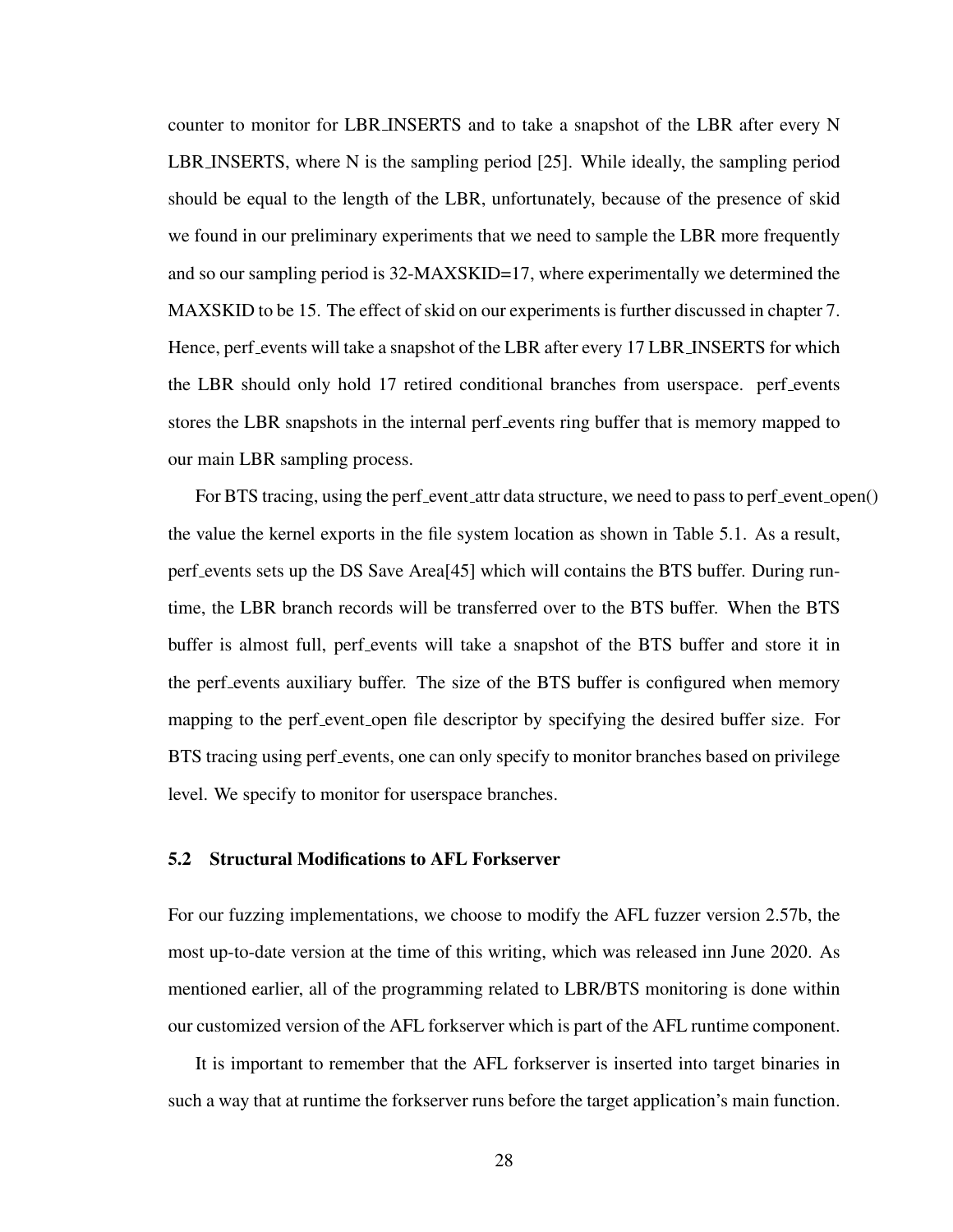counter to monitor for LBR_INSERTS and to take a snapshot of the LBR after every N LBR_INSERTS, where N is the sampling period [25]. While ideally, the sampling period should be equal to the length of the LBR, unfortunately, because of the presence of skid we found in our preliminary experiments that we need to sample the LBR more frequently and so our sampling period is 32-MAXSKID=17, where experimentally we determined the MAXSKID to be 15. The effect of skid on our experiments is further discussed in chapter 7. Hence, perf_events will take a snapshot of the LBR after every 17 LBR_INSERTS for which the LBR should only hold 17 retired conditional branches from userspace. perf_events stores the LBR snapshots in the internal perf_events ring buffer that is memory mapped to our main LBR sampling process.

For BTS tracing, using the perf_event_attr data structure, we need to pass to perf_event_open() the value the kernel exports in the file system location as shown in Table 5.1. As a result, perf_events sets up the DS Save Area[45] which will contains the BTS buffer. During runtime, the LBR branch records will be transferred over to the BTS buffer. When the BTS buffer is almost full, perf_events will take a snapshot of the BTS buffer and store it in the perf_events auxiliary buffer. The size of the BTS buffer is configured when memory mapping to the perf_event_open file descriptor by specifying the desired buffer size. For BTS tracing using perf_events, one can only specify to monitor branches based on privilege level. We specify to monitor for userspace branches.

### 5.2 Structural Modifications to AFL Forkserver

For our fuzzing implementations, we choose to modify the AFL fuzzer version 2.57b, the most up-to-date version at the time of this writing, which was released inn June 2020. As mentioned earlier, all of the programming related to LBR/BTS monitoring is done within our customized version of the AFL forkserver which is part of the AFL runtime component.

It is important to remember that the AFL forkserver is inserted into target binaries in such a way that at runtime the forkserver runs before the target application's main function.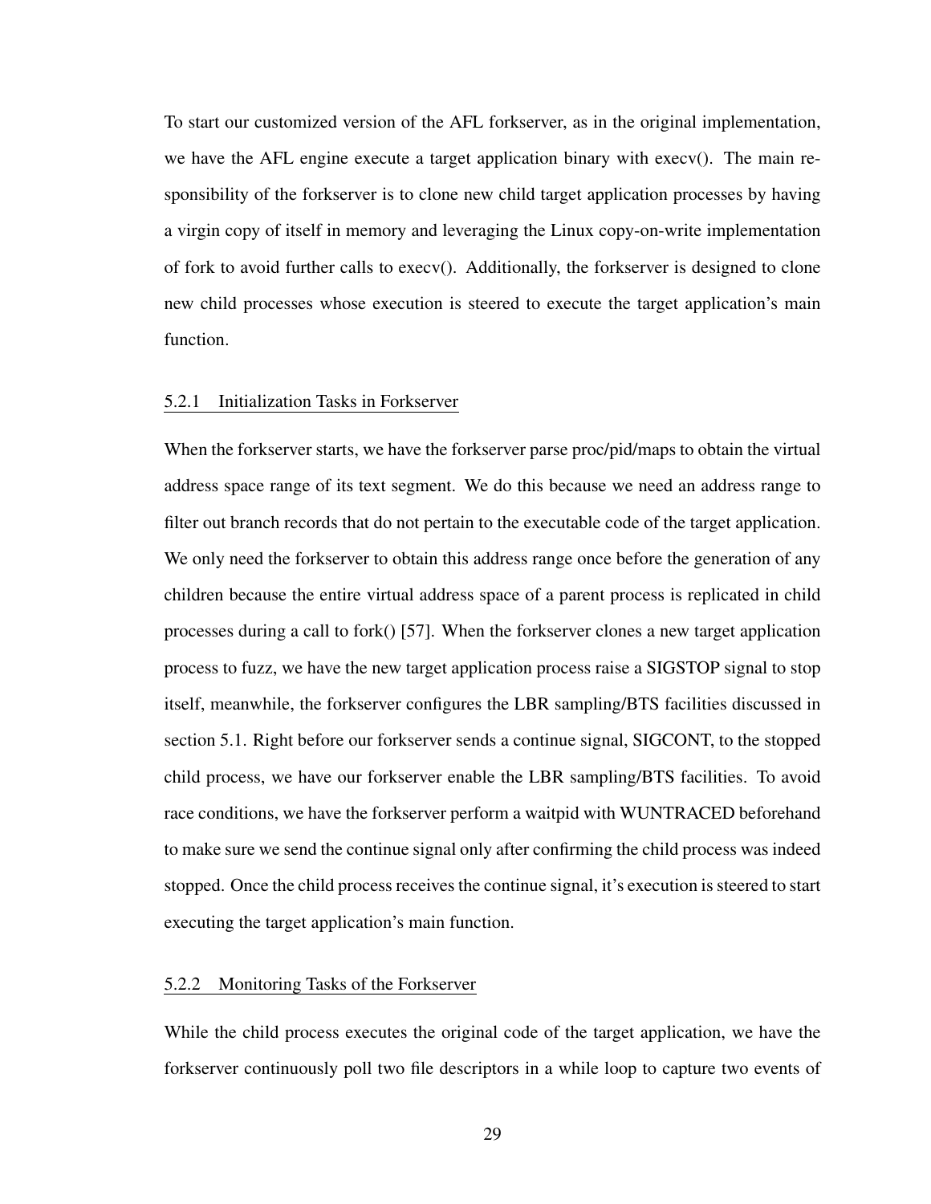To start our customized version of the AFL forkserver, as in the original implementation, we have the AFL engine execute a target application binary with execv(). The main responsibility of the forkserver is to clone new child target application processes by having a virgin copy of itself in memory and leveraging the Linux copy-on-write implementation of fork to avoid further calls to execv(). Additionally, the forkserver is designed to clone new child processes whose execution is steered to execute the target application's main function.

### 5.2.1 Initialization Tasks in Forkserver

When the forkserver starts, we have the forkserver parse proc/pid/maps to obtain the virtual address space range of its text segment. We do this because we need an address range to filter out branch records that do not pertain to the executable code of the target application. We only need the forkserver to obtain this address range once before the generation of any children because the entire virtual address space of a parent process is replicated in child processes during a call to fork() [57]. When the forkserver clones a new target application process to fuzz, we have the new target application process raise a SIGSTOP signal to stop itself, meanwhile, the forkserver configures the LBR sampling/BTS facilities discussed in section 5.1. Right before our forkserver sends a continue signal, SIGCONT, to the stopped child process, we have our forkserver enable the LBR sampling/BTS facilities. To avoid race conditions, we have the forkserver perform a waitpid with WUNTRACED beforehand to make sure we send the continue signal only after confirming the child process was indeed stopped. Once the child process receives the continue signal, it's execution is steered to start executing the target application's main function.

### 5.2.2 Monitoring Tasks of the Forkserver

While the child process executes the original code of the target application, we have the forkserver continuously poll two file descriptors in a while loop to capture two events of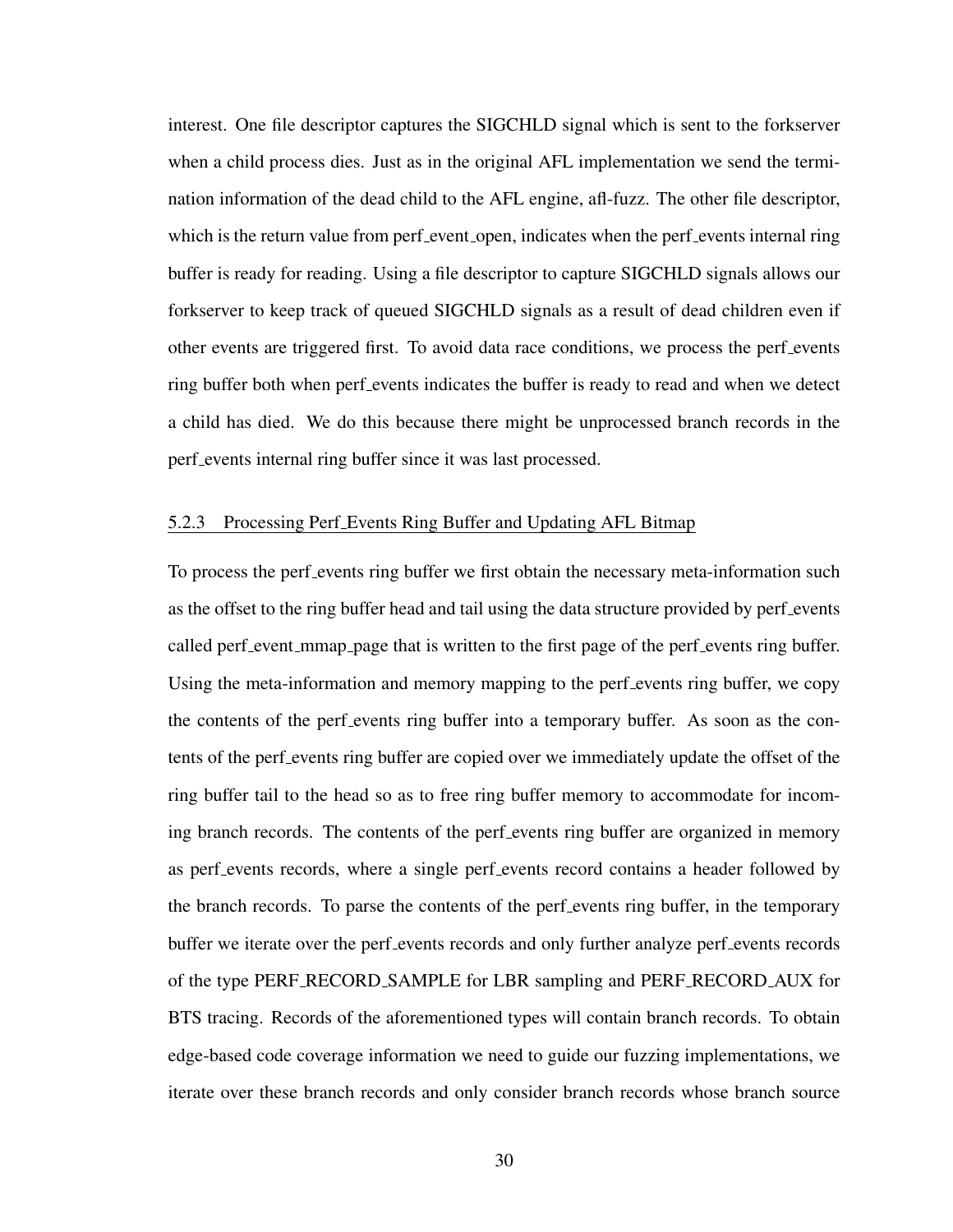interest. One file descriptor captures the SIGCHLD signal which is sent to the forkserver when a child process dies. Just as in the original AFL implementation we send the termination information of the dead child to the AFL engine, afl-fuzz. The other file descriptor, which is the return value from perf_event_open, indicates when the perf_events internal ring buffer is ready for reading. Using a file descriptor to capture SIGCHLD signals allows our forkserver to keep track of queued SIGCHLD signals as a result of dead children even if other events are triggered first. To avoid data race conditions, we process the perf_events ring buffer both when perf_events indicates the buffer is ready to read and when we detect a child has died. We do this because there might be unprocessed branch records in the perf_events internal ring buffer since it was last processed.

### 5.2.3 Processing Perf_Events Ring Buffer and Updating AFL Bitmap

To process the perf_events ring buffer we first obtain the necessary meta-information such as the offset to the ring buffer head and tail using the data structure provided by perf_events called perf_event_mmap_page that is written to the first page of the perf_events ring buffer. Using the meta-information and memory mapping to the perf_events ring buffer, we copy the contents of the perf_events ring buffer into a temporary buffer. As soon as the contents of the perf_events ring buffer are copied over we immediately update the offset of the ring buffer tail to the head so as to free ring buffer memory to accommodate for incoming branch records. The contents of the perf_events ring buffer are organized in memory as perf_events records, where a single perf_events record contains a header followed by the branch records. To parse the contents of the perf_events ring buffer, in the temporary buffer we iterate over the perf_events records and only further analyze perf_events records of the type PERF_RECORD_SAMPLE for LBR sampling and PERF_RECORD_AUX for BTS tracing. Records of the aforementioned types will contain branch records. To obtain edge-based code coverage information we need to guide our fuzzing implementations, we iterate over these branch records and only consider branch records whose branch source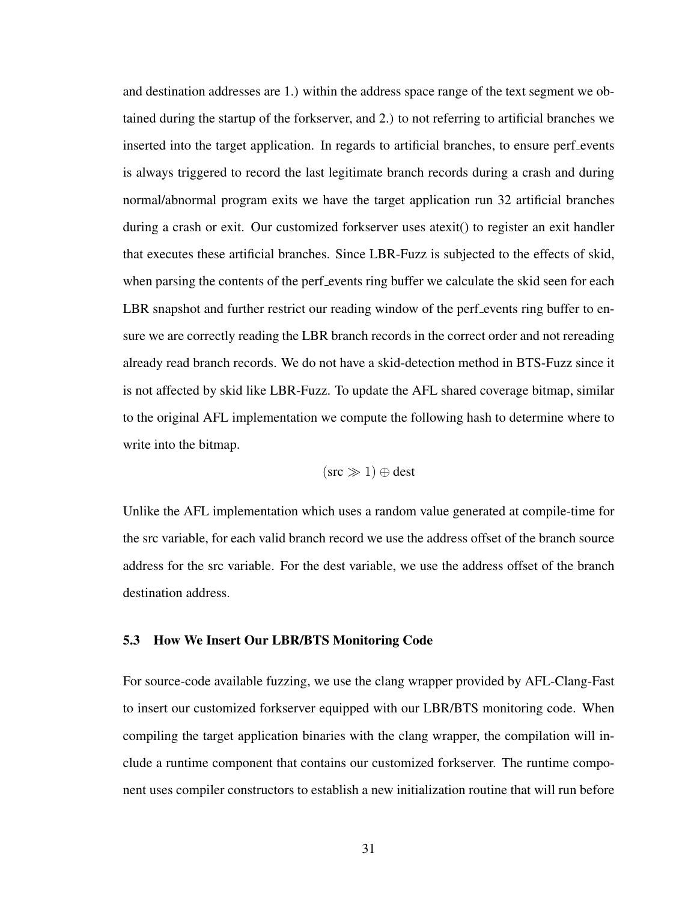and destination addresses are 1.) within the address space range of the text segment we obtained during the startup of the forkserver, and 2.) to not referring to artificial branches we inserted into the target application. In regards to artificial branches, to ensure perf_events is always triggered to record the last legitimate branch records during a crash and during normal/abnormal program exits we have the target application run 32 artificial branches during a crash or exit. Our customized forkserver uses atexit() to register an exit handler that executes these artificial branches. Since LBR-Fuzz is subjected to the effects of skid, when parsing the contents of the perf_events ring buffer we calculate the skid seen for each LBR snapshot and further restrict our reading window of the perf_events ring buffer to ensure we are correctly reading the LBR branch records in the correct order and not rereading already read branch records. We do not have a skid-detection method in BTS-Fuzz since it is not affected by skid like LBR-Fuzz. To update the AFL shared coverage bitmap, similar to the original AFL implementation we compute the following hash to determine where to write into the bitmap.

$$(\text{src} \gg 1) \oplus \text{dest}$$

Unlike the AFL implementation which uses a random value generated at compile-time for the src variable, for each valid branch record we use the address offset of the branch source address for the src variable. For the dest variable, we use the address offset of the branch destination address.

### 5.3 How We Insert Our LBR/BTS Monitoring Code

For source-code available fuzzing, we use the clang wrapper provided by AFL-Clang-Fast to insert our customized forkserver equipped with our LBR/BTS monitoring code. When compiling the target application binaries with the clang wrapper, the compilation will include a runtime component that contains our customized forkserver. The runtime component uses compiler constructors to establish a new initialization routine that will run before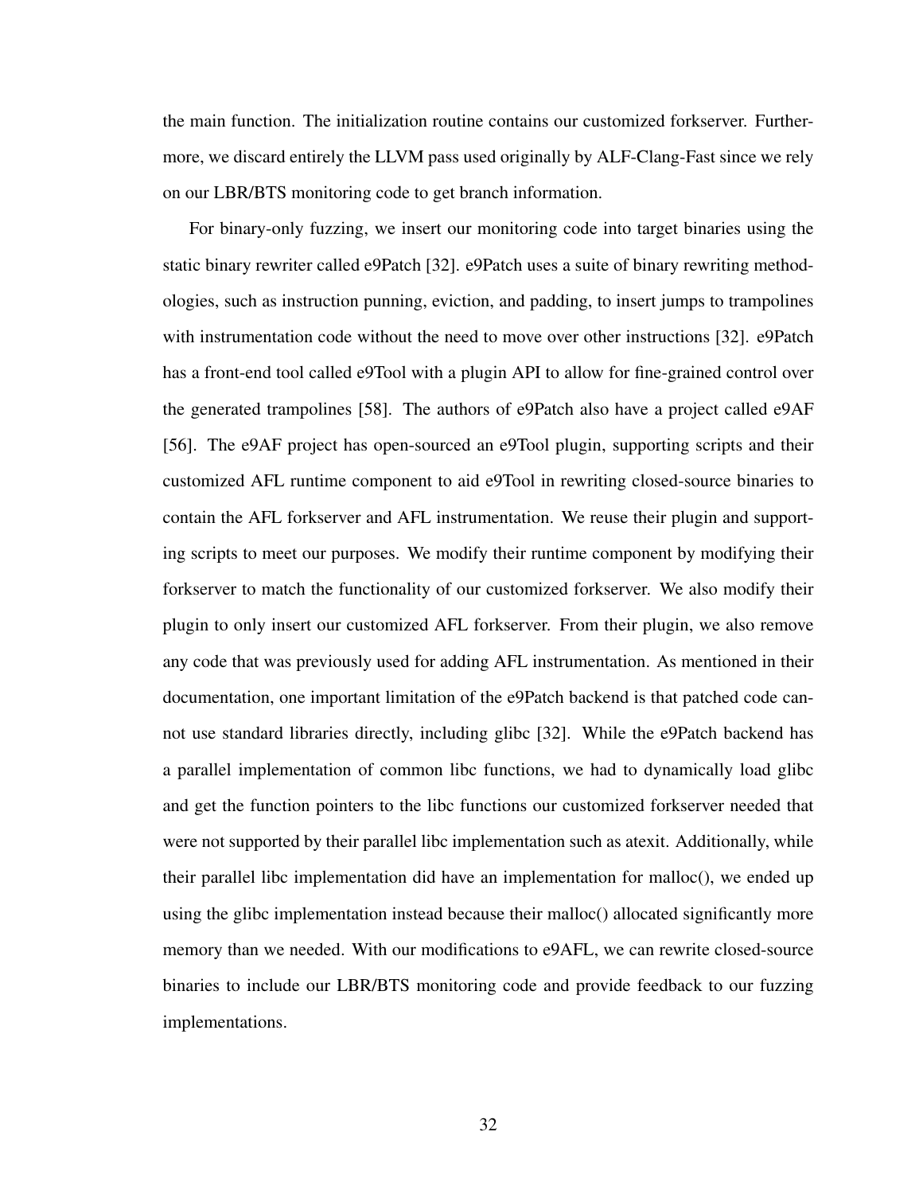the main function. The initialization routine contains our customized forkserver. Furthermore, we discard entirely the LLVM pass used originally by ALF-Clang-Fast since we rely on our LBR/BTS monitoring code to get branch information.

For binary-only fuzzing, we insert our monitoring code into target binaries using the static binary rewriter called e9Patch [32]. e9Patch uses a suite of binary rewriting methodologies, such as instruction punning, eviction, and padding, to insert jumps to trampolines with instrumentation code without the need to move over other instructions [32]. e9Patch has a front-end tool called e9Tool with a plugin API to allow for fine-grained control over the generated trampolines [58]. The authors of e9Patch also have a project called e9AF [56]. The e9AF project has open-sourced an e9Tool plugin, supporting scripts and their customized AFL runtime component to aid e9Tool in rewriting closed-source binaries to contain the AFL forkserver and AFL instrumentation. We reuse their plugin and supporting scripts to meet our purposes. We modify their runtime component by modifying their forkserver to match the functionality of our customized forkserver. We also modify their plugin to only insert our customized AFL forkserver. From their plugin, we also remove any code that was previously used for adding AFL instrumentation. As mentioned in their documentation, one important limitation of the e9Patch backend is that patched code cannot use standard libraries directly, including glibc [32]. While the e9Patch backend has a parallel implementation of common libc functions, we had to dynamically load glibc and get the function pointers to the libc functions our customized forkserver needed that were not supported by their parallel libc implementation such as atexit. Additionally, while their parallel libc implementation did have an implementation for malloc(), we ended up using the glibc implementation instead because their malloc() allocated significantly more memory than we needed. With our modifications to e9AFL, we can rewrite closed-source binaries to include our LBR/BTS monitoring code and provide feedback to our fuzzing implementations.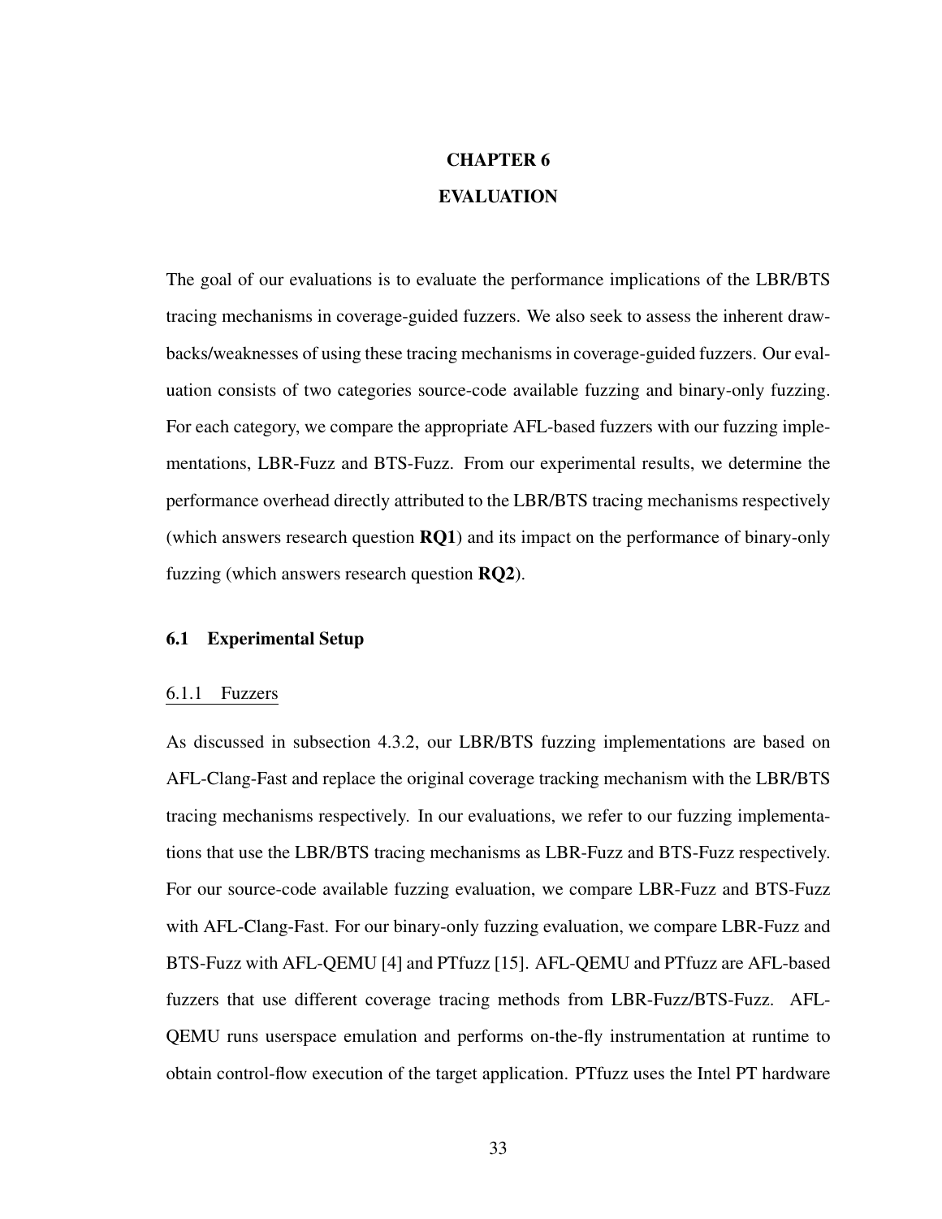# CHAPTER 6

# EVALUATION

The goal of our evaluations is to evaluate the performance implications of the LBR/BTS tracing mechanisms in coverage-guided fuzzers. We also seek to assess the inherent drawbacks/weaknesses of using these tracing mechanisms in coverage-guided fuzzers. Our evaluation consists of two categories source-code available fuzzing and binary-only fuzzing. For each category, we compare the appropriate AFL-based fuzzers with our fuzzing implementations, LBR-Fuzz and BTS-Fuzz. From our experimental results, we determine the performance overhead directly attributed to the LBR/BTS tracing mechanisms respectively (which answers research question **RQ1**) and its impact on the performance of binary-only fuzzing (which answers research question **RQ2**).

## 6.1 Experimental Setup

### 6.1.1 Fuzzers

As discussed in subsection 4.3.2, our LBR/BTS fuzzing implementations are based on AFL-Clang-Fast and replace the original coverage tracking mechanism with the LBR/BTS tracing mechanisms respectively. In our evaluations, we refer to our fuzzing implementations that use the LBR/BTS tracing mechanisms as LBR-Fuzz and BTS-Fuzz respectively. For our source-code available fuzzing evaluation, we compare LBR-Fuzz and BTS-Fuzz with AFL-Clang-Fast. For our binary-only fuzzing evaluation, we compare LBR-Fuzz and BTS-Fuzz with AFL-QEMU [4] and PTfuzz [15]. AFL-QEMU and PTfuzz are AFL-based fuzzers that use different coverage tracing methods from LBR-Fuzz/BTS-Fuzz. AFL-QEMU runs userspace emulation and performs on-the-fly instrumentation at runtime to obtain control-flow execution of the target application. PTfuzz uses the Intel PT hardware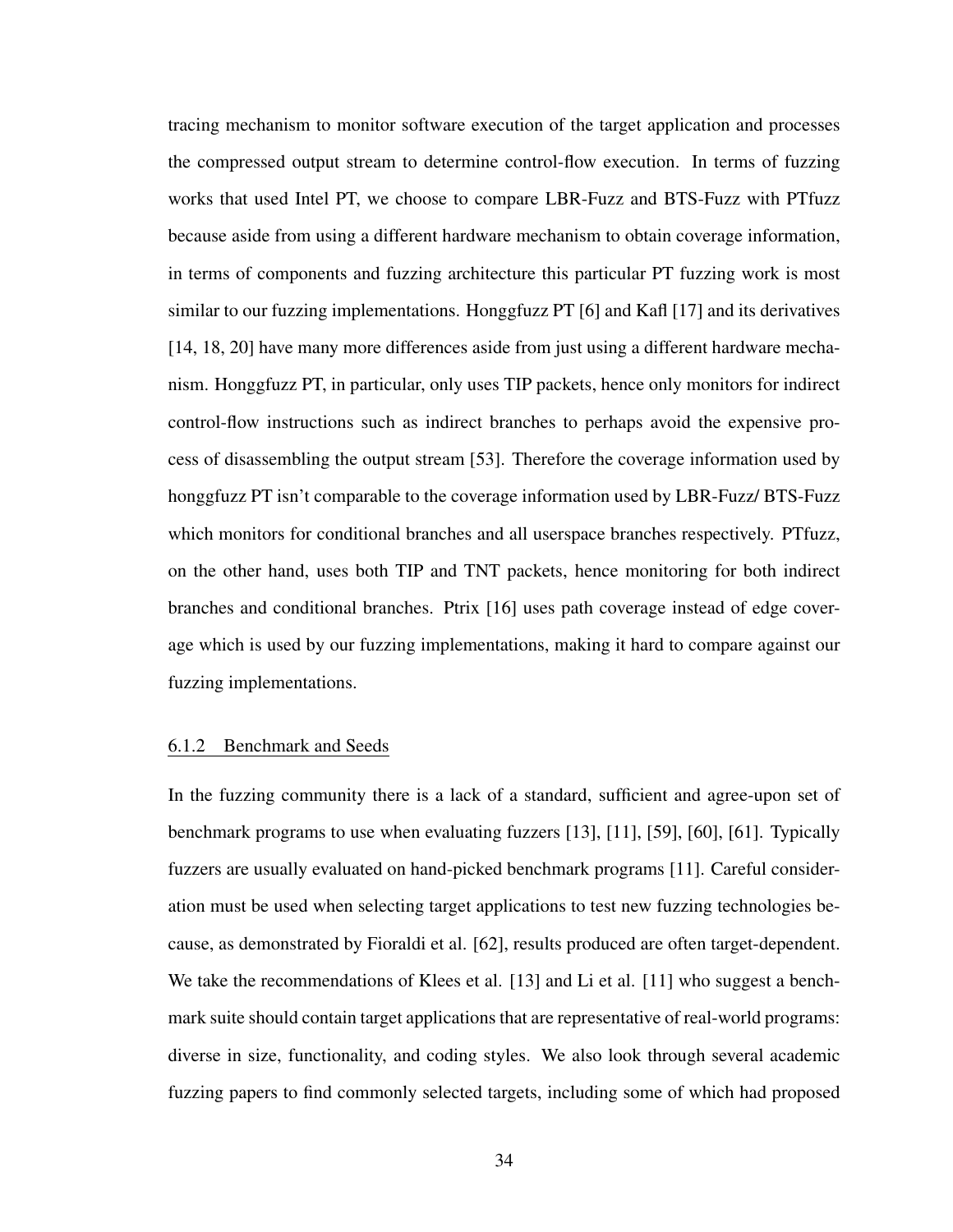tracing mechanism to monitor software execution of the target application and processes the compressed output stream to determine control-flow execution. In terms of fuzzing works that used Intel PT, we choose to compare LBR-Fuzz and BTS-Fuzz with PTfuzz because aside from using a different hardware mechanism to obtain coverage information, in terms of components and fuzzing architecture this particular PT fuzzing work is most similar to our fuzzing implementations. Honggfuzz PT [6] and Kafl [17] and its derivatives [14, 18, 20] have many more differences aside from just using a different hardware mechanism. Honggfuzz PT, in particular, only uses TIP packets, hence only monitors for indirect control-flow instructions such as indirect branches to perhaps avoid the expensive process of disassembling the output stream [53]. Therefore the coverage information used by honggfuzz PT isn't comparable to the coverage information used by LBR-Fuzz/ BTS-Fuzz which monitors for conditional branches and all userspace branches respectively. PTfuzz, on the other hand, uses both TIP and TNT packets, hence monitoring for both indirect branches and conditional branches. Ptrix [16] uses path coverage instead of edge coverage which is used by our fuzzing implementations, making it hard to compare against our fuzzing implementations.

### 6.1.2 Benchmark and Seeds

In the fuzzing community there is a lack of a standard, sufficient and agree-upon set of benchmark programs to use when evaluating fuzzers [13], [11], [59], [60], [61]. Typically fuzzers are usually evaluated on hand-picked benchmark programs [11]. Careful consideration must be used when selecting target applications to test new fuzzing technologies because, as demonstrated by Fioraldi et al. [62], results produced are often target-dependent. We take the recommendations of Klees et al. [13] and Li et al. [11] who suggest a benchmark suite should contain target applications that are representative of real-world programs: diverse in size, functionality, and coding styles. We also look through several academic fuzzing papers to find commonly selected targets, including some of which had proposed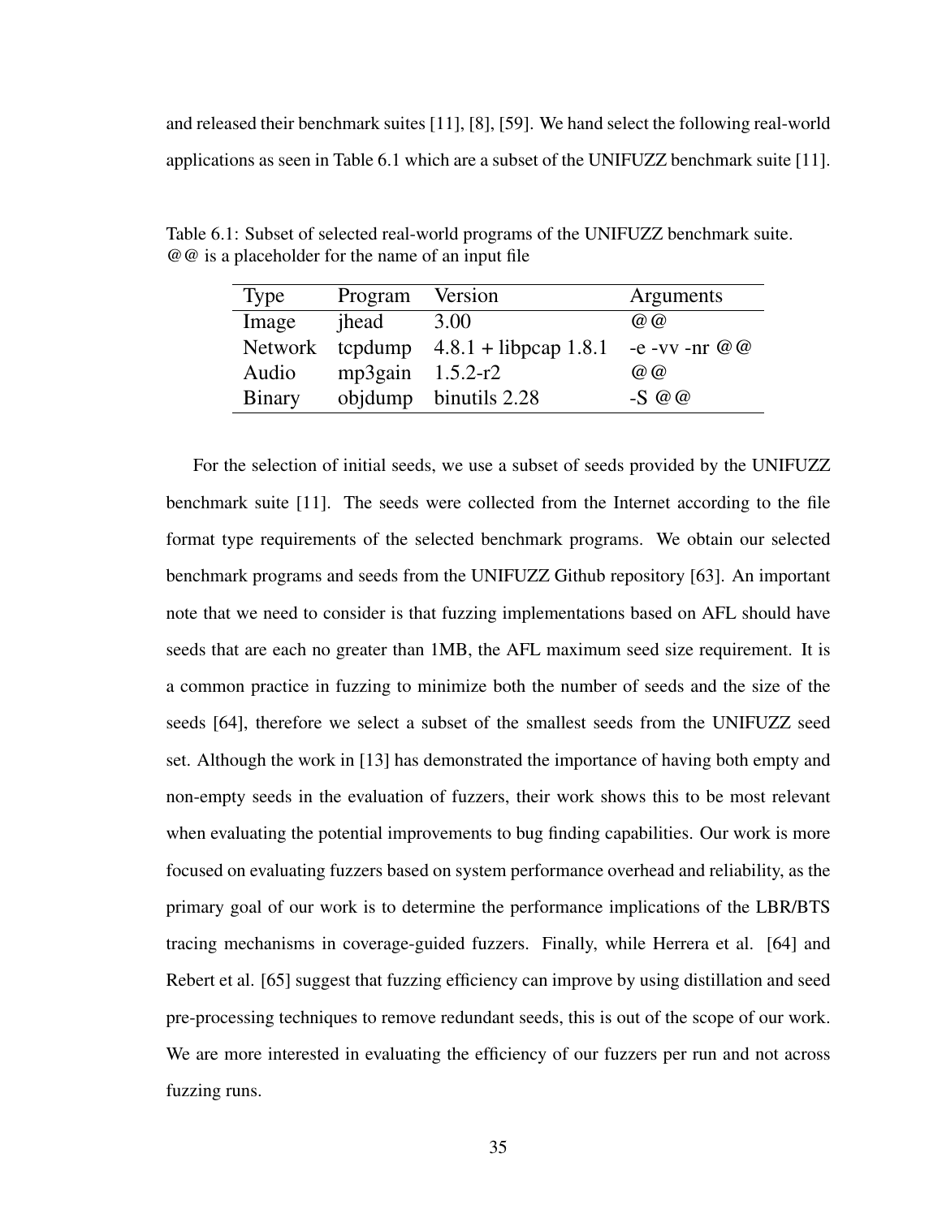and released their benchmark suites [11], [8], [59]. We hand select the following real-world applications as seen in Table 6.1 which are a subset of the UNIFUZZ benchmark suite [11].

Table 6.1: Subset of selected real-world programs of the UNIFUZZ benchmark suite. @@ is a placeholder for the name of an input file

| Type | Program | Version | Arguments |
|---|---|---|---|
| Image | jhead | 3.00 | @@ |
| Network | tcpdump | 4.8.1 + libpcap 1.8.1 | -e -vv -nr @@ |
| Audio | mp3gain | 1.5.2-r2 | @@ |
| Binary | objdump | binutils 2.28 | -S @@ |

For the selection of initial seeds, we use a subset of seeds provided by the UNIFUZZ benchmark suite [11]. The seeds were collected from the Internet according to the file format type requirements of the selected benchmark programs. We obtain our selected benchmark programs and seeds from the UNIFUZZ Github repository [63]. An important note that we need to consider is that fuzzing implementations based on AFL should have seeds that are each no greater than 1MB, the AFL maximum seed size requirement. It is a common practice in fuzzing to minimize both the number of seeds and the size of the seeds [64], therefore we select a subset of the smallest seeds from the UNIFUZZ seed set. Although the work in [13] has demonstrated the importance of having both empty and non-empty seeds in the evaluation of fuzzers, their work shows this to be most relevant when evaluating the potential improvements to bug finding capabilities. Our work is more focused on evaluating fuzzers based on system performance overhead and reliability, as the primary goal of our work is to determine the performance implications of the LBR/BTS tracing mechanisms in coverage-guided fuzzers. Finally, while Herrera et al. [64] and Rebert et al. [65] suggest that fuzzing efficiency can improve by using distillation and seed pre-processing techniques to remove redundant seeds, this is out of the scope of our work. We are more interested in evaluating the efficiency of our fuzzers per run and not across fuzzing runs.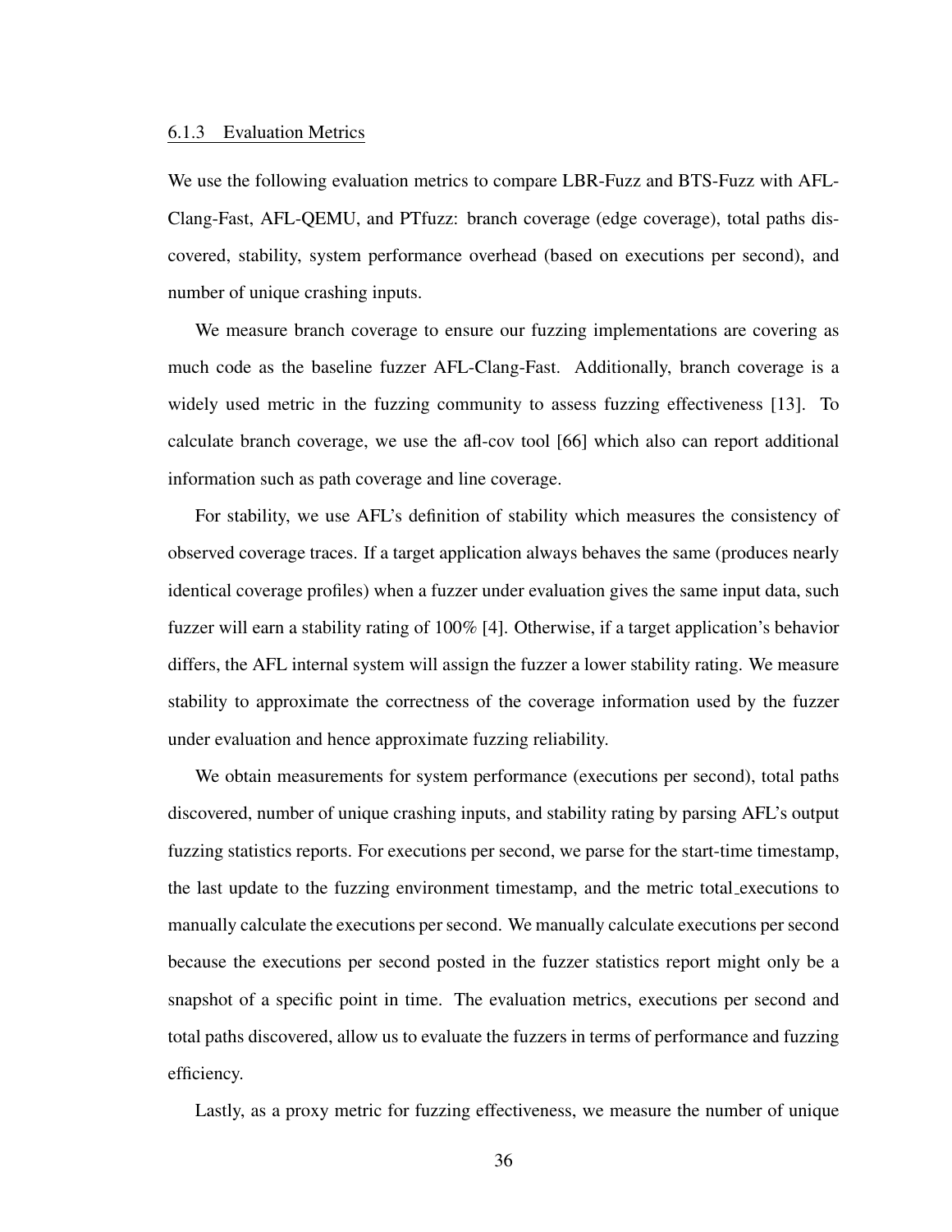### 6.1.3 Evaluation Metrics

We use the following evaluation metrics to compare LBR-Fuzz and BTS-Fuzz with AFL-Clang-Fast, AFL-QEMU, and PTfuzz: branch coverage (edge coverage), total paths discovered, stability, system performance overhead (based on executions per second), and number of unique crashing inputs.

We measure branch coverage to ensure our fuzzing implementations are covering as much code as the baseline fuzzer AFL-Clang-Fast. Additionally, branch coverage is a widely used metric in the fuzzing community to assess fuzzing effectiveness [13]. To calculate branch coverage, we use the afl-cov tool [66] which also can report additional information such as path coverage and line coverage.

For stability, we use AFL's definition of stability which measures the consistency of observed coverage traces. If a target application always behaves the same (produces nearly identical coverage profiles) when a fuzzer under evaluation gives the same input data, such fuzzer will earn a stability rating of 100% [4]. Otherwise, if a target application's behavior differs, the AFL internal system will assign the fuzzer a lower stability rating. We measure stability to approximate the correctness of the coverage information used by the fuzzer under evaluation and hence approximate fuzzing reliability.

We obtain measurements for system performance (executions per second), total paths discovered, number of unique crashing inputs, and stability rating by parsing AFL's output fuzzing statistics reports. For executions per second, we parse for the start-time timestamp, the last update to the fuzzing environment timestamp, and the metric total_executions to manually calculate the executions per second. We manually calculate executions per second because the executions per second posted in the fuzzer statistics report might only be a snapshot of a specific point in time. The evaluation metrics, executions per second and total paths discovered, allow us to evaluate the fuzzers in terms of performance and fuzzing efficiency.

Lastly, as a proxy metric for fuzzing effectiveness, we measure the number of unique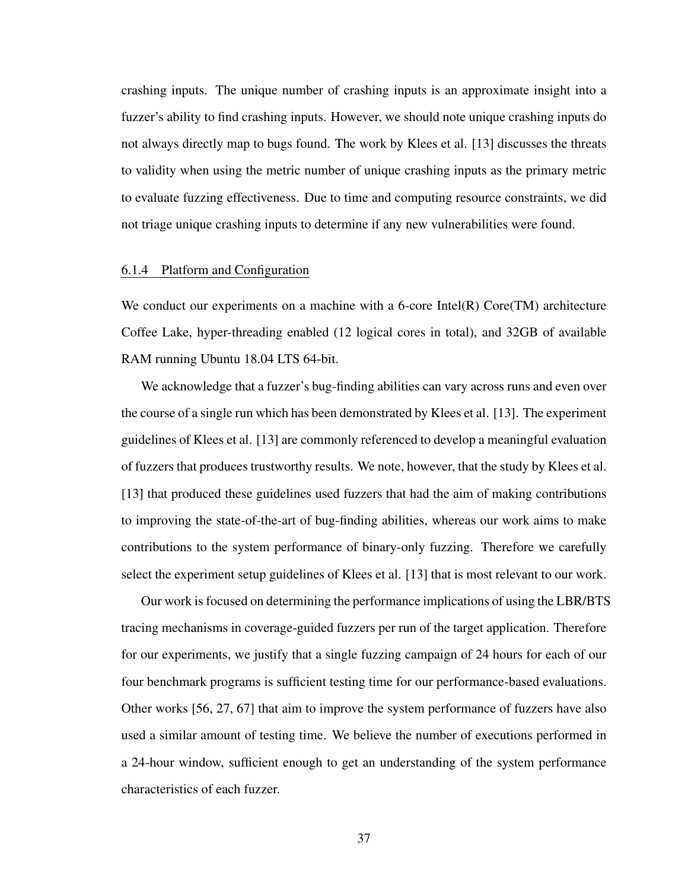crashing inputs. The unique number of crashing inputs is an approximate insight into a fuzzer's ability to find crashing inputs. However, we should note unique crashing inputs do not always directly map to bugs found. The work by Klees et al. [13] discusses the threats to validity when using the metric number of unique crashing inputs as the primary metric to evaluate fuzzing effectiveness. Due to time and computing resource constraints, we did not triage unique crashing inputs to determine if any new vulnerabilities were found.

#### 6.1.4 Platform and Configuration

We conduct our experiments on a machine with a 6-core Intel(R) Core(TM) architecture Coffee Lake, hyper-threading enabled (12 logical cores in total), and 32GB of available RAM running Ubuntu 18.04 LTS 64-bit.

We acknowledge that a fuzzer's bug-finding abilities can vary across runs and even over the course of a single run which has been demonstrated by Klees et al. [13]. The experiment guidelines of Klees et al. [13] are commonly referenced to develop a meaningful evaluation of fuzzers that produces trustworthy results. We note, however, that the study by Klees et al. [13] that produced these guidelines used fuzzers that had the aim of making contributions to improving the state-of-the-art of bug-finding abilities, whereas our work aims to make contributions to the system performance of binary-only fuzzing. Therefore we carefully select the experiment setup guidelines of Klees et al. [13] that is most relevant to our work.

Our work is focused on determining the performance implications of using the LBR/BTS tracing mechanisms in coverage-guided fuzzers per run of the target application. Therefore for our experiments, we justify that a single fuzzing campaign of 24 hours for each of our four benchmark programs is sufficient testing time for our performance-based evaluations. Other works [56, 27, 67] that aim to improve the system performance of fuzzers have also used a similar amount of testing time. We believe the number of executions performed in a 24-hour window, sufficient enough to get an understanding of the system performance characteristics of each fuzzer.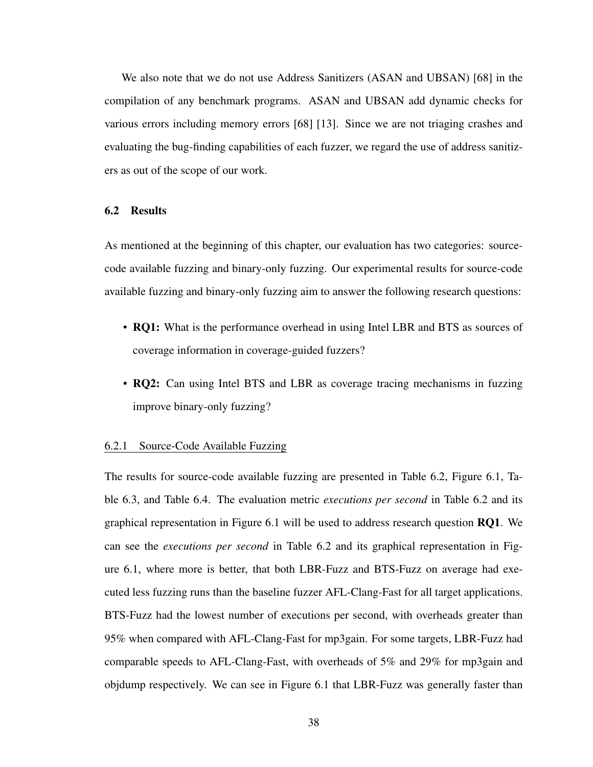We also note that we do not use Address Sanitizers (ASAN and UBSAN) [68] in the compilation of any benchmark programs. ASAN and UBSAN add dynamic checks for various errors including memory errors [68] [13]. Since we are not triaging crashes and evaluating the bug-finding capabilities of each fuzzer, we regard the use of address sanitizers as out of the scope of our work.

## 6.2 Results

As mentioned at the beginning of this chapter, our evaluation has two categories: source-code available fuzzing and binary-only fuzzing. Our experimental results for source-code available fuzzing and binary-only fuzzing aim to answer the following research questions:

- **RQ1:** What is the performance overhead in using Intel LBR and BTS as sources of coverage information in coverage-guided fuzzers?
- **RQ2:** Can using Intel BTS and LBR as coverage tracing mechanisms in fuzzing improve binary-only fuzzing?

### 6.2.1 Source-Code Available Fuzzing

The results for source-code available fuzzing are presented in Table 6.2, Figure 6.1, Table 6.3, and Table 6.4. The evaluation metric *executions per second* in Table 6.2 and its graphical representation in Figure 6.1 will be used to address research question **RQ1**. We can see the *executions per second* in Table 6.2 and its graphical representation in Figure 6.1, where more is better, that both LBR-Fuzz and BTS-Fuzz on average had executed less fuzzing runs than the baseline fuzzer AFL-Clang-Fast for all target applications. BTS-Fuzz had the lowest number of executions per second, with overheads greater than 95% when compared with AFL-Clang-Fast for mp3gain. For some targets, LBR-Fuzz had comparable speeds to AFL-Clang-Fast, with overheads of 5% and 29% for mp3gain and objdump respectively. We can see in Figure 6.1 that LBR-Fuzz was generally faster than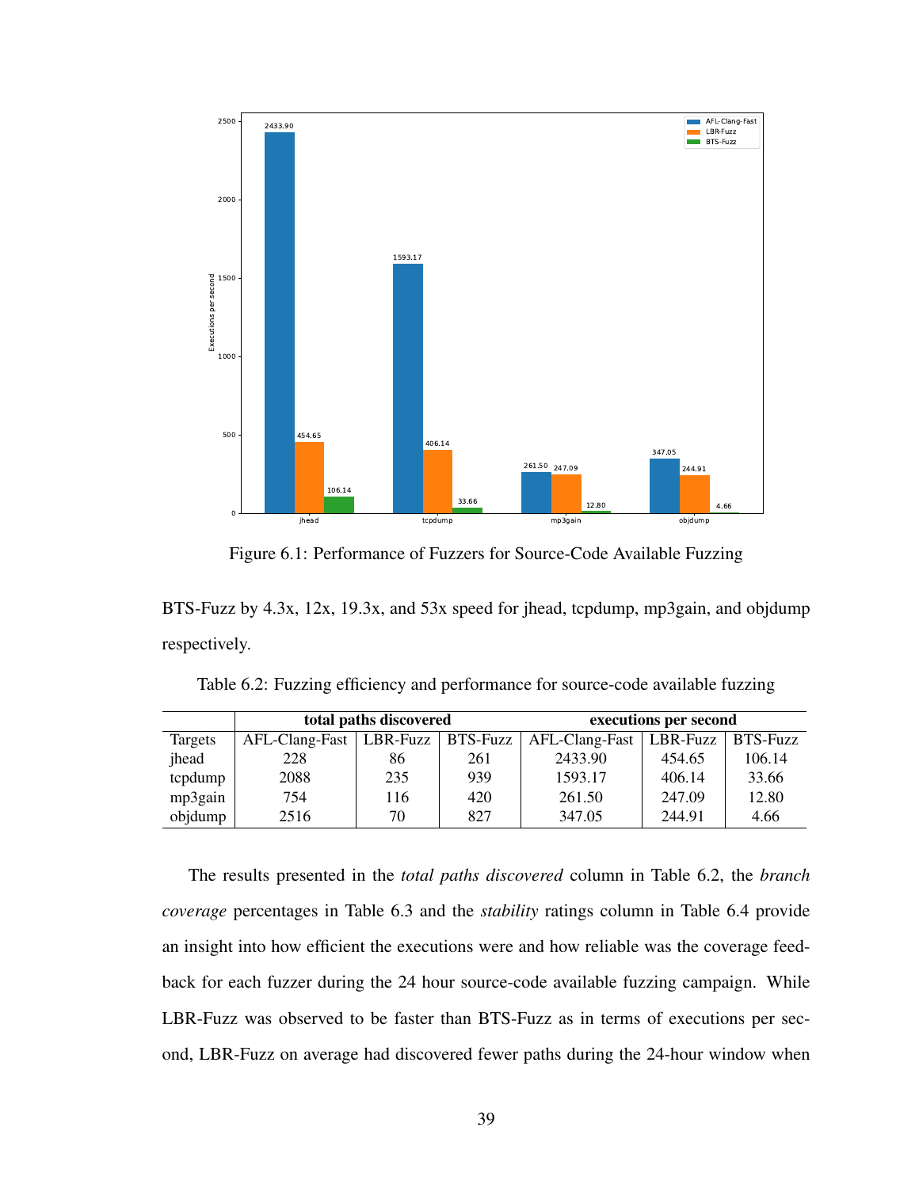Figure 6.1: Performance of Fuzzers for Source-Code Available Fuzzing

BTS-Fuzz by 4.3x, 12x, 19.3x, and 53x speed for jhead, tcpdump, mp3gain, and objdump respectively.

Table 6.2: Fuzzing efficiency and performance for source-code available fuzzing

| | **total paths discovered** | | | **executions per second** | | |
|---|---|---|---|---|---|---|
| Targets | AFL-Clang-Fast | LBR-Fuzz | BTS-Fuzz | AFL-Clang-Fast | LBR-Fuzz | BTS-Fuzz |
| jhead | 228 | 86 | 261 | 2433.90 | 454.65 | 106.14 |
| tcpdump | 2088 | 235 | 939 | 1593.17 | 406.14 | 33.66 |
| mp3gain | 754 | 116 | 420 | 261.50 | 247.09 | 12.80 |
| objdump | 2516 | 70 | 827 | 347.05 | 244.91 | 4.66 |

The results presented in the *total paths discovered* column in Table 6.2, the *branch coverage* percentages in Table 6.3 and the *stability* ratings column in Table 6.4 provide an insight into how efficient the executions were and how reliable was the coverage feedback for each fuzzer during the 24 hour source-code available fuzzing campaign. While LBR-Fuzz was observed to be faster than BTS-Fuzz as in terms of executions per second, LBR-Fuzz on average had discovered fewer paths during the 24-hour window when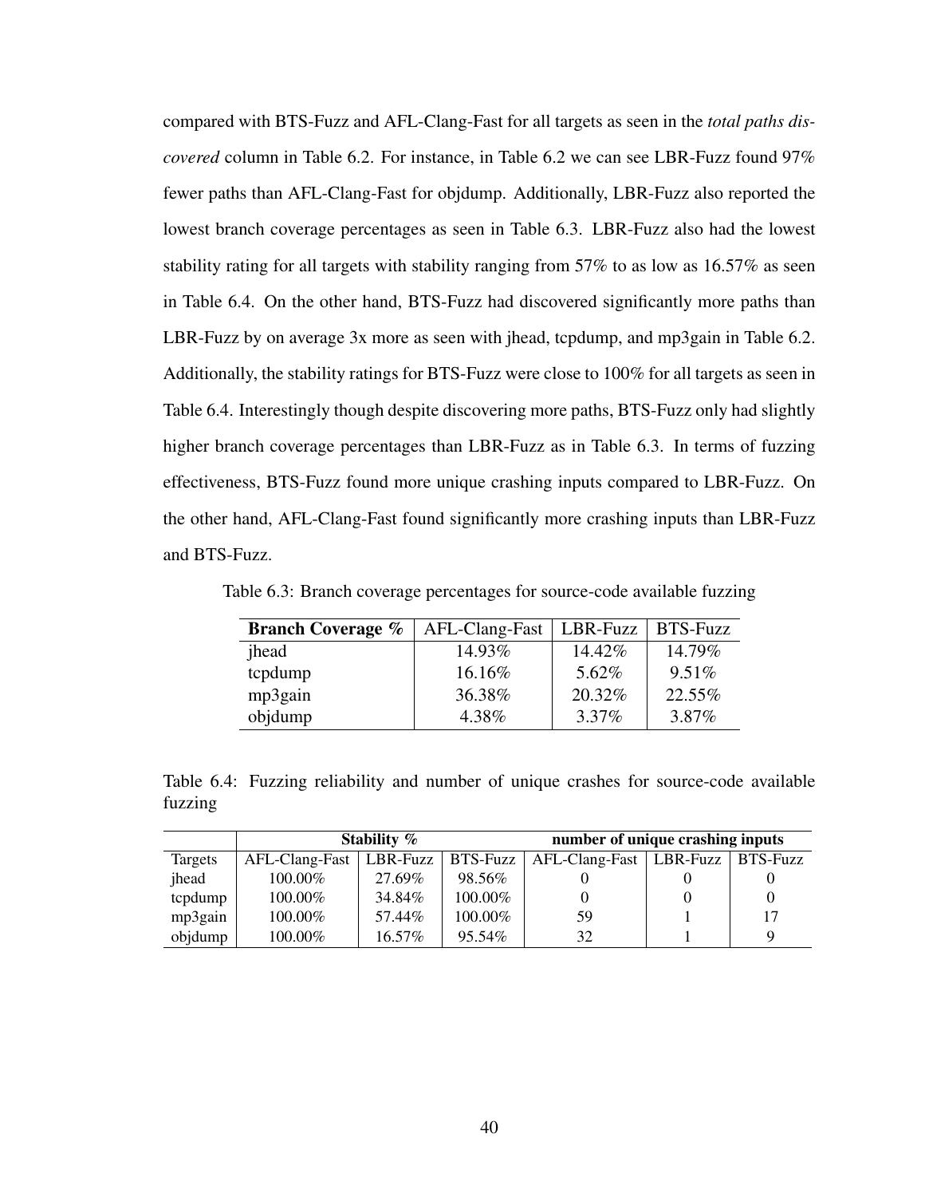compared with BTS-Fuzz and AFL-Clang-Fast for all targets as seen in the *total paths discovered* column in Table 6.2. For instance, in Table 6.2 we can see LBR-Fuzz found 97% fewer paths than AFL-Clang-Fast for objdump. Additionally, LBR-Fuzz also reported the lowest branch coverage percentages as seen in Table 6.3. LBR-Fuzz also had the lowest stability rating for all targets with stability ranging from 57% to as low as 16.57% as seen in Table 6.4. On the other hand, BTS-Fuzz had discovered significantly more paths than LBR-Fuzz by on average 3x more as seen with jhead, tcpdump, and mp3gain in Table 6.2. Additionally, the stability ratings for BTS-Fuzz were close to 100% for all targets as seen in Table 6.4. Interestingly though despite discovering more paths, BTS-Fuzz only had slightly higher branch coverage percentages than LBR-Fuzz as in Table 6.3. In terms of fuzzing effectiveness, BTS-Fuzz found more unique crashing inputs compared to LBR-Fuzz. On the other hand, AFL-Clang-Fast found significantly more crashing inputs than LBR-Fuzz and BTS-Fuzz.

Table 6.3: Branch coverage percentages for source-code available fuzzing

| **Branch Coverage %** | AFL-Clang-Fast | LBR-Fuzz | BTS-Fuzz |
|---|---|---|---|
| jhead | 14.93% | 14.42% | 14.79% |
| tcpdump | 16.16% | 5.62% | 9.51% |
| mp3gain | 36.38% | 20.32% | 22.55% |
| objdump | 4.38% | 3.37% | 3.87% |

Table 6.4: Fuzzing reliability and number of unique crashes for source-code available fuzzing

| | **Stability %** | | | **number of unique crashing inputs** | | |
|---|---|---|---|---|---|---|
| Targets | AFL-Clang-Fast | LBR-Fuzz | BTS-Fuzz | AFL-Clang-Fast | LBR-Fuzz | BTS-Fuzz |
| jhead | 100.00% | 27.69% | 98.56% | 0 | 0 | 0 |
| tcpdump | 100.00% | 34.84% | 100.00% | 0 | 0 | 0 |
| mp3gain | 100.00% | 57.44% | 100.00% | 59 | 1 | 17 |
| objdump | 100.00% | 16.57% | 95.54% | 32 | 1 | 9 |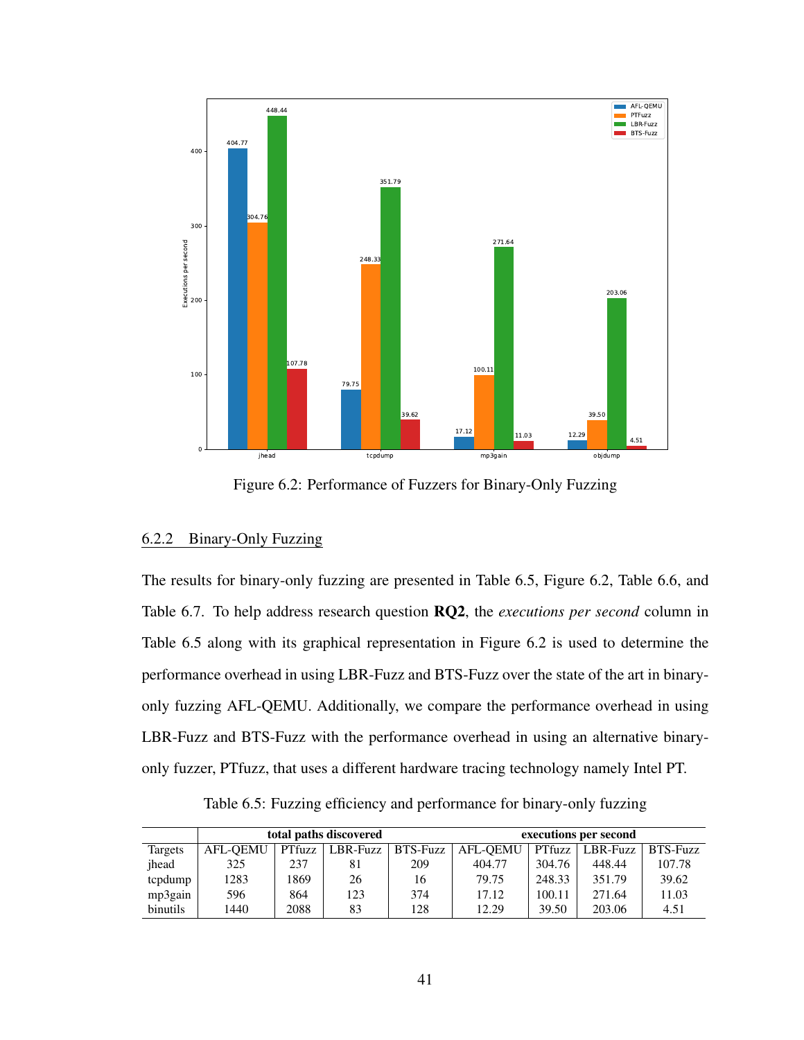Figure 6.2: Performance of Fuzzers for Binary-Only Fuzzing

### 6.2.2 Binary-Only Fuzzing

The results for binary-only fuzzing are presented in Table 6.5, Figure 6.2, Table 6.6, and Table 6.7. To help address research question **RQ2**, the *executions per second* column in Table 6.5 along with its graphical representation in Figure 6.2 is used to determine the performance overhead in using LBR-Fuzz and BTS-Fuzz over the state of the art in binary-only fuzzing AFL-QEMU. Additionally, we compare the performance overhead in using LBR-Fuzz and BTS-Fuzz with the performance overhead in using an alternative binary-only fuzzer, PTfuzz, that uses a different hardware tracing technology namely Intel PT.

Table 6.5: Fuzzing efficiency and performance for binary-only fuzzing

| | **total paths discovered** | | | | **executions per second** | | | |
|---|---|---|---|---|---|---|---|---|
| Targets | AFL-QEMU | PTfuzz | LBR-Fuzz | BTS-Fuzz | AFL-QEMU | PTfuzz | LBR-Fuzz | BTS-Fuzz |
| jhead | 325 | 237 | 81 | 209 | 404.77 | 304.76 | 448.44 | 107.78 |
| tcpdump | 1283 | 1869 | 26 | 16 | 79.75 | 248.33 | 351.79 | 39.62 |
| mp3gain | 596 | 864 | 123 | 374 | 17.12 | 100.11 | 271.64 | 11.03 |
| binutils | 1440 | 2088 | 83 | 128 | 12.29 | 39.50 | 203.06 | 4.51 |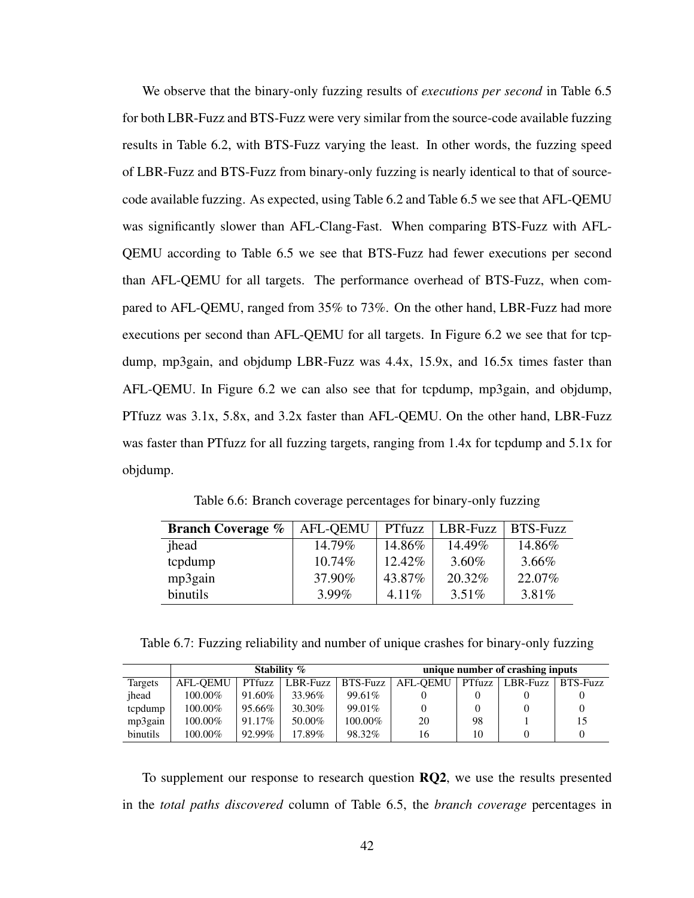We observe that the binary-only fuzzing results of *executions per second* in Table 6.5 for both LBR-Fuzz and BTS-Fuzz were very similar from the source-code available fuzzing results in Table 6.2, with BTS-Fuzz varying the least. In other words, the fuzzing speed of LBR-Fuzz and BTS-Fuzz from binary-only fuzzing is nearly identical to that of source-code available fuzzing. As expected, using Table 6.2 and Table 6.5 we see that AFL-QEMU was significantly slower than AFL-Clang-Fast. When comparing BTS-Fuzz with AFL-QEMU according to Table 6.5 we see that BTS-Fuzz had fewer executions per second than AFL-QEMU for all targets. The performance overhead of BTS-Fuzz, when compared to AFL-QEMU, ranged from 35% to 73%. On the other hand, LBR-Fuzz had more executions per second than AFL-QEMU for all targets. In Figure 6.2 we see that for tcpdump, mp3gain, and objdump LBR-Fuzz was 4.4x, 15.9x, and 16.5x times faster than AFL-QEMU. In Figure 6.2 we can also see that for tcpdump, mp3gain, and objdump, PTfuzz was 3.1x, 5.8x, and 3.2x faster than AFL-QEMU. On the other hand, LBR-Fuzz was faster than PTfuzz for all fuzzing targets, ranging from 1.4x for tcpdump and 5.1x for objdump.

Table 6.6: Branch coverage percentages for binary-only fuzzing

| **Branch Coverage %** | AFL-QEMU | PTfuzz | LBR-Fuzz | BTS-Fuzz |
|---|---|---|---|---|
| jhead | 14.79% | 14.86% | 14.49% | 14.86% |
| tcpdump | 10.74% | 12.42% | 3.60% | 3.66% |
| mp3gain | 37.90% | 43.87% | 20.32% | 22.07% |
| binutils | 3.99% | 4.11% | 3.51% | 3.81% |

Table 6.7: Fuzzing reliability and number of unique crashes for binary-only fuzzing

| | **Stability %** | | | | **unique number of crashing inputs** | | | |
|---|---|---|---|---|---|---|---|---|
| Targets | AFL-QEMU | PTfuzz | LBR-Fuzz | BTS-Fuzz | AFL-QEMU | PTfuzz | LBR-Fuzz | BTS-Fuzz |
| jhead | 100.00% | 91.60% | 33.96% | 99.61% | 0 | 0 | 0 | 0 |
| tcpdump | 100.00% | 95.66% | 30.30% | 99.01% | 0 | 0 | 0 | 0 |
| mp3gain | 100.00% | 91.17% | 50.00% | 100.00% | 20 | 98 | 1 | 15 |
| binutils | 100.00% | 92.99% | 17.89% | 98.32% | 16 | 10 | 0 | 0 |

To supplement our response to research question **RQ2**, we use the results presented in the *total paths discovered* column of Table 6.5, the *branch coverage* percentages in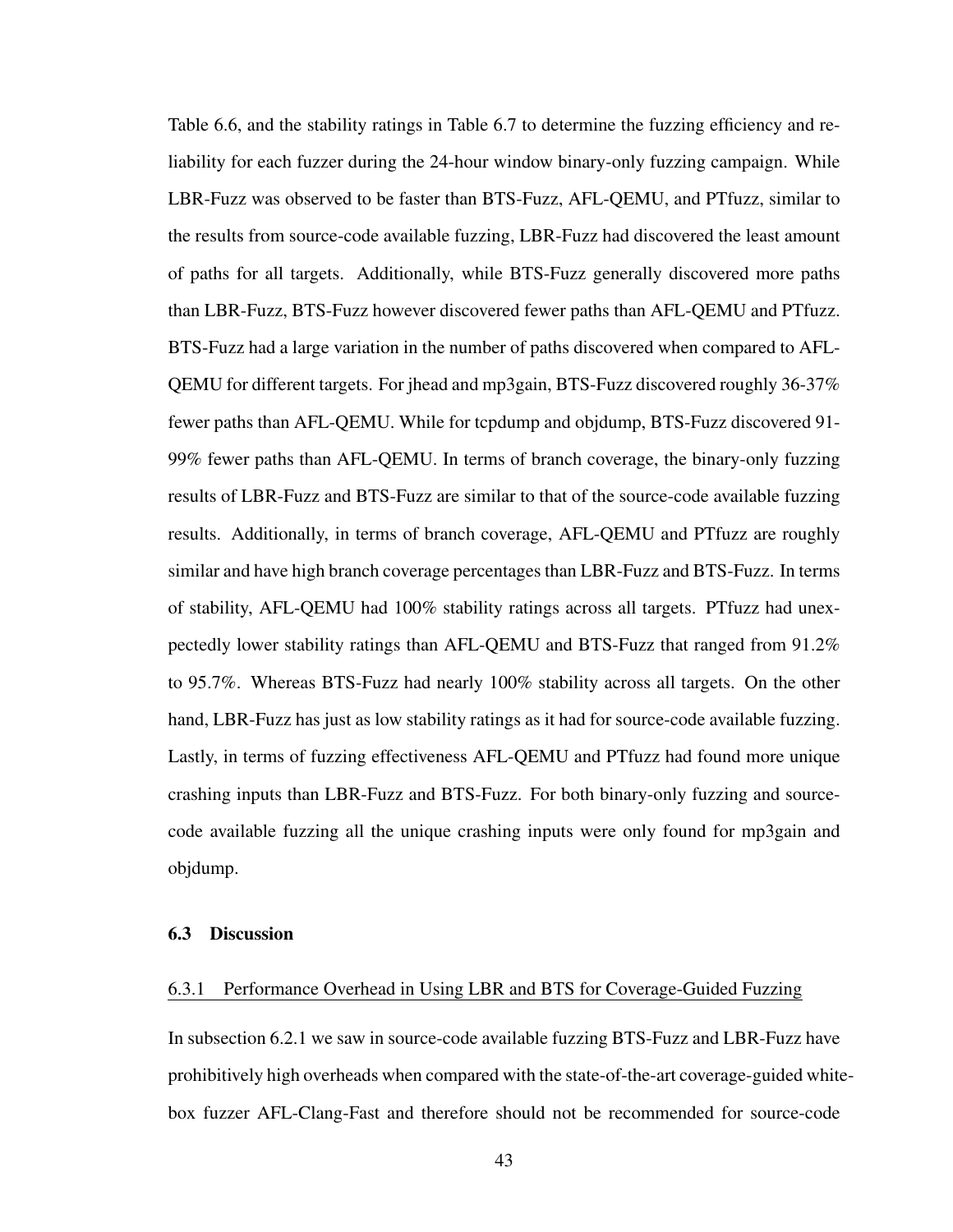Table 6.6, and the stability ratings in Table 6.7 to determine the fuzzing efficiency and reliability for each fuzzer during the 24-hour window binary-only fuzzing campaign. While LBR-Fuzz was observed to be faster than BTS-Fuzz, AFL-QEMU, and PTfuzz, similar to the results from source-code available fuzzing, LBR-Fuzz had discovered the least amount of paths for all targets. Additionally, while BTS-Fuzz generally discovered more paths than LBR-Fuzz, BTS-Fuzz however discovered fewer paths than AFL-QEMU and PTfuzz. BTS-Fuzz had a large variation in the number of paths discovered when compared to AFL-QEMU for different targets. For jhead and mp3gain, BTS-Fuzz discovered roughly 36-37% fewer paths than AFL-QEMU. While for tcpdump and objdump, BTS-Fuzz discovered 91-99% fewer paths than AFL-QEMU. In terms of branch coverage, the binary-only fuzzing results of LBR-Fuzz and BTS-Fuzz are similar to that of the source-code available fuzzing results. Additionally, in terms of branch coverage, AFL-QEMU and PTfuzz are roughly similar and have high branch coverage percentages than LBR-Fuzz and BTS-Fuzz. In terms of stability, AFL-QEMU had 100% stability ratings across all targets. PTfuzz had unexpectedly lower stability ratings than AFL-QEMU and BTS-Fuzz that ranged from 91.2% to 95.7%. Whereas BTS-Fuzz had nearly 100% stability across all targets. On the other hand, LBR-Fuzz has just as low stability ratings as it had for source-code available fuzzing. Lastly, in terms of fuzzing effectiveness AFL-QEMU and PTfuzz had found more unique crashing inputs than LBR-Fuzz and BTS-Fuzz. For both binary-only fuzzing and source-code available fuzzing all the unique crashing inputs were only found for mp3gain and objdump.

## 6.3 Discussion

### 6.3.1 Performance Overhead in Using LBR and BTS for Coverage-Guided Fuzzing

In subsection 6.2.1 we saw in source-code available fuzzing BTS-Fuzz and LBR-Fuzz have prohibitively high overheads when compared with the state-of-the-art coverage-guided white-box fuzzer AFL-Clang-Fast and therefore should not be recommended for source-code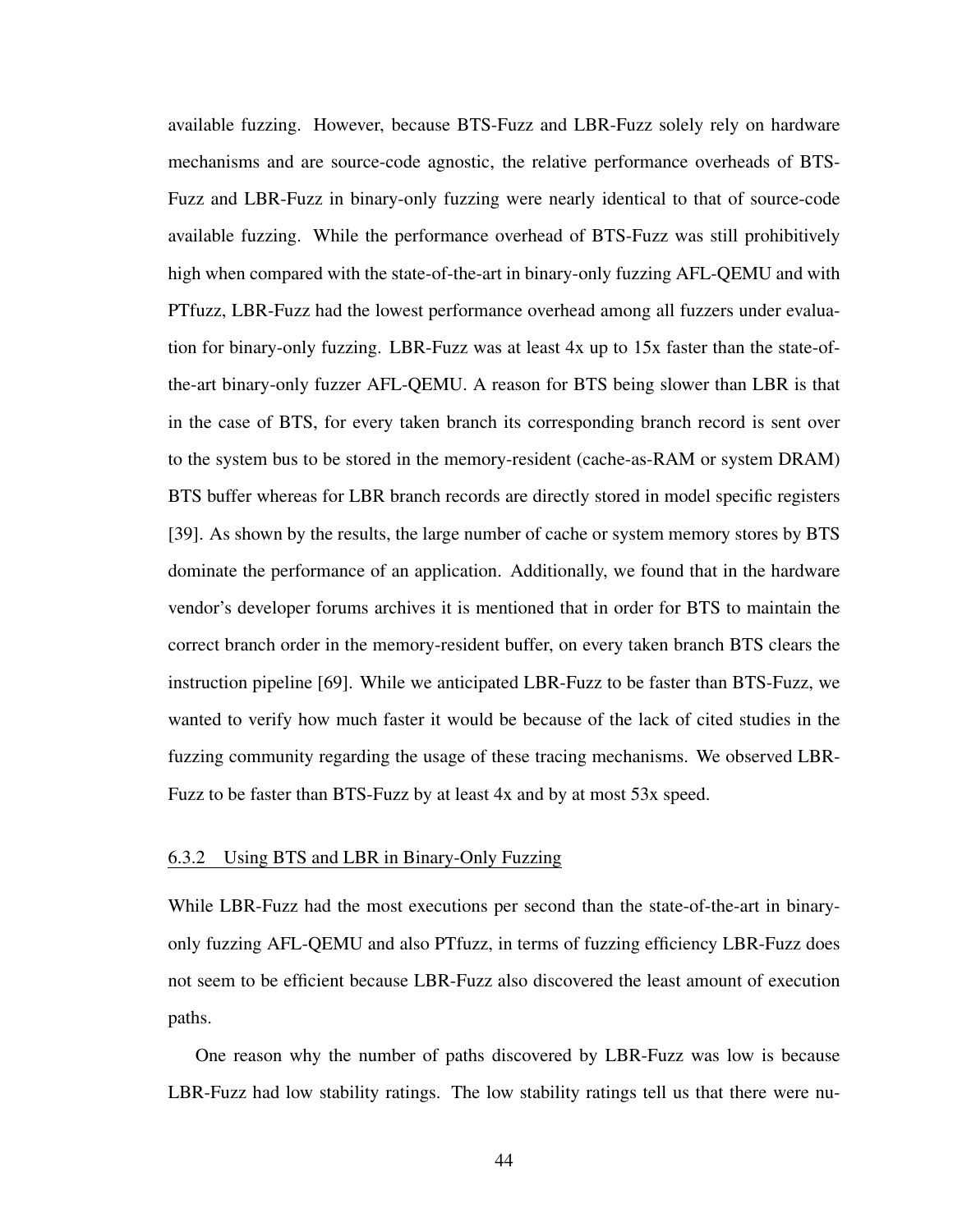available fuzzing. However, because BTS-Fuzz and LBR-Fuzz solely rely on hardware mechanisms and are source-code agnostic, the relative performance overheads of BTS-Fuzz and LBR-Fuzz in binary-only fuzzing were nearly identical to that of source-code available fuzzing. While the performance overhead of BTS-Fuzz was still prohibitively high when compared with the state-of-the-art in binary-only fuzzing AFL-QEMU and with PTfuzz, LBR-Fuzz had the lowest performance overhead among all fuzzers under evaluation for binary-only fuzzing. LBR-Fuzz was at least 4x up to 15x faster than the state-of-the-art binary-only fuzzer AFL-QEMU. A reason for BTS being slower than LBR is that in the case of BTS, for every taken branch its corresponding branch record is sent over to the system bus to be stored in the memory-resident (cache-as-RAM or system DRAM) BTS buffer whereas for LBR branch records are directly stored in model specific registers [39]. As shown by the results, the large number of cache or system memory stores by BTS dominate the performance of an application. Additionally, we found that in the hardware vendor's developer forums archives it is mentioned that in order for BTS to maintain the correct branch order in the memory-resident buffer, on every taken branch BTS clears the instruction pipeline [69]. While we anticipated LBR-Fuzz to be faster than BTS-Fuzz, we wanted to verify how much faster it would be because of the lack of cited studies in the fuzzing community regarding the usage of these tracing mechanisms. We observed LBR-Fuzz to be faster than BTS-Fuzz by at least 4x and by at most 53x speed.

### 6.3.2 Using BTS and LBR in Binary-Only Fuzzing

While LBR-Fuzz had the most executions per second than the state-of-the-art in binary-only fuzzing AFL-QEMU and also PTfuzz, in terms of fuzzing efficiency LBR-Fuzz does not seem to be efficient because LBR-Fuzz also discovered the least amount of execution paths.

One reason why the number of paths discovered by LBR-Fuzz was low is because LBR-Fuzz had low stability ratings. The low stability ratings tell us that there were nu-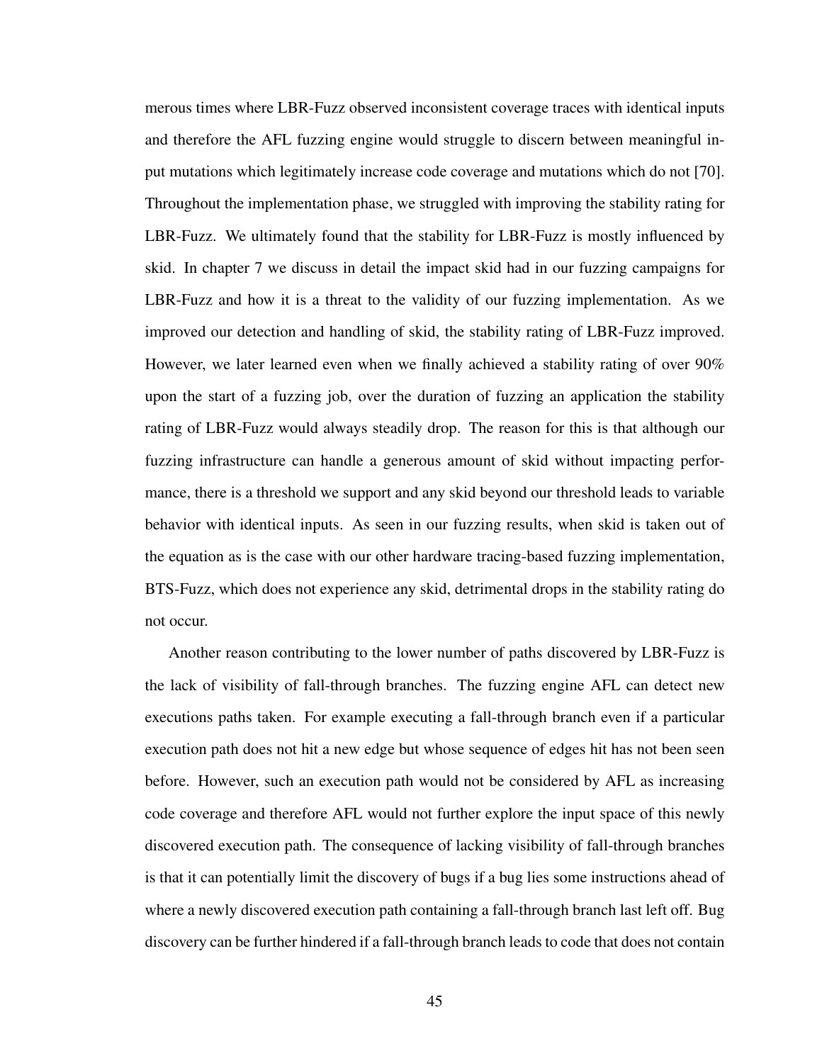merous times where LBR-Fuzz observed inconsistent coverage traces with identical inputs and therefore the AFL fuzzing engine would struggle to discern between meaningful input mutations which legitimately increase code coverage and mutations which do not [70]. Throughout the implementation phase, we struggled with improving the stability rating for LBR-Fuzz. We ultimately found that the stability for LBR-Fuzz is mostly influenced by skid. In chapter 7 we discuss in detail the impact skid had in our fuzzing campaigns for LBR-Fuzz and how it is a threat to the validity of our fuzzing implementation. As we improved our detection and handling of skid, the stability rating of LBR-Fuzz improved. However, we later learned even when we finally achieved a stability rating of over 90% upon the start of a fuzzing job, over the duration of fuzzing an application the stability rating of LBR-Fuzz would always steadily drop. The reason for this is that although our fuzzing infrastructure can handle a generous amount of skid without impacting performance, there is a threshold we support and any skid beyond our threshold leads to variable behavior with identical inputs. As seen in our fuzzing results, when skid is taken out of the equation as is the case with our other hardware tracing-based fuzzing implementation, BTS-Fuzz, which does not experience any skid, detrimental drops in the stability rating do not occur.

Another reason contributing to the lower number of paths discovered by LBR-Fuzz is the lack of visibility of fall-through branches. The fuzzing engine AFL can detect new executions paths taken. For example executing a fall-through branch even if a particular execution path does not hit a new edge but whose sequence of edges hit has not been seen before. However, such an execution path would not be considered by AFL as increasing code coverage and therefore AFL would not further explore the input space of this newly discovered execution path. The consequence of lacking visibility of fall-through branches is that it can potentially limit the discovery of bugs if a bug lies some instructions ahead of where a newly discovered execution path containing a fall-through branch last left off. Bug discovery can be further hindered if a fall-through branch leads to code that does not contain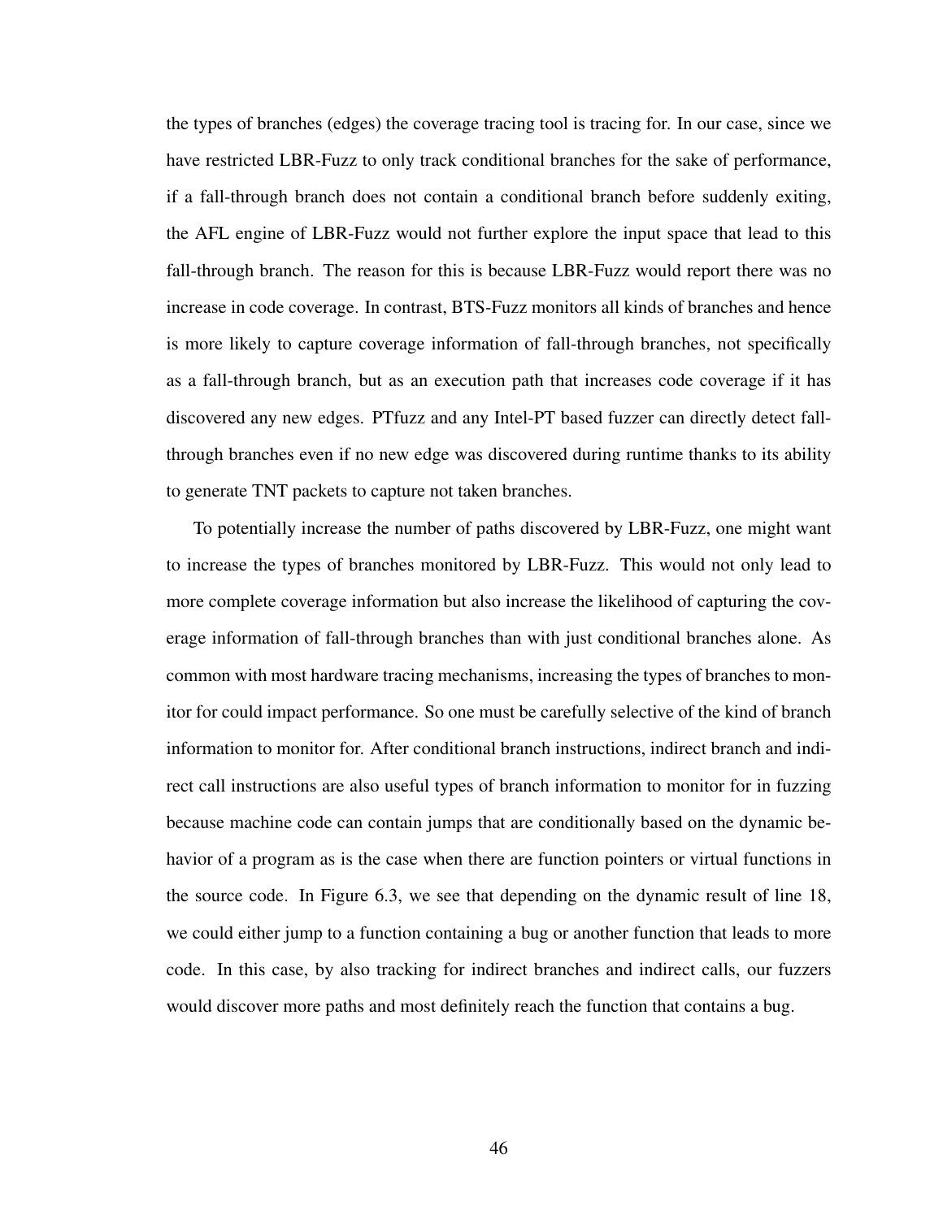the types of branches (edges) the coverage tracing tool is tracing for. In our case, since we have restricted LBR-Fuzz to only track conditional branches for the sake of performance, if a fall-through branch does not contain a conditional branch before suddenly exiting, the AFL engine of LBR-Fuzz would not further explore the input space that lead to this fall-through branch. The reason for this is because LBR-Fuzz would report there was no increase in code coverage. In contrast, BTS-Fuzz monitors all kinds of branches and hence is more likely to capture coverage information of fall-through branches, not specifically as a fall-through branch, but as an execution path that increases code coverage if it has discovered any new edges. PTfuzz and any Intel-PT based fuzzer can directly detect fall-through branches even if no new edge was discovered during runtime thanks to its ability to generate TNT packets to capture not taken branches.

To potentially increase the number of paths discovered by LBR-Fuzz, one might want to increase the types of branches monitored by LBR-Fuzz. This would not only lead to more complete coverage information but also increase the likelihood of capturing the coverage information of fall-through branches than with just conditional branches alone. As common with most hardware tracing mechanisms, increasing the types of branches to monitor for could impact performance. So one must be carefully selective of the kind of branch information to monitor for. After conditional branch instructions, indirect branch and indirect call instructions are also useful types of branch information to monitor for in fuzzing because machine code can contain jumps that are conditionally based on the dynamic behavior of a program as is the case when there are function pointers or virtual functions in the source code. In Figure 6.3, we see that depending on the dynamic result of line 18, we could either jump to a function containing a bug or another function that leads to more code. In this case, by also tracking for indirect branches and indirect calls, our fuzzers would discover more paths and most definitely reach the function that contains a bug.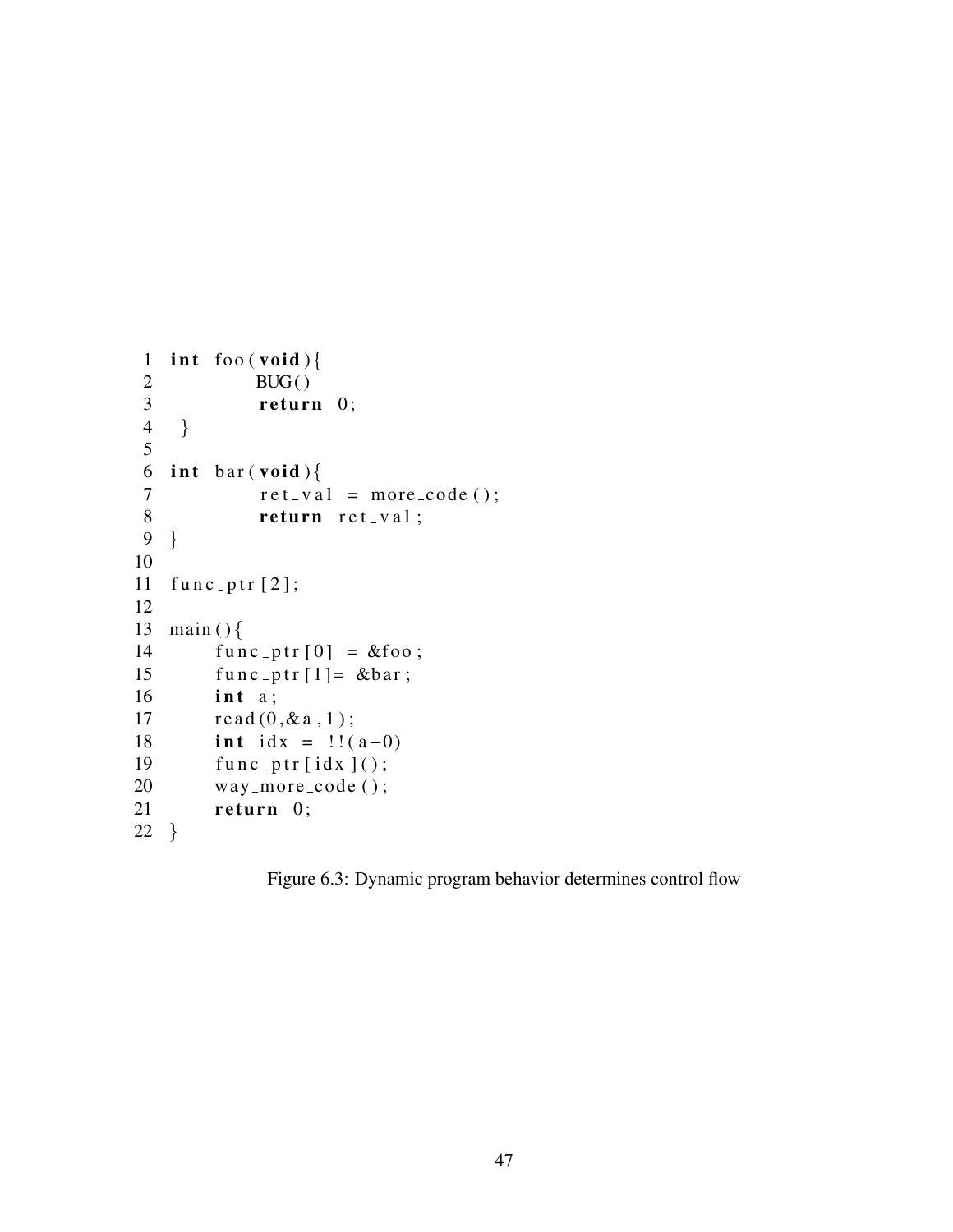```
int foo(void){
        BUG()
        return 0;
 }

int bar(void){
        ret_val = more_code();
        return ret_val;
}

func_ptr[2];

main(){
     func_ptr[0] = &foo;
     func_ptr[1]= &bar;
     int a;
     read(0,&a,1);
     int idx = !!(a-0)
     func_ptr[idx]();
     way_more_code();
     return 0;
}
```

Figure 6.3: Dynamic program behavior determines control flow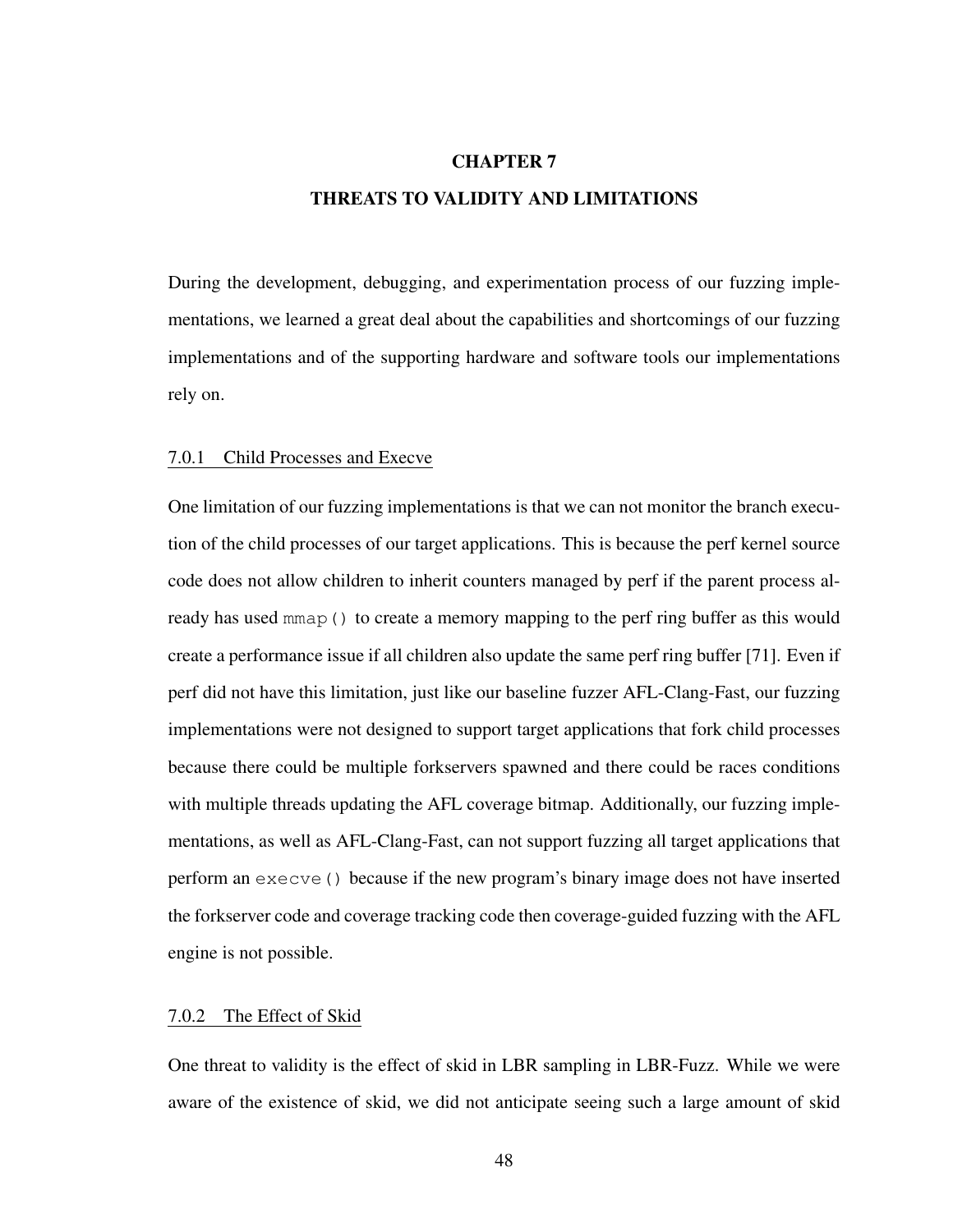# CHAPTER 7

# THREATS TO VALIDITY AND LIMITATIONS

During the development, debugging, and experimentation process of our fuzzing implementations, we learned a great deal about the capabilities and shortcomings of our fuzzing implementations and of the supporting hardware and software tools our implementations rely on.

### 7.0.1 Child Processes and Execve

One limitation of our fuzzing implementations is that we can not monitor the branch execution of the child processes of our target applications. This is because the perf kernel source code does not allow children to inherit counters managed by perf if the parent process already has used `mmap()` to create a memory mapping to the perf ring buffer as this would create a performance issue if all children also update the same perf ring buffer [71]. Even if perf did not have this limitation, just like our baseline fuzzer AFL-Clang-Fast, our fuzzing implementations were not designed to support target applications that fork child processes because there could be multiple forkservers spawned and there could be races conditions with multiple threads updating the AFL coverage bitmap. Additionally, our fuzzing implementations, as well as AFL-Clang-Fast, can not support fuzzing all target applications that perform an `execve()` because if the new program's binary image does not have inserted the forkserver code and coverage tracking code then coverage-guided fuzzing with the AFL engine is not possible.

### 7.0.2 The Effect of Skid

One threat to validity is the effect of skid in LBR sampling in LBR-Fuzz. While we were aware of the existence of skid, we did not anticipate seeing such a large amount of skid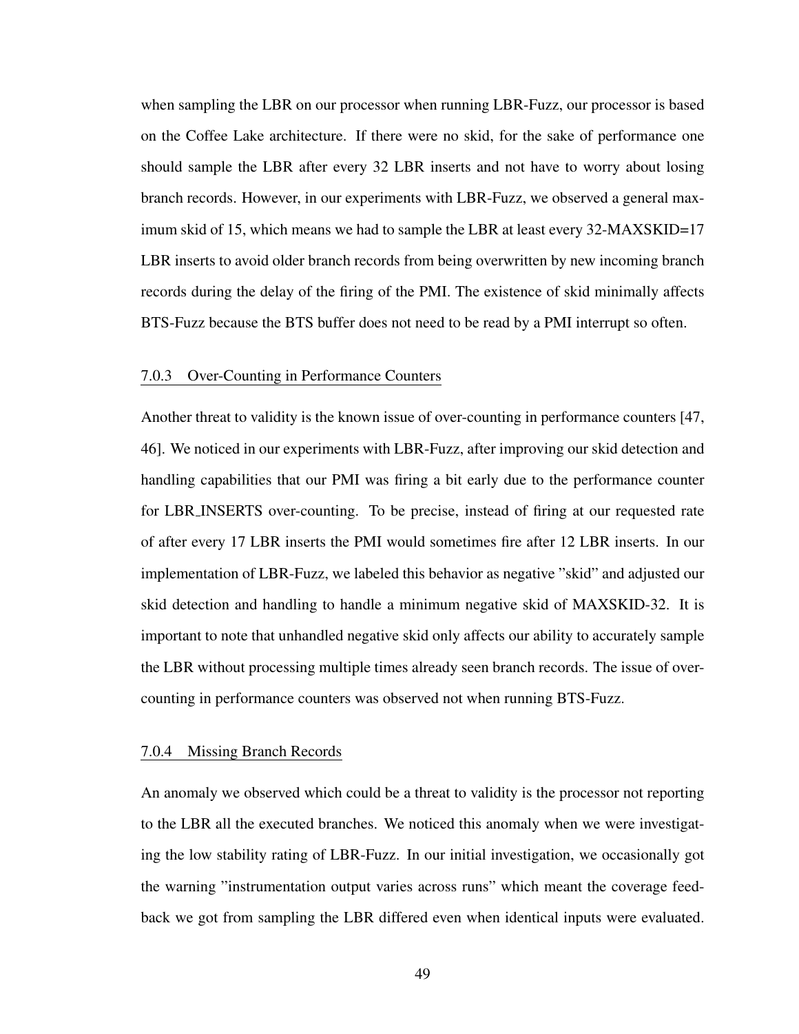when sampling the LBR on our processor when running LBR-Fuzz, our processor is based on the Coffee Lake architecture. If there were no skid, for the sake of performance one should sample the LBR after every 32 LBR inserts and not have to worry about losing branch records. However, in our experiments with LBR-Fuzz, we observed a general maximum skid of 15, which means we had to sample the LBR at least every 32-MAXSKID=17 LBR inserts to avoid older branch records from being overwritten by new incoming branch records during the delay of the firing of the PMI. The existence of skid minimally affects BTS-Fuzz because the BTS buffer does not need to be read by a PMI interrupt so often.

### 7.0.3 Over-Counting in Performance Counters

Another threat to validity is the known issue of over-counting in performance counters [47, 46]. We noticed in our experiments with LBR-Fuzz, after improving our skid detection and handling capabilities that our PMI was firing a bit early due to the performance counter for LBR_INSERTS over-counting. To be precise, instead of firing at our requested rate of after every 17 LBR inserts the PMI would sometimes fire after 12 LBR inserts. In our implementation of LBR-Fuzz, we labeled this behavior as negative "skid" and adjusted our skid detection and handling to handle a minimum negative skid of MAXSKID-32. It is important to note that unhandled negative skid only affects our ability to accurately sample the LBR without processing multiple times already seen branch records. The issue of over-counting in performance counters was observed not when running BTS-Fuzz.

### 7.0.4 Missing Branch Records

An anomaly we observed which could be a threat to validity is the processor not reporting to the LBR all the executed branches. We noticed this anomaly when we were investigating the low stability rating of LBR-Fuzz. In our initial investigation, we occasionally got the warning "instrumentation output varies across runs" which meant the coverage feedback we got from sampling the LBR differed even when identical inputs were evaluated.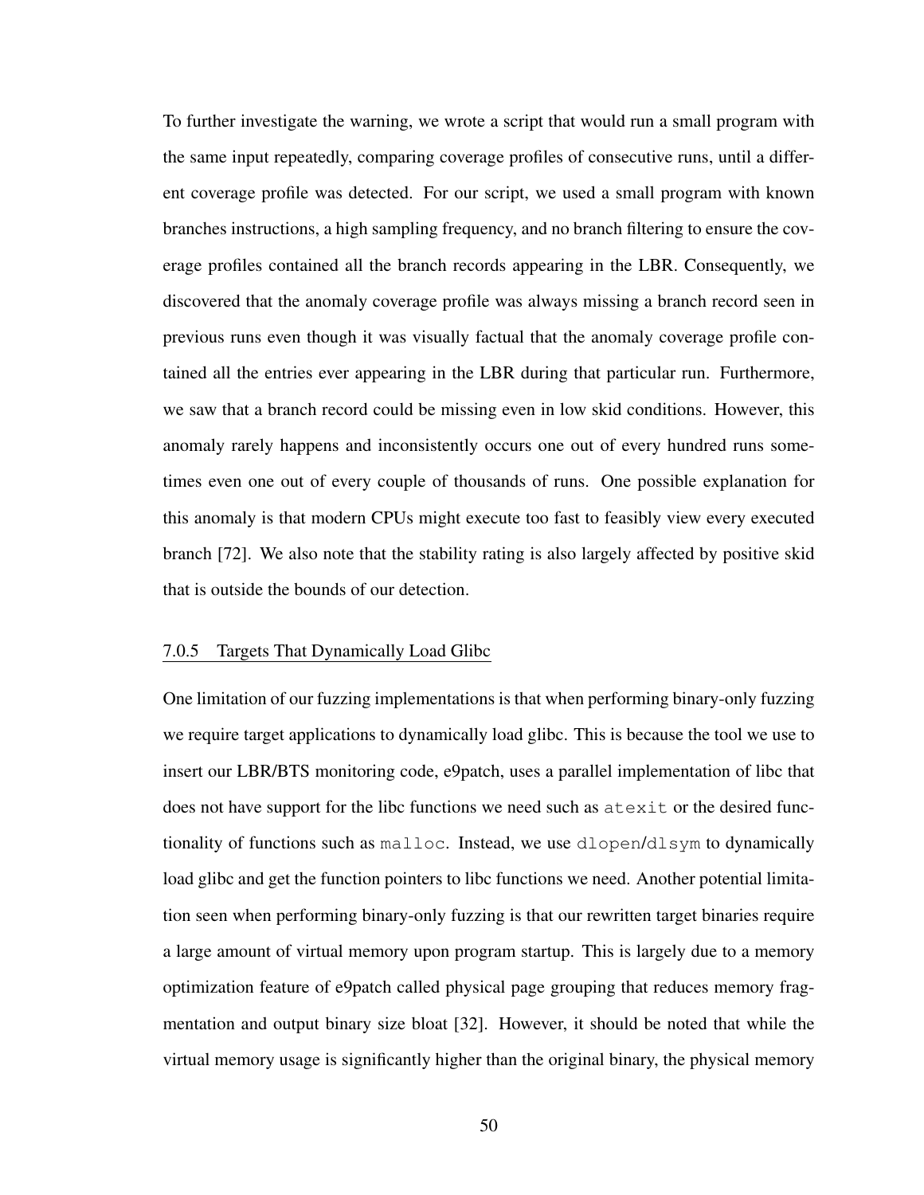To further investigate the warning, we wrote a script that would run a small program with the same input repeatedly, comparing coverage profiles of consecutive runs, until a different coverage profile was detected. For our script, we used a small program with known branches instructions, a high sampling frequency, and no branch filtering to ensure the coverage profiles contained all the branch records appearing in the LBR. Consequently, we discovered that the anomaly coverage profile was always missing a branch record seen in previous runs even though it was visually factual that the anomaly coverage profile contained all the entries ever appearing in the LBR during that particular run. Furthermore, we saw that a branch record could be missing even in low skid conditions. However, this anomaly rarely happens and inconsistently occurs one out of every hundred runs sometimes even one out of every couple of thousands of runs. One possible explanation for this anomaly is that modern CPUs might execute too fast to feasibly view every executed branch [72]. We also note that the stability rating is also largely affected by positive skid that is outside the bounds of our detection.

#### 7.0.5 Targets That Dynamically Load Glibc

One limitation of our fuzzing implementations is that when performing binary-only fuzzing we require target applications to dynamically load glibc. This is because the tool we use to insert our LBR/BTS monitoring code, e9patch, uses a parallel implementation of libc that does not have support for the libc functions we need such as `atexit` or the desired functionality of functions such as `malloc`. Instead, we use `dlopen`/`dlsym` to dynamically load glibc and get the function pointers to libc functions we need. Another potential limitation seen when performing binary-only fuzzing is that our rewritten target binaries require a large amount of virtual memory upon program startup. This is largely due to a memory optimization feature of e9patch called physical page grouping that reduces memory fragmentation and output binary size bloat [32]. However, it should be noted that while the virtual memory usage is significantly higher than the original binary, the physical memory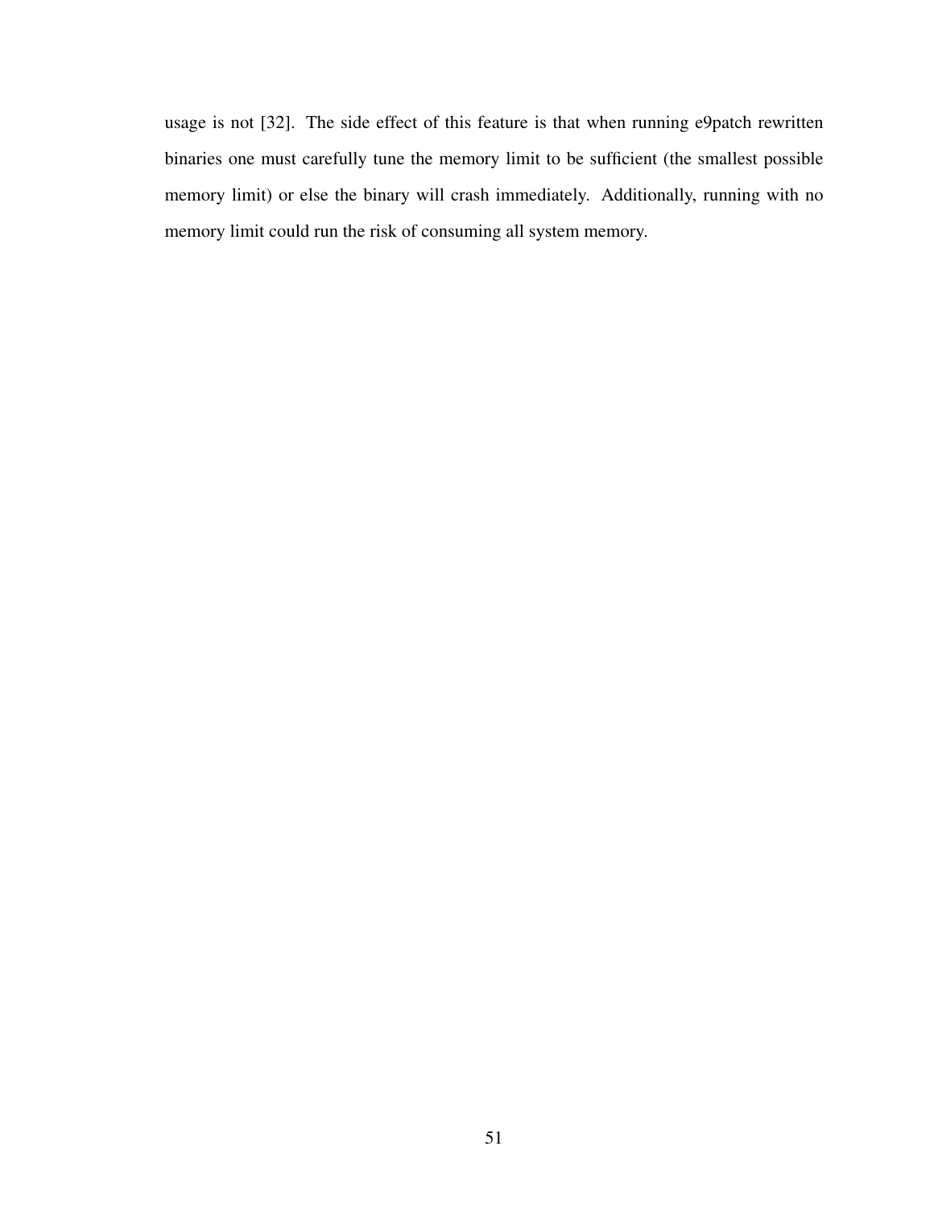usage is not [32]. The side effect of this feature is that when running e9patch rewritten binaries one must carefully tune the memory limit to be sufficient (the smallest possible memory limit) or else the binary will crash immediately. Additionally, running with no memory limit could run the risk of consuming all system memory.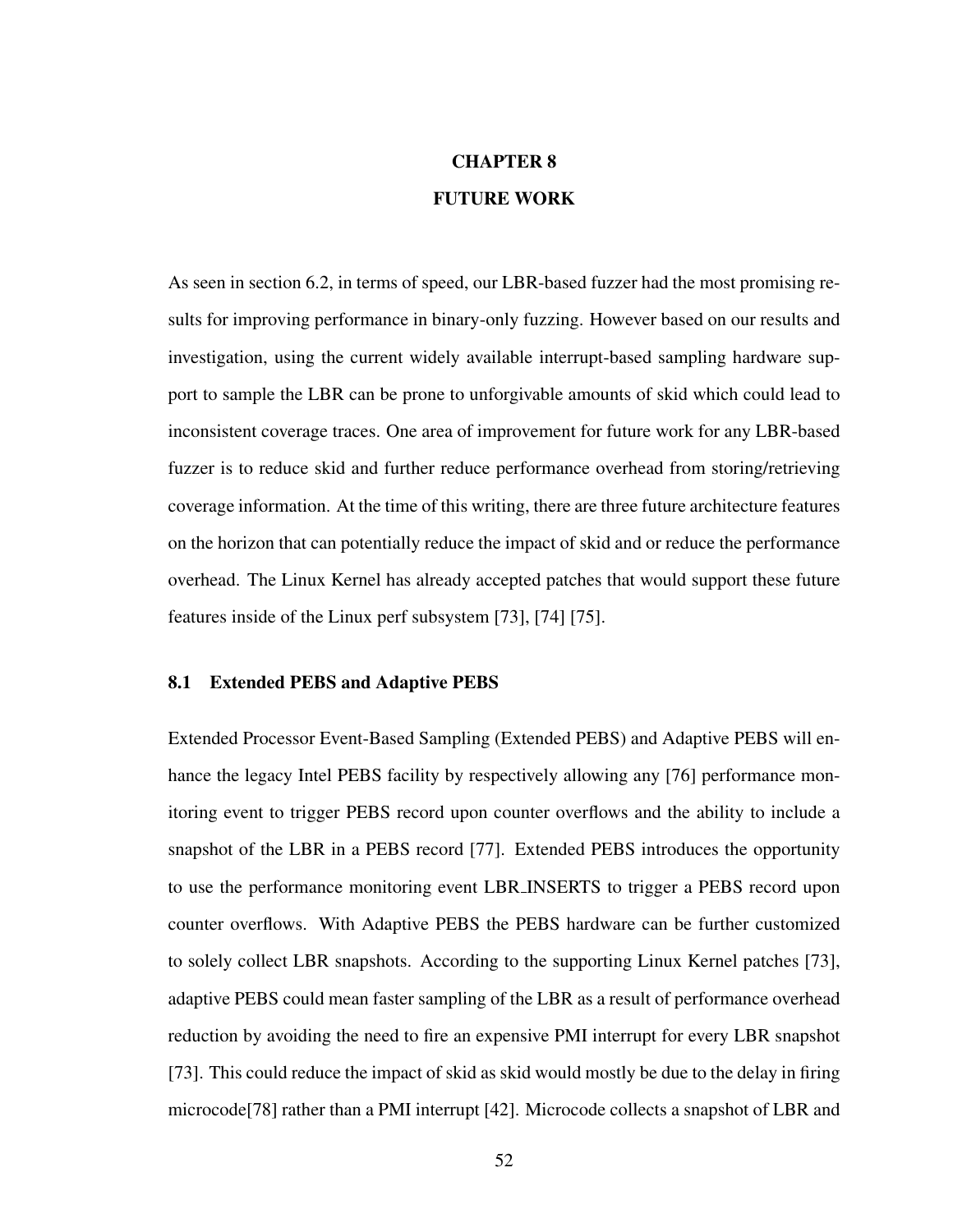# CHAPTER 8
# FUTURE WORK

As seen in section 6.2, in terms of speed, our LBR-based fuzzer had the most promising results for improving performance in binary-only fuzzing. However based on our results and investigation, using the current widely available interrupt-based sampling hardware support to sample the LBR can be prone to unforgivable amounts of skid which could lead to inconsistent coverage traces. One area of improvement for future work for any LBR-based fuzzer is to reduce skid and further reduce performance overhead from storing/retrieving coverage information. At the time of this writing, there are three future architecture features on the horizon that can potentially reduce the impact of skid and or reduce the performance overhead. The Linux Kernel has already accepted patches that would support these future features inside of the Linux perf subsystem [73], [74] [75].

## 8.1 Extended PEBS and Adaptive PEBS

Extended Processor Event-Based Sampling (Extended PEBS) and Adaptive PEBS will enhance the legacy Intel PEBS facility by respectively allowing any [76] performance monitoring event to trigger PEBS record upon counter overflows and the ability to include a snapshot of the LBR in a PEBS record [77]. Extended PEBS introduces the opportunity to use the performance monitoring event LBR_INSERTS to trigger a PEBS record upon counter overflows. With Adaptive PEBS the PEBS hardware can be further customized to solely collect LBR snapshots. According to the supporting Linux Kernel patches [73], adaptive PEBS could mean faster sampling of the LBR as a result of performance overhead reduction by avoiding the need to fire an expensive PMI interrupt for every LBR snapshot [73]. This could reduce the impact of skid as skid would mostly be due to the delay in firing microcode[78] rather than a PMI interrupt [42]. Microcode collects a snapshot of LBR and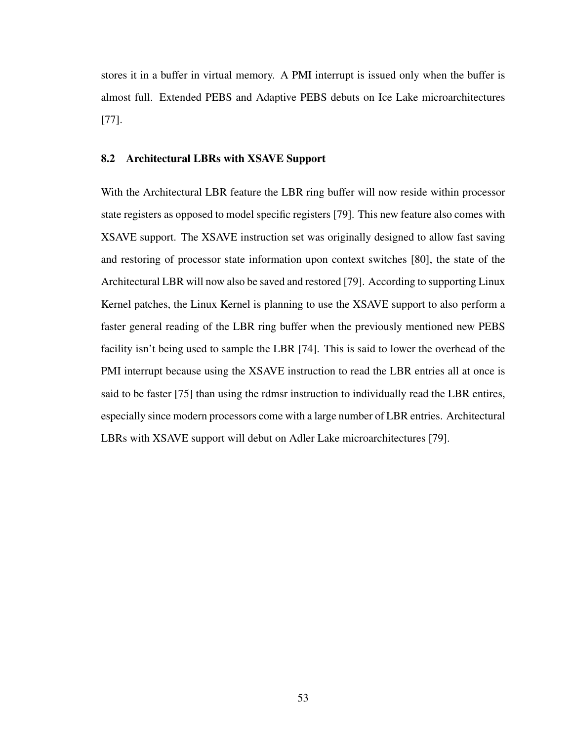stores it in a buffer in virtual memory. A PMI interrupt is issued only when the buffer is almost full. Extended PEBS and Adaptive PEBS debuts on Ice Lake microarchitectures [77].

## 8.2 Architectural LBRs with XSAVE Support

With the Architectural LBR feature the LBR ring buffer will now reside within processor state registers as opposed to model specific registers [79]. This new feature also comes with XSAVE support. The XSAVE instruction set was originally designed to allow fast saving and restoring of processor state information upon context switches [80], the state of the Architectural LBR will now also be saved and restored [79]. According to supporting Linux Kernel patches, the Linux Kernel is planning to use the XSAVE support to also perform a faster general reading of the LBR ring buffer when the previously mentioned new PEBS facility isn't being used to sample the LBR [74]. This is said to lower the overhead of the PMI interrupt because using the XSAVE instruction to read the LBR entries all at once is said to be faster [75] than using the rdmsr instruction to individually read the LBR entires, especially since modern processors come with a large number of LBR entries. Architectural LBRs with XSAVE support will debut on Adler Lake microarchitectures [79].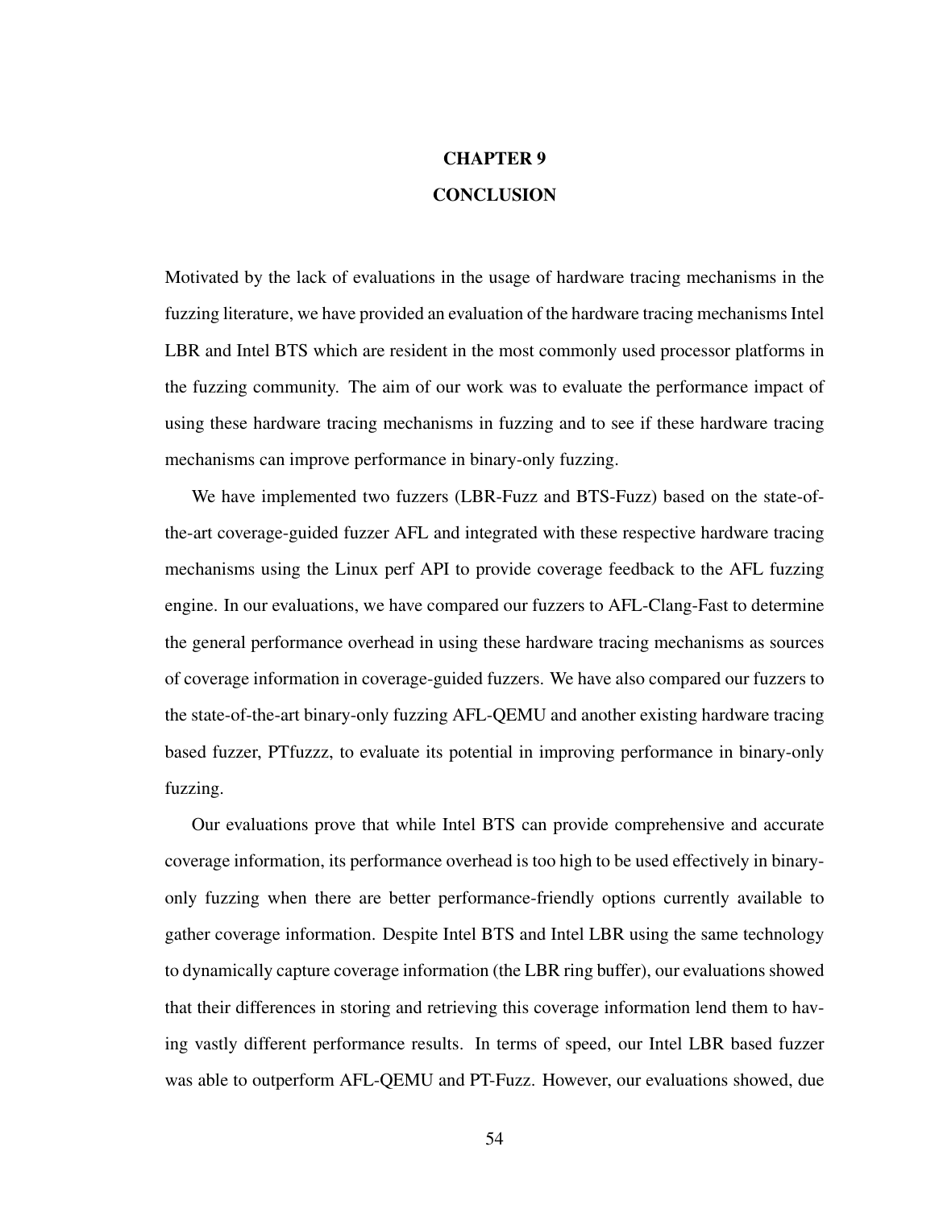# CHAPTER 9
# CONCLUSION

Motivated by the lack of evaluations in the usage of hardware tracing mechanisms in the fuzzing literature, we have provided an evaluation of the hardware tracing mechanisms Intel LBR and Intel BTS which are resident in the most commonly used processor platforms in the fuzzing community. The aim of our work was to evaluate the performance impact of using these hardware tracing mechanisms in fuzzing and to see if these hardware tracing mechanisms can improve performance in binary-only fuzzing.

We have implemented two fuzzers (LBR-Fuzz and BTS-Fuzz) based on the state-of-the-art coverage-guided fuzzer AFL and integrated with these respective hardware tracing mechanisms using the Linux perf API to provide coverage feedback to the AFL fuzzing engine. In our evaluations, we have compared our fuzzers to AFL-Clang-Fast to determine the general performance overhead in using these hardware tracing mechanisms as sources of coverage information in coverage-guided fuzzers. We have also compared our fuzzers to the state-of-the-art binary-only fuzzing AFL-QEMU and another existing hardware tracing based fuzzer, PTfuzzz, to evaluate its potential in improving performance in binary-only fuzzing.

Our evaluations prove that while Intel BTS can provide comprehensive and accurate coverage information, its performance overhead is too high to be used effectively in binary-only fuzzing when there are better performance-friendly options currently available to gather coverage information. Despite Intel BTS and Intel LBR using the same technology to dynamically capture coverage information (the LBR ring buffer), our evaluations showed that their differences in storing and retrieving this coverage information lend them to having vastly different performance results. In terms of speed, our Intel LBR based fuzzer was able to outperform AFL-QEMU and PT-Fuzz. However, our evaluations showed, due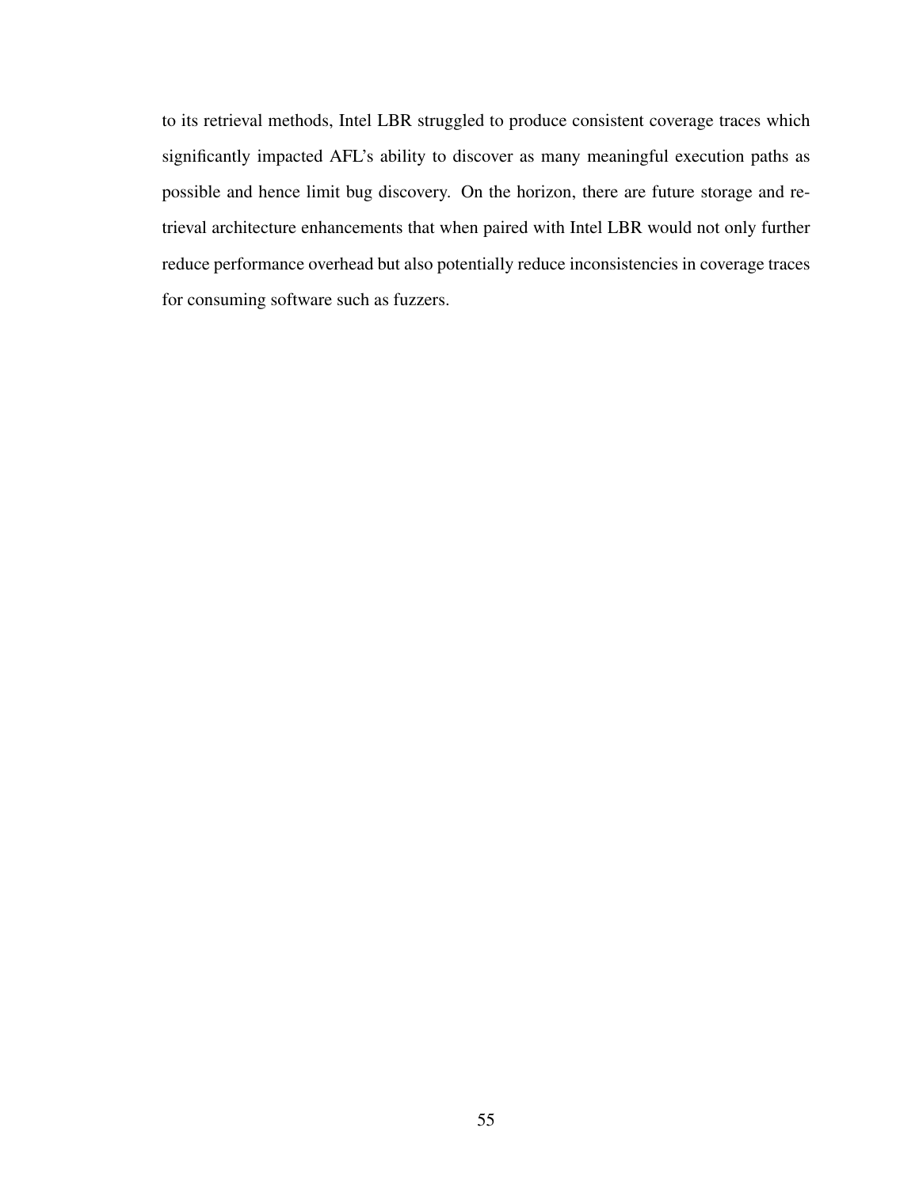to its retrieval methods, Intel LBR struggled to produce consistent coverage traces which significantly impacted AFL's ability to discover as many meaningful execution paths as possible and hence limit bug discovery. On the horizon, there are future storage and retrieval architecture enhancements that when paired with Intel LBR would not only further reduce performance overhead but also potentially reduce inconsistencies in coverage traces for consuming software such as fuzzers.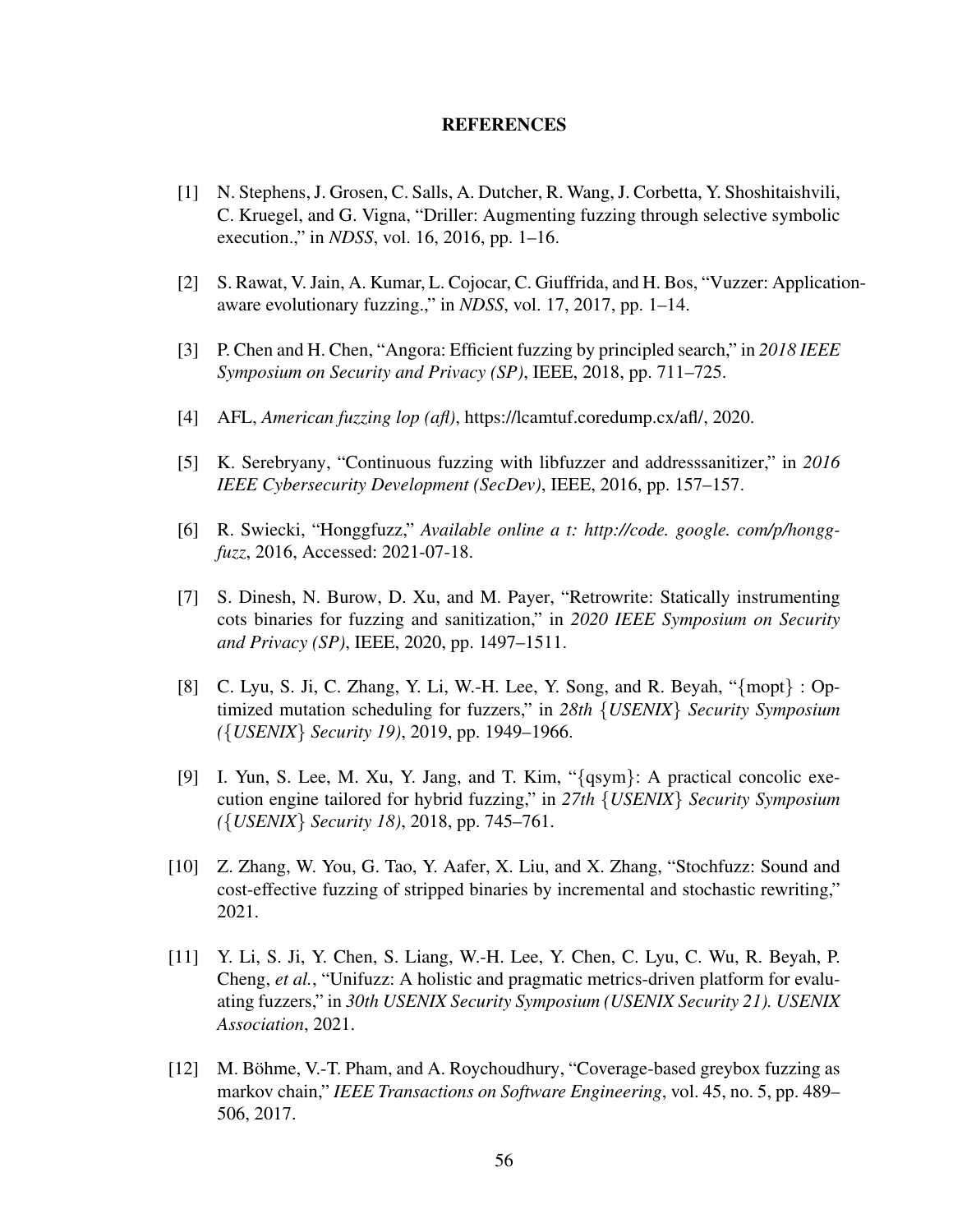# REFERENCES

[1] N. Stephens, J. Grosen, C. Salls, A. Dutcher, R. Wang, J. Corbetta, Y. Shoshitaishvili, C. Kruegel, and G. Vigna, "Driller: Augmenting fuzzing through selective symbolic execution.," in *NDSS*, vol. 16, 2016, pp. 1–16.

[2] S. Rawat, V. Jain, A. Kumar, L. Cojocar, C. Giuffrida, and H. Bos, "Vuzzer: Application-aware evolutionary fuzzing.," in *NDSS*, vol. 17, 2017, pp. 1–14.

[3] P. Chen and H. Chen, "Angora: Efficient fuzzing by principled search," in *2018 IEEE Symposium on Security and Privacy (SP)*, IEEE, 2018, pp. 711–725.

[4] AFL, *American fuzzing lop (afl)*, https://lcamtuf.coredump.cx/afl/, 2020.

[5] K. Serebryany, "Continuous fuzzing with libfuzzer and addresssanitizer," in *2016 IEEE Cybersecurity Development (SecDev)*, IEEE, 2016, pp. 157–157.

[6] R. Swiecki, "Honggfuzz," *Available online a t: http://code. google. com/p/honggfuzz*, 2016, Accessed: 2021-07-18.

[7] S. Dinesh, N. Burow, D. Xu, and M. Payer, "Retrowrite: Statically instrumenting cots binaries for fuzzing and sanitization," in *2020 IEEE Symposium on Security and Privacy (SP)*, IEEE, 2020, pp. 1497–1511.

[8] C. Lyu, S. Ji, C. Zhang, Y. Li, W.-H. Lee, Y. Song, and R. Beyah, "{mopt} : Optimized mutation scheduling for fuzzers," in *28th {USENIX} Security Symposium ({USENIX} Security 19)*, 2019, pp. 1949–1966.

[9] I. Yun, S. Lee, M. Xu, Y. Jang, and T. Kim, "{qsym}: A practical concolic execution engine tailored for hybrid fuzzing," in *27th {USENIX} Security Symposium ({USENIX} Security 18)*, 2018, pp. 745–761.

[10] Z. Zhang, W. You, G. Tao, Y. Aafer, X. Liu, and X. Zhang, "Stochfuzz: Sound and cost-effective fuzzing of stripped binaries by incremental and stochastic rewriting," 2021.

[11] Y. Li, S. Ji, Y. Chen, S. Liang, W.-H. Lee, Y. Chen, C. Lyu, C. Wu, R. Beyah, P. Cheng, *et al.*, "Unifuzz: A holistic and pragmatic metrics-driven platform for evaluating fuzzers," in *30th USENIX Security Symposium (USENIX Security 21). USENIX Association*, 2021.

[12] M. Böhme, V.-T. Pham, and A. Roychoudhury, "Coverage-based greybox fuzzing as markov chain," *IEEE Transactions on Software Engineering*, vol. 45, no. 5, pp. 489–506, 2017.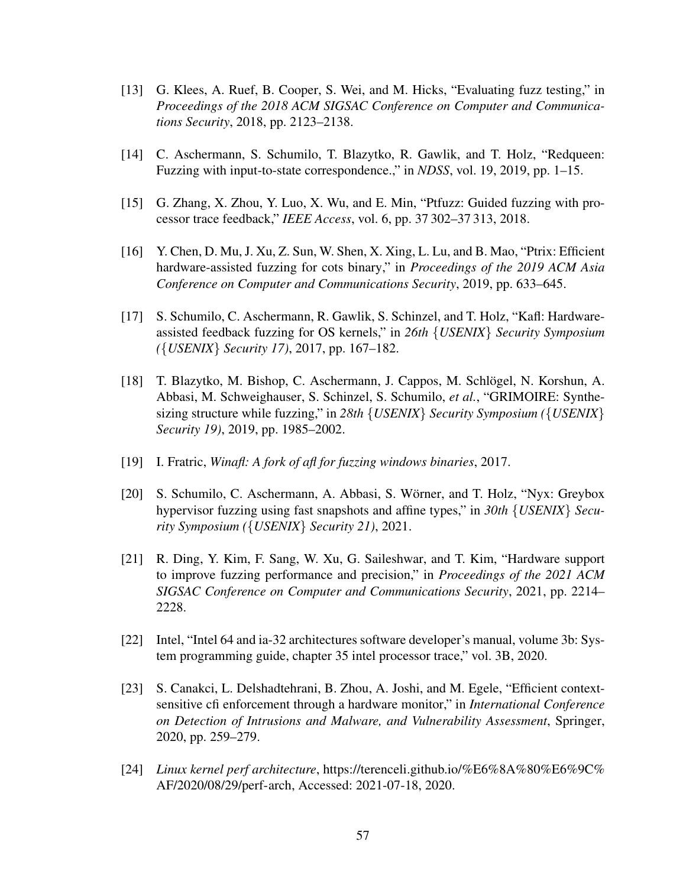[13] G. Klees, A. Ruef, B. Cooper, S. Wei, and M. Hicks, "Evaluating fuzz testing," in *Proceedings of the 2018 ACM SIGSAC Conference on Computer and Communications Security*, 2018, pp. 2123–2138.

[14] C. Aschermann, S. Schumilo, T. Blazytko, R. Gawlik, and T. Holz, "Redqueen: Fuzzing with input-to-state correspondence.," in *NDSS*, vol. 19, 2019, pp. 1–15.

[15] G. Zhang, X. Zhou, Y. Luo, X. Wu, and E. Min, "Ptfuzz: Guided fuzzing with processor trace feedback," *IEEE Access*, vol. 6, pp. 37 302–37 313, 2018.

[16] Y. Chen, D. Mu, J. Xu, Z. Sun, W. Shen, X. Xing, L. Lu, and B. Mao, "Ptrix: Efficient hardware-assisted fuzzing for cots binary," in *Proceedings of the 2019 ACM Asia Conference on Computer and Communications Security*, 2019, pp. 633–645.

[17] S. Schumilo, C. Aschermann, R. Gawlik, S. Schinzel, and T. Holz, "Kafl: Hardware-assisted feedback fuzzing for OS kernels," in *26th {USENIX} Security Symposium ({USENIX} Security 17)*, 2017, pp. 167–182.

[18] T. Blazytko, M. Bishop, C. Aschermann, J. Cappos, M. Schlögel, N. Korshun, A. Abbasi, M. Schweighauser, S. Schinzel, S. Schumilo, *et al.*, "GRIMOIRE: Synthesizing structure while fuzzing," in *28th {USENIX} Security Symposium ({USENIX} Security 19)*, 2019, pp. 1985–2002.

[19] I. Fratric, *Winafl: A fork of afl for fuzzing windows binaries*, 2017.

[20] S. Schumilo, C. Aschermann, A. Abbasi, S. Wörner, and T. Holz, "Nyx: Greybox hypervisor fuzzing using fast snapshots and affine types," in *30th {USENIX} Security Symposium ({USENIX} Security 21)*, 2021.

[21] R. Ding, Y. Kim, F. Sang, W. Xu, G. Saileshwar, and T. Kim, "Hardware support to improve fuzzing performance and precision," in *Proceedings of the 2021 ACM SIGSAC Conference on Computer and Communications Security*, 2021, pp. 2214–2228.

[22] Intel, "Intel 64 and ia-32 architectures software developer's manual, volume 3b: System programming guide, chapter 35 intel processor trace," vol. 3B, 2020.

[23] S. Canakci, L. Delshadtehrani, B. Zhou, A. Joshi, and M. Egele, "Efficient context-sensitive cfi enforcement through a hardware monitor," in *International Conference on Detection of Intrusions and Malware, and Vulnerability Assessment*, Springer, 2020, pp. 259–279.

[24] *Linux kernel perf architecture*, https://terenceli.github.io/%E6%8A%80%E6%9C%AF/2020/08/29/perf-arch, Accessed: 2021-07-18, 2020.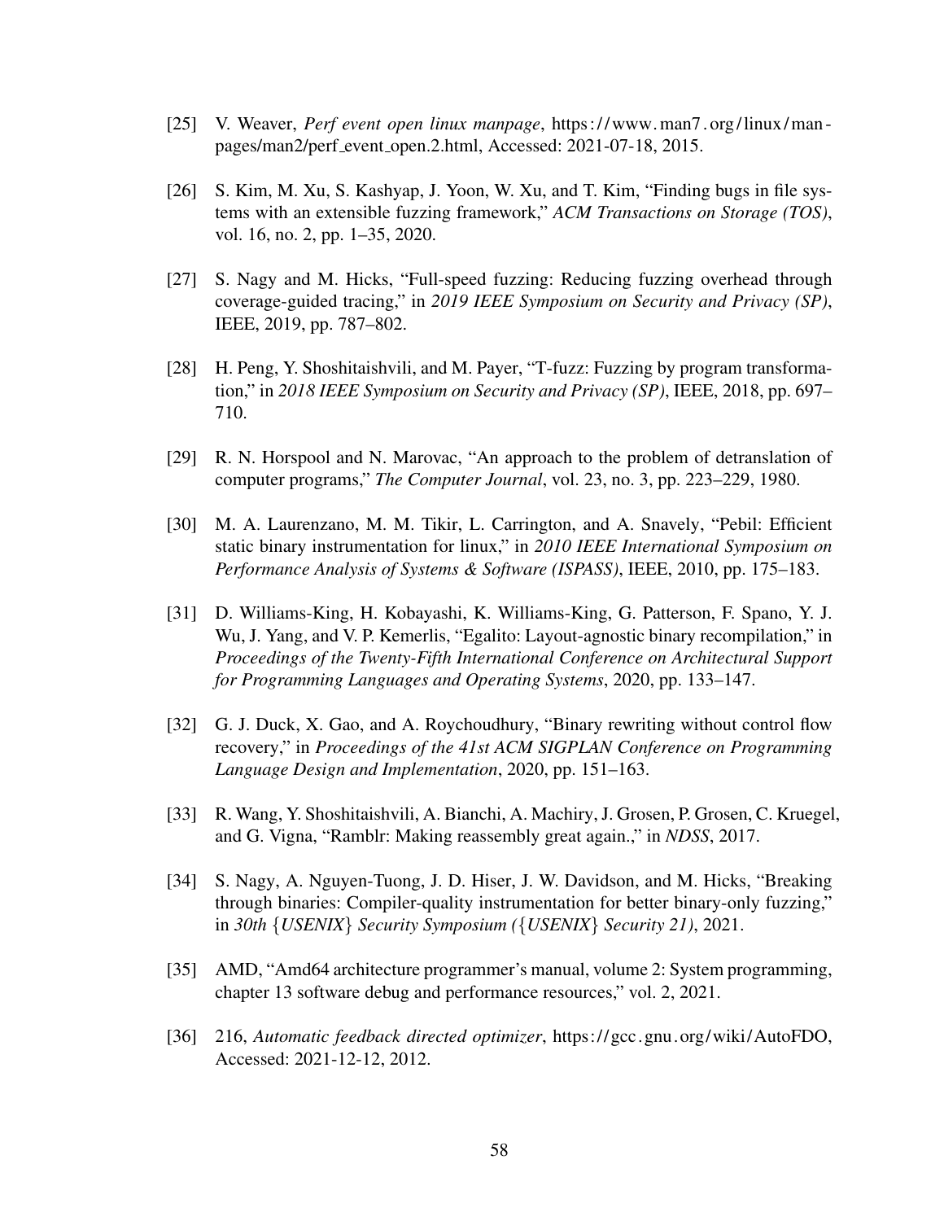[25] V. Weaver, *Perf event open linux manpage*, https://www.man7.org/linux/man-pages/man2/perf_event_open.2.html, Accessed: 2021-07-18, 2015.

[26] S. Kim, M. Xu, S. Kashyap, J. Yoon, W. Xu, and T. Kim, "Finding bugs in file systems with an extensible fuzzing framework," *ACM Transactions on Storage (TOS)*, vol. 16, no. 2, pp. 1–35, 2020.

[27] S. Nagy and M. Hicks, "Full-speed fuzzing: Reducing fuzzing overhead through coverage-guided tracing," in *2019 IEEE Symposium on Security and Privacy (SP)*, IEEE, 2019, pp. 787–802.

[28] H. Peng, Y. Shoshitaishvili, and M. Payer, "T-fuzz: Fuzzing by program transformation," in *2018 IEEE Symposium on Security and Privacy (SP)*, IEEE, 2018, pp. 697–710.

[29] R. N. Horspool and N. Marovac, "An approach to the problem of detranslation of computer programs," *The Computer Journal*, vol. 23, no. 3, pp. 223–229, 1980.

[30] M. A. Laurenzano, M. M. Tikir, L. Carrington, and A. Snavely, "Pebil: Efficient static binary instrumentation for linux," in *2010 IEEE International Symposium on Performance Analysis of Systems & Software (ISPASS)*, IEEE, 2010, pp. 175–183.

[31] D. Williams-King, H. Kobayashi, K. Williams-King, G. Patterson, F. Spano, Y. J. Wu, J. Yang, and V. P. Kemerlis, "Egalito: Layout-agnostic binary recompilation," in *Proceedings of the Twenty-Fifth International Conference on Architectural Support for Programming Languages and Operating Systems*, 2020, pp. 133–147.

[32] G. J. Duck, X. Gao, and A. Roychoudhury, "Binary rewriting without control flow recovery," in *Proceedings of the 41st ACM SIGPLAN Conference on Programming Language Design and Implementation*, 2020, pp. 151–163.

[33] R. Wang, Y. Shoshitaishvili, A. Bianchi, A. Machiry, J. Grosen, P. Grosen, C. Kruegel, and G. Vigna, "Ramblr: Making reassembly great again.," in *NDSS*, 2017.

[34] S. Nagy, A. Nguyen-Tuong, J. D. Hiser, J. W. Davidson, and M. Hicks, "Breaking through binaries: Compiler-quality instrumentation for better binary-only fuzzing," in *30th {USENIX} Security Symposium ({USENIX} Security 21)*, 2021.

[35] AMD, "Amd64 architecture programmer's manual, volume 2: System programming, chapter 13 software debug and performance resources," vol. 2, 2021.

[36] 216, *Automatic feedback directed optimizer*, https://gcc.gnu.org/wiki/AutoFDO, Accessed: 2021-12-12, 2012.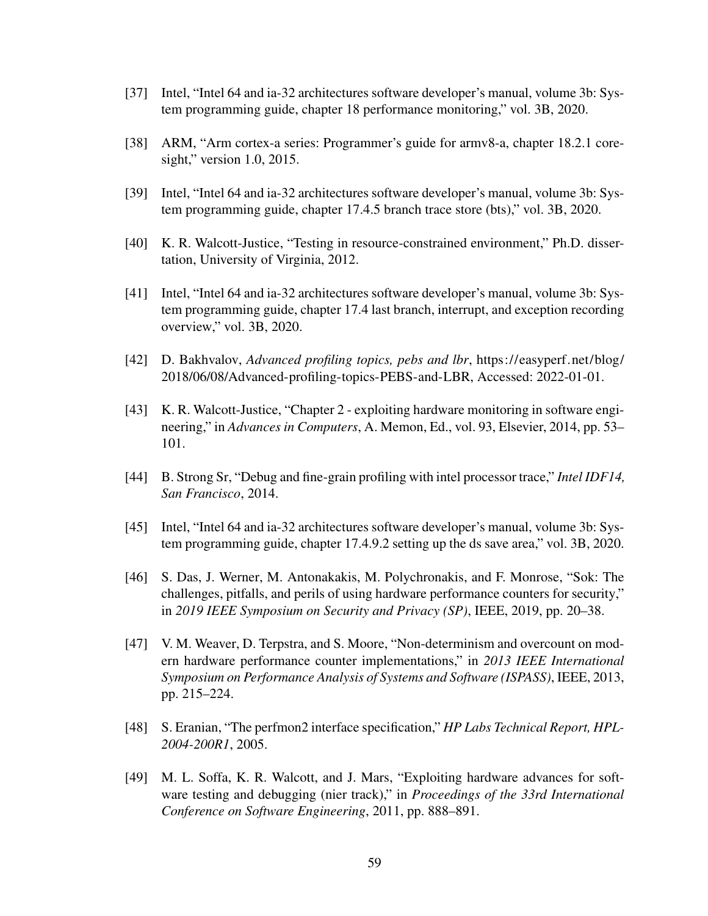[37] Intel, "Intel 64 and ia-32 architectures software developer's manual, volume 3b: System programming guide, chapter 18 performance monitoring," vol. 3B, 2020.

[38] ARM, "Arm cortex-a series: Programmer's guide for armv8-a, chapter 18.2.1 coresight," version 1.0, 2015.

[39] Intel, "Intel 64 and ia-32 architectures software developer's manual, volume 3b: System programming guide, chapter 17.4.5 branch trace store (bts)," vol. 3B, 2020.

[40] K. R. Walcott-Justice, "Testing in resource-constrained environment," Ph.D. dissertation, University of Virginia, 2012.

[41] Intel, "Intel 64 and ia-32 architectures software developer's manual, volume 3b: System programming guide, chapter 17.4 last branch, interrupt, and exception recording overview," vol. 3B, 2020.

[42] D. Bakhvalov, *Advanced profiling topics, pebs and lbr*, https://easyperf.net/blog/2018/06/08/Advanced-profiling-topics-PEBS-and-LBR, Accessed: 2022-01-01.

[43] K. R. Walcott-Justice, "Chapter 2 - exploiting hardware monitoring in software engineering," in *Advances in Computers*, A. Memon, Ed., vol. 93, Elsevier, 2014, pp. 53–101.

[44] B. Strong Sr, "Debug and fine-grain profiling with intel processor trace," *Intel IDF14, San Francisco*, 2014.

[45] Intel, "Intel 64 and ia-32 architectures software developer's manual, volume 3b: System programming guide, chapter 17.4.9.2 setting up the ds save area," vol. 3B, 2020.

[46] S. Das, J. Werner, M. Antonakakis, M. Polychronakis, and F. Monrose, "Sok: The challenges, pitfalls, and perils of using hardware performance counters for security," in *2019 IEEE Symposium on Security and Privacy (SP)*, IEEE, 2019, pp. 20–38.

[47] V. M. Weaver, D. Terpstra, and S. Moore, "Non-determinism and overcount on modern hardware performance counter implementations," in *2013 IEEE International Symposium on Performance Analysis of Systems and Software (ISPASS)*, IEEE, 2013, pp. 215–224.

[48] S. Eranian, "The perfmon2 interface specification," *HP Labs Technical Report, HPL-2004-200R1*, 2005.

[49] M. L. Soffa, K. R. Walcott, and J. Mars, "Exploiting hardware advances for software testing and debugging (nier track)," in *Proceedings of the 33rd International Conference on Software Engineering*, 2011, pp. 888–891.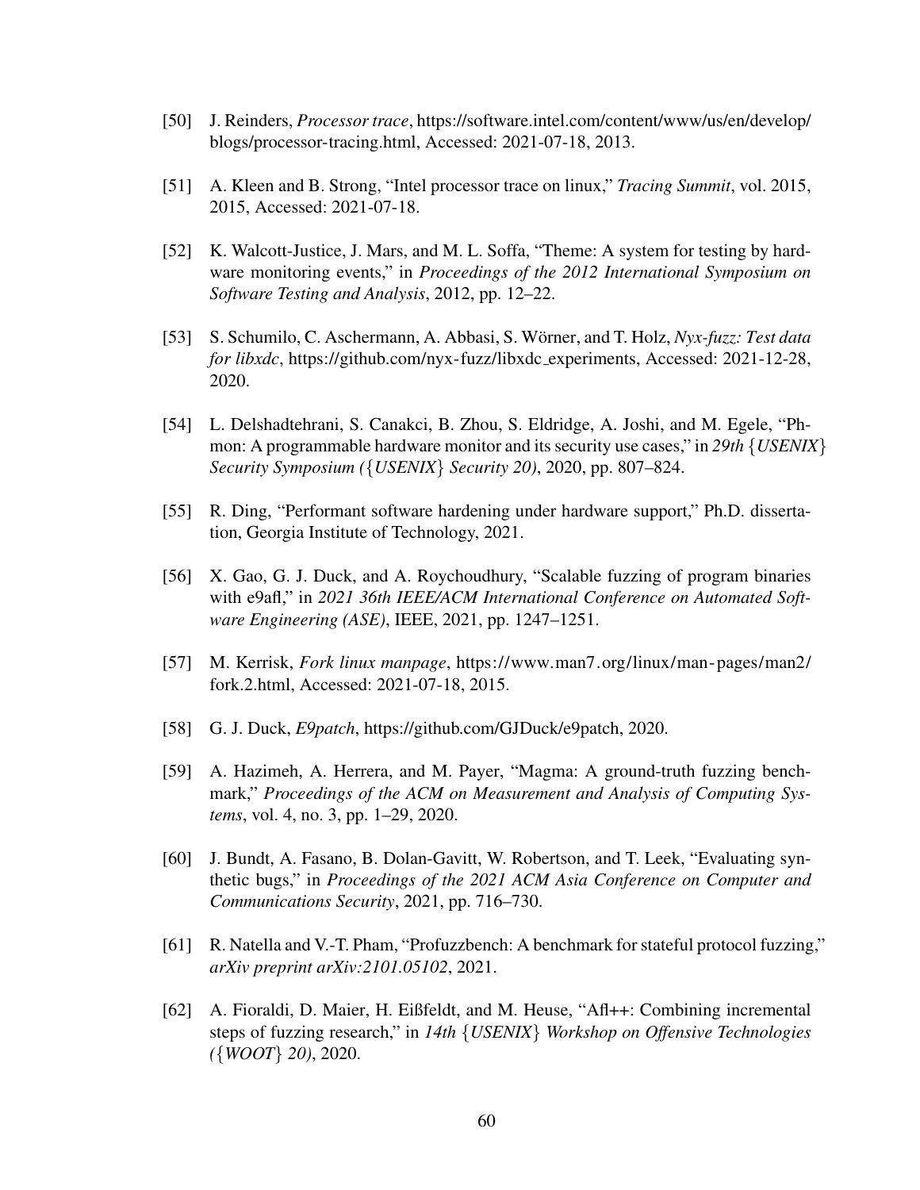[50] J. Reinders, *Processor trace*, https://software.intel.com/content/www/us/en/develop/blogs/processor-tracing.html, Accessed: 2021-07-18, 2013.

[51] A. Kleen and B. Strong, "Intel processor trace on linux," *Tracing Summit*, vol. 2015, 2015, Accessed: 2021-07-18.

[52] K. Walcott-Justice, J. Mars, and M. L. Soffa, "Theme: A system for testing by hardware monitoring events," in *Proceedings of the 2012 International Symposium on Software Testing and Analysis*, 2012, pp. 12–22.

[53] S. Schumilo, C. Aschermann, A. Abbasi, S. Wörner, and T. Holz, *Nyx-fuzz: Test data for libxdc*, https://github.com/nyx-fuzz/libxdc_experiments, Accessed: 2021-12-28, 2020.

[54] L. Delshadtehrani, S. Canakci, B. Zhou, S. Eldridge, A. Joshi, and M. Egele, "Phmon: A programmable hardware monitor and its security use cases," in *29th {USENIX} Security Symposium ({USENIX} Security 20)*, 2020, pp. 807–824.

[55] R. Ding, "Performant software hardening under hardware support," Ph.D. dissertation, Georgia Institute of Technology, 2021.

[56] X. Gao, G. J. Duck, and A. Roychoudhury, "Scalable fuzzing of program binaries with e9afl," in *2021 36th IEEE/ACM International Conference on Automated Software Engineering (ASE)*, IEEE, 2021, pp. 1247–1251.

[57] M. Kerrisk, *Fork linux manpage*, https://www.man7.org/linux/man-pages/man2/fork.2.html, Accessed: 2021-07-18, 2015.

[58] G. J. Duck, *E9patch*, https://github.com/GJDuck/e9patch, 2020.

[59] A. Hazimeh, A. Herrera, and M. Payer, "Magma: A ground-truth fuzzing benchmark," *Proceedings of the ACM on Measurement and Analysis of Computing Systems*, vol. 4, no. 3, pp. 1–29, 2020.

[60] J. Bundt, A. Fasano, B. Dolan-Gavitt, W. Robertson, and T. Leek, "Evaluating synthetic bugs," in *Proceedings of the 2021 ACM Asia Conference on Computer and Communications Security*, 2021, pp. 716–730.

[61] R. Natella and V.-T. Pham, "Profuzzbench: A benchmark for stateful protocol fuzzing," *arXiv preprint arXiv:2101.05102*, 2021.

[62] A. Fioraldi, D. Maier, H. Eißfeldt, and M. Heuse, "Afl++: Combining incremental steps of fuzzing research," in *14th {USENIX} Workshop on Offensive Technologies ({WOOT} 20)*, 2020.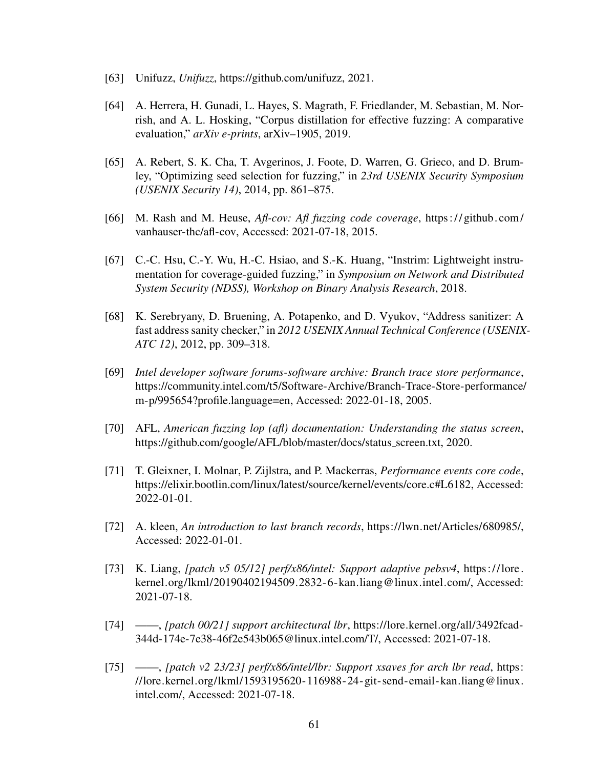[63] Unifuzz, *Unifuzz*, https://github.com/unifuzz, 2021.

[64] A. Herrera, H. Gunadi, L. Hayes, S. Magrath, F. Friedlander, M. Sebastian, M. Norrish, and A. L. Hosking, "Corpus distillation for effective fuzzing: A comparative evaluation," *arXiv e-prints*, arXiv–1905, 2019.

[65] A. Rebert, S. K. Cha, T. Avgerinos, J. Foote, D. Warren, G. Grieco, and D. Brumley, "Optimizing seed selection for fuzzing," in *23rd USENIX Security Symposium (USENIX Security 14)*, 2014, pp. 861–875.

[66] M. Rash and M. Heuse, *Afl-cov: Afl fuzzing code coverage*, https://github.com/vanhauser-thc/afl-cov, Accessed: 2021-07-18, 2015.

[67] C.-C. Hsu, C.-Y. Wu, H.-C. Hsiao, and S.-K. Huang, "Instrim: Lightweight instrumentation for coverage-guided fuzzing," in *Symposium on Network and Distributed System Security (NDSS), Workshop on Binary Analysis Research*, 2018.

[68] K. Serebryany, D. Bruening, A. Potapenko, and D. Vyukov, "Address sanitizer: A fast address sanity checker," in *2012 USENIX Annual Technical Conference (USENIX-ATC 12)*, 2012, pp. 309–318.

[69] *Intel developer software forums-software archive: Branch trace store performance*, https://community.intel.com/t5/Software-Archive/Branch-Trace-Store-performance/m-p/995654?profile.language=en, Accessed: 2022-01-18, 2005.

[70] AFL, *American fuzzing lop (afl) documentation: Understanding the status screen*, https://github.com/google/AFL/blob/master/docs/status_screen.txt, 2020.

[71] T. Gleixner, I. Molnar, P. Zijlstra, and P. Mackerras, *Performance events core code*, https://elixir.bootlin.com/linux/latest/source/kernel/events/core.c#L6182, Accessed: 2022-01-01.

[72] A. kleen, *An introduction to last branch records*, https://lwn.net/Articles/680985/, Accessed: 2022-01-01.

[73] K. Liang, *[patch v5 05/12] perf/x86/intel: Support adaptive pebsv4*, https://lore.kernel.org/lkml/20190402194509.2832-6-kan.liang@linux.intel.com/, Accessed: 2021-07-18.

[74] ——, *[patch 00/21] support architectural lbr*, https://lore.kernel.org/all/3492fcad-344d-174e-7e38-46f2e543b065@linux.intel.com/T/, Accessed: 2021-07-18.

[75] ——, *[patch v2 23/23] perf/x86/intel/lbr: Support xsaves for arch lbr read*, https://lore.kernel.org/lkml/1593195620-116988-24-git-send-email-kan.liang@linux.intel.com/, Accessed: 2021-07-18.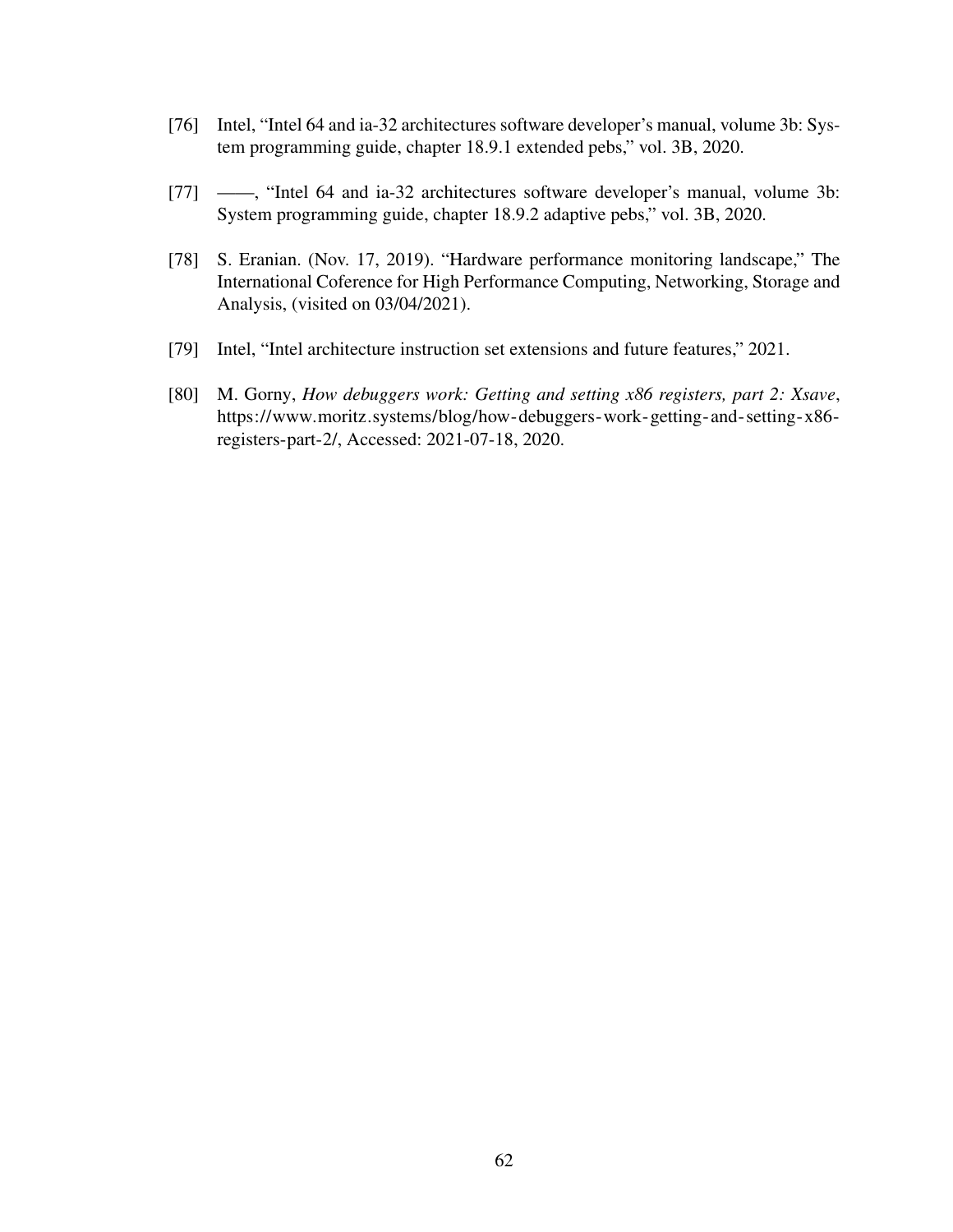[76] Intel, “Intel 64 and ia-32 architectures software developer’s manual, volume 3b: System programming guide, chapter 18.9.1 extended pebs,” vol. 3B, 2020.

[77] ——, “Intel 64 and ia-32 architectures software developer’s manual, volume 3b: System programming guide, chapter 18.9.2 adaptive pebs,” vol. 3B, 2020.

[78] S. Eranian. (Nov. 17, 2019). “Hardware performance monitoring landscape,” The International Coference for High Performance Computing, Networking, Storage and Analysis, (visited on 03/04/2021).

[79] Intel, “Intel architecture instruction set extensions and future features,” 2021.

[80] M. Gorny, *How debuggers work: Getting and setting x86 registers, part 2: Xsave*, https://www.moritz.systems/blog/how-debuggers-work-getting-and-setting-x86-registers-part-2/, Accessed: 2021-07-18, 2020.